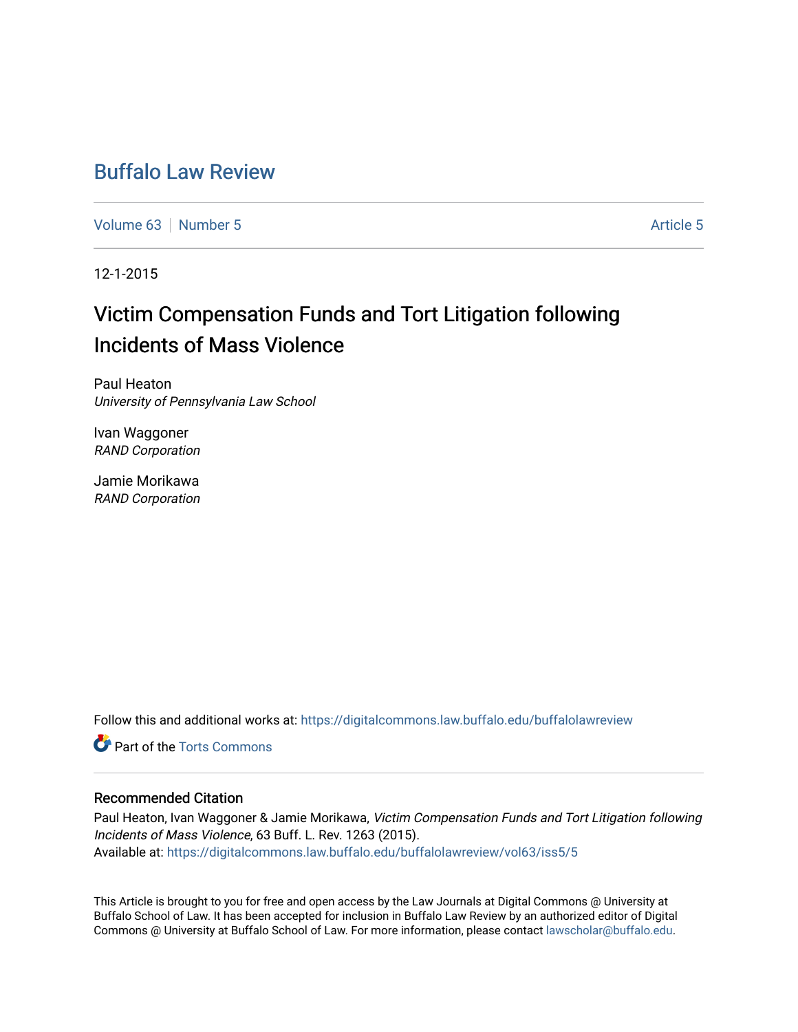# Buffalo Law Review

Volume 63 | Number 5 | Article 5

12-1-2015

## Victim Compensation Funds and Tort Litigation following Incidents of Mass Violence

Paul Heaton
*University of Pennsylvania Law School*

Ivan Waggoner
*RAND Corporation*

Jamie Morikawa
*RAND Corporation*

Follow this and additional works at: https://digitalcommons.law.buffalo.edu/buffalolawreview

Part of the Torts Commons

### Recommended Citation

Paul Heaton, Ivan Waggoner & Jamie Morikawa, *Victim Compensation Funds and Tort Litigation following Incidents of Mass Violence*, 63 Buff. L. Rev. 1263 (2015).
Available at: https://digitalcommons.law.buffalo.edu/buffalolawreview/vol63/iss5/5

This Article is brought to you for free and open access by the Law Journals at Digital Commons @ University at Buffalo School of Law. It has been accepted for inclusion in Buffalo Law Review by an authorized editor of Digital Commons @ University at Buffalo School of Law. For more information, please contact lawscholar@buffalo.edu.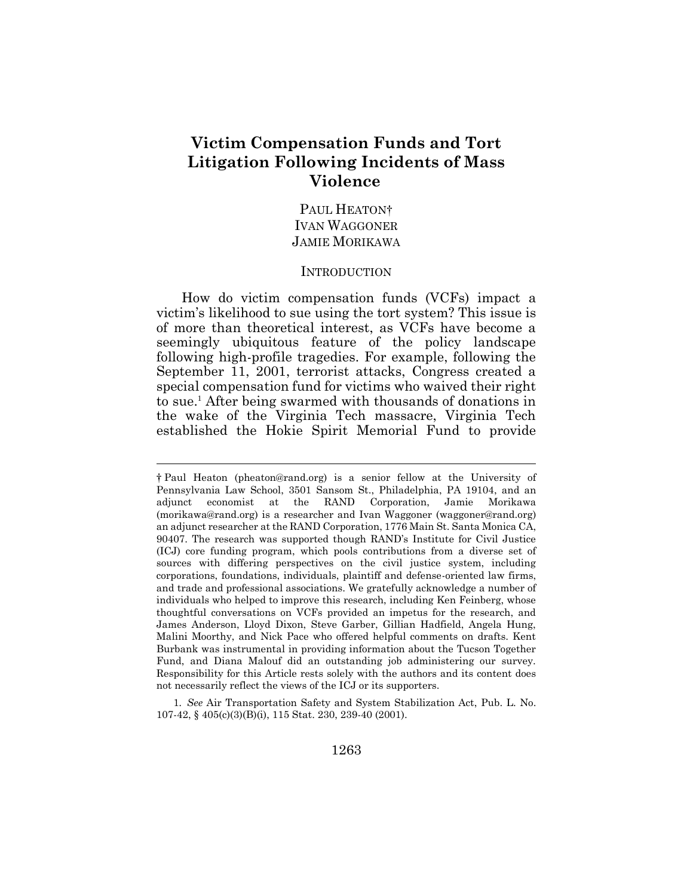# Victim Compensation Funds and Tort Litigation Following Incidents of Mass Violence

PAUL HEATON†
IVAN WAGGONER
JAMIE MORIKAWA

## INTRODUCTION

How do victim compensation funds (VCFs) impact a victim's likelihood to sue using the tort system? This issue is of more than theoretical interest, as VCFs have become a seemingly ubiquitous feature of the policy landscape following high-profile tragedies. For example, following the September 11, 2001, terrorist attacks, Congress created a special compensation fund for victims who waived their right to sue.[1] After being swarmed with thousands of donations in the wake of the Virginia Tech massacre, Virginia Tech established the Hokie Spirit Memorial Fund to provide

---

† Paul Heaton (pheaton@rand.org) is a senior fellow at the University of Pennsylvania Law School, 3501 Sansom St., Philadelphia, PA 19104, and an adjunct economist at the RAND Corporation, Jamie Morikawa (morikawa@rand.org) is a researcher and Ivan Waggoner (waggoner@rand.org) an adjunct researcher at the RAND Corporation, 1776 Main St. Santa Monica CA, 90407. The research was supported though RAND's Institute for Civil Justice (ICJ) core funding program, which pools contributions from a diverse set of sources with differing perspectives on the civil justice system, including corporations, foundations, individuals, plaintiff and defense-oriented law firms, and trade and professional associations. We gratefully acknowledge a number of individuals who helped to improve this research, including Ken Feinberg, whose thoughtful conversations on VCFs provided an impetus for the research, and James Anderson, Lloyd Dixon, Steve Garber, Gillian Hadfield, Angela Hung, Malini Moorthy, and Nick Pace who offered helpful comments on drafts. Kent Burbank was instrumental in providing information about the Tucson Together Fund, and Diana Malouf did an outstanding job administering our survey. Responsibility for this Article rests solely with the authors and its content does not necessarily reflect the views of the ICJ or its supporters.

1. *See* Air Transportation Safety and System Stabilization Act, Pub. L. No. 107-42, § 405(c)(3)(B)(i), 115 Stat. 230, 239-40 (2001).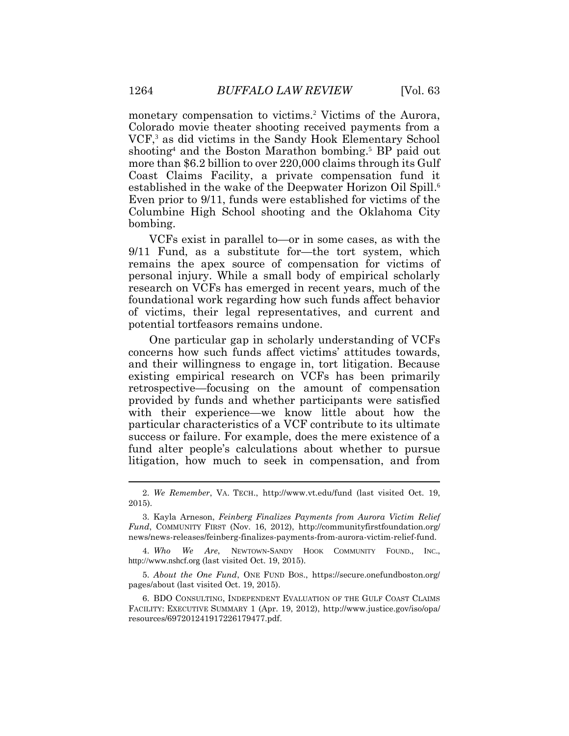monetary compensation to victims.[2] Victims of the Aurora, Colorado movie theater shooting received payments from a VCF,[3] as did victims in the Sandy Hook Elementary School shooting[4] and the Boston Marathon bombing.[5] BP paid out more than $6.2 billion to over 220,000 claims through its Gulf Coast Claims Facility, a private compensation fund it established in the wake of the Deepwater Horizon Oil Spill.[6] Even prior to 9/11, funds were established for victims of the Columbine High School shooting and the Oklahoma City bombing.

VCFs exist in parallel to—or in some cases, as with the 9/11 Fund, as a substitute for—the tort system, which remains the apex source of compensation for victims of personal injury. While a small body of empirical scholarly research on VCFs has emerged in recent years, much of the foundational work regarding how such funds affect behavior of victims, their legal representatives, and current and potential tortfeasors remains undone.

One particular gap in scholarly understanding of VCFs concerns how such funds affect victims' attitudes towards, and their willingness to engage in, tort litigation. Because existing empirical research on VCFs has been primarily retrospective—focusing on the amount of compensation provided by funds and whether participants were satisfied with their experience—we know little about how the particular characteristics of a VCF contribute to its ultimate success or failure. For example, does the mere existence of a fund alter people's calculations about whether to pursue litigation, how much to seek in compensation, and from

2. *We Remember*, VA. TECH., http://www.vt.edu/fund (last visited Oct. 19, 2015).

3. Kayla Arneson, *Feinberg Finalizes Payments from Aurora Victim Relief Fund*, COMMUNITY FIRST (Nov. 16, 2012), http://communityfirstfoundation.org/news/news-releases/feinberg-finalizes-payments-from-aurora-victim-relief-fund.

4. *Who We Are*, NEWTOWN-SANDY HOOK COMMUNITY FOUND., INC., http://www.nshcf.org (last visited Oct. 19, 2015).

5. *About the One Fund*, ONE FUND BOS., https://secure.onefundboston.org/pages/about (last visited Oct. 19, 2015).

6. BDO CONSULTING, INDEPENDENT EVALUATION OF THE GULF COAST CLAIMS FACILITY: EXECUTIVE SUMMARY 1 (Apr. 19, 2012), http://www.justice.gov/iso/opa/resources/697201241917226179477.pdf.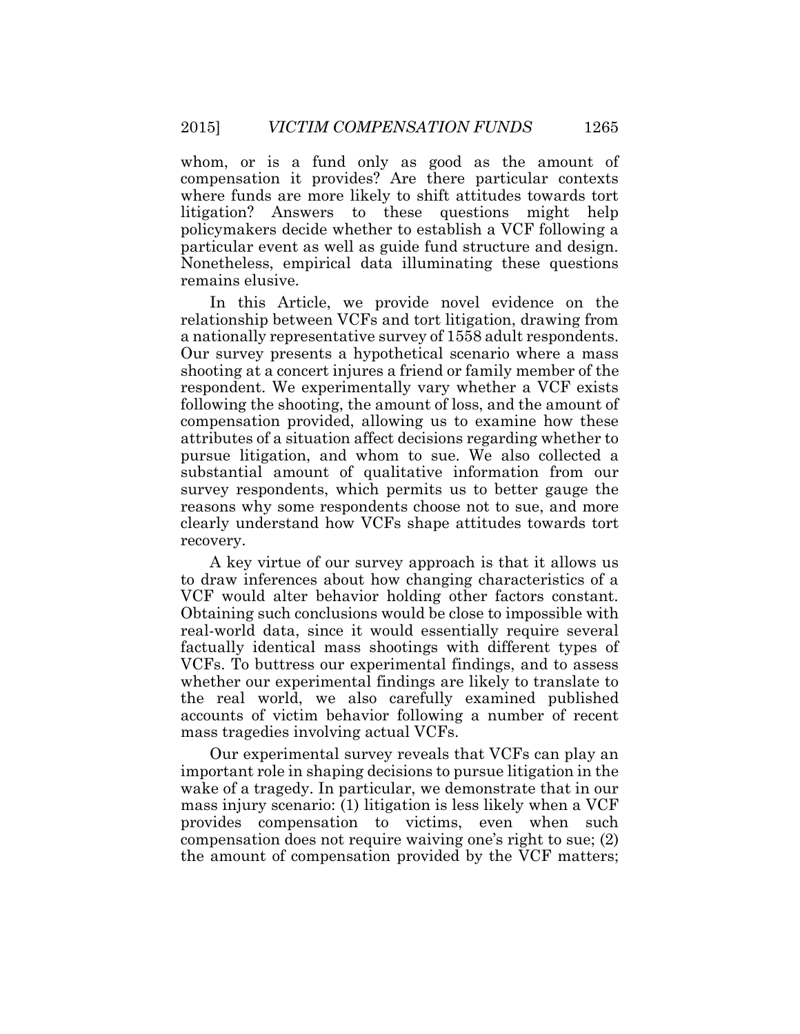whom, or is a fund only as good as the amount of compensation it provides? Are there particular contexts where funds are more likely to shift attitudes towards tort litigation? Answers to these questions might help policymakers decide whether to establish a VCF following a particular event as well as guide fund structure and design. Nonetheless, empirical data illuminating these questions remains elusive.

In this Article, we provide novel evidence on the relationship between VCFs and tort litigation, drawing from a nationally representative survey of 1558 adult respondents. Our survey presents a hypothetical scenario where a mass shooting at a concert injures a friend or family member of the respondent. We experimentally vary whether a VCF exists following the shooting, the amount of loss, and the amount of compensation provided, allowing us to examine how these attributes of a situation affect decisions regarding whether to pursue litigation, and whom to sue. We also collected a substantial amount of qualitative information from our survey respondents, which permits us to better gauge the reasons why some respondents choose not to sue, and more clearly understand how VCFs shape attitudes towards tort recovery.

A key virtue of our survey approach is that it allows us to draw inferences about how changing characteristics of a VCF would alter behavior holding other factors constant. Obtaining such conclusions would be close to impossible with real-world data, since it would essentially require several factually identical mass shootings with different types of VCFs. To buttress our experimental findings, and to assess whether our experimental findings are likely to translate to the real world, we also carefully examined published accounts of victim behavior following a number of recent mass tragedies involving actual VCFs.

Our experimental survey reveals that VCFs can play an important role in shaping decisions to pursue litigation in the wake of a tragedy. In particular, we demonstrate that in our mass injury scenario: (1) litigation is less likely when a VCF provides compensation to victims, even when such compensation does not require waiving one's right to sue; (2) the amount of compensation provided by the VCF matters;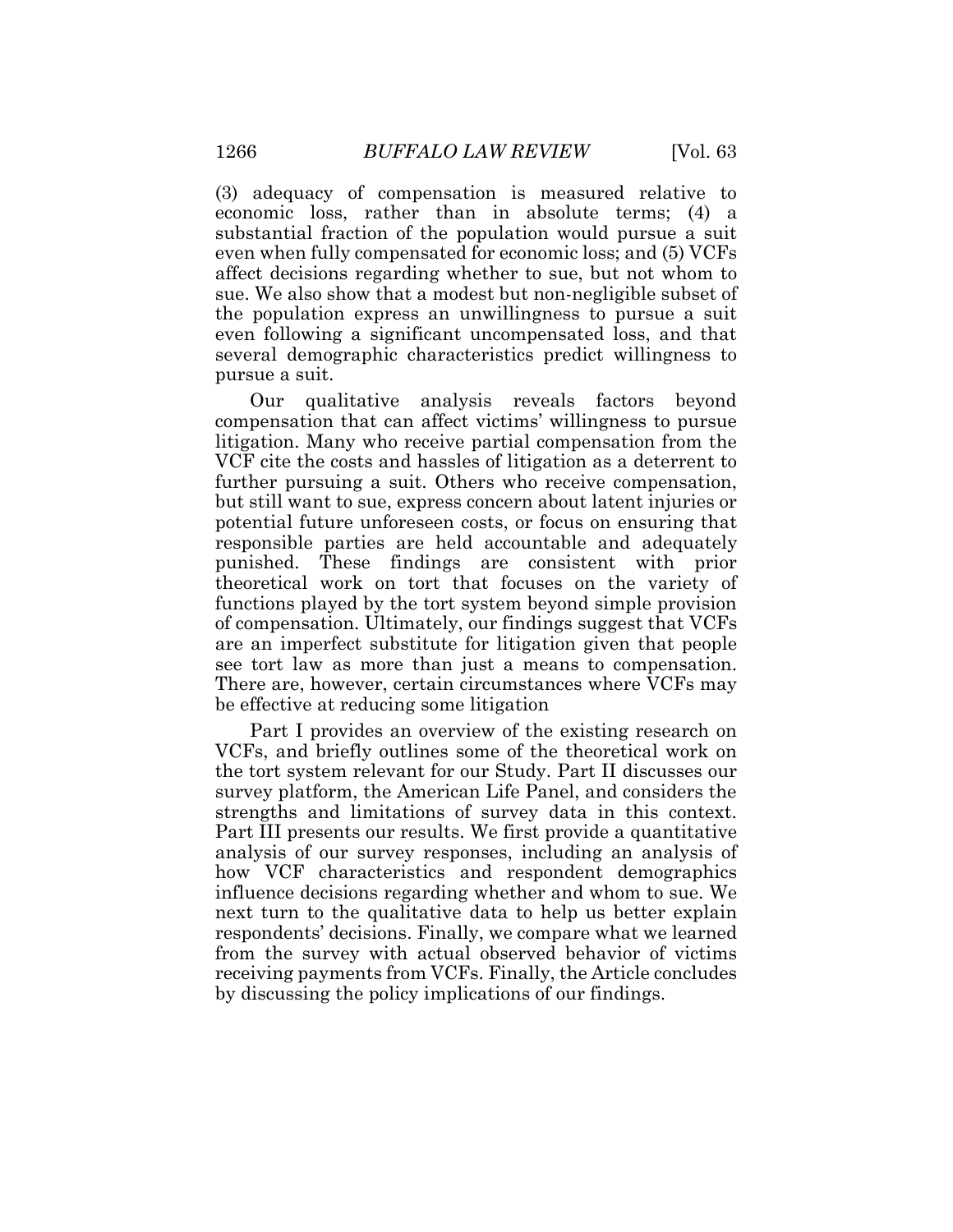(3) adequacy of compensation is measured relative to economic loss, rather than in absolute terms; (4) a substantial fraction of the population would pursue a suit even when fully compensated for economic loss; and (5) VCFs affect decisions regarding whether to sue, but not whom to sue. We also show that a modest but non-negligible subset of the population express an unwillingness to pursue a suit even following a significant uncompensated loss, and that several demographic characteristics predict willingness to pursue a suit.

Our qualitative analysis reveals factors beyond compensation that can affect victims' willingness to pursue litigation. Many who receive partial compensation from the VCF cite the costs and hassles of litigation as a deterrent to further pursuing a suit. Others who receive compensation, but still want to sue, express concern about latent injuries or potential future unforeseen costs, or focus on ensuring that responsible parties are held accountable and adequately punished. These findings are consistent with prior theoretical work on tort that focuses on the variety of functions played by the tort system beyond simple provision of compensation. Ultimately, our findings suggest that VCFs are an imperfect substitute for litigation given that people see tort law as more than just a means to compensation. There are, however, certain circumstances where VCFs may be effective at reducing some litigation

Part I provides an overview of the existing research on VCFs, and briefly outlines some of the theoretical work on the tort system relevant for our Study. Part II discusses our survey platform, the American Life Panel, and considers the strengths and limitations of survey data in this context. Part III presents our results. We first provide a quantitative analysis of our survey responses, including an analysis of how VCF characteristics and respondent demographics influence decisions regarding whether and whom to sue. We next turn to the qualitative data to help us better explain respondents' decisions. Finally, we compare what we learned from the survey with actual observed behavior of victims receiving payments from VCFs. Finally, the Article concludes by discussing the policy implications of our findings.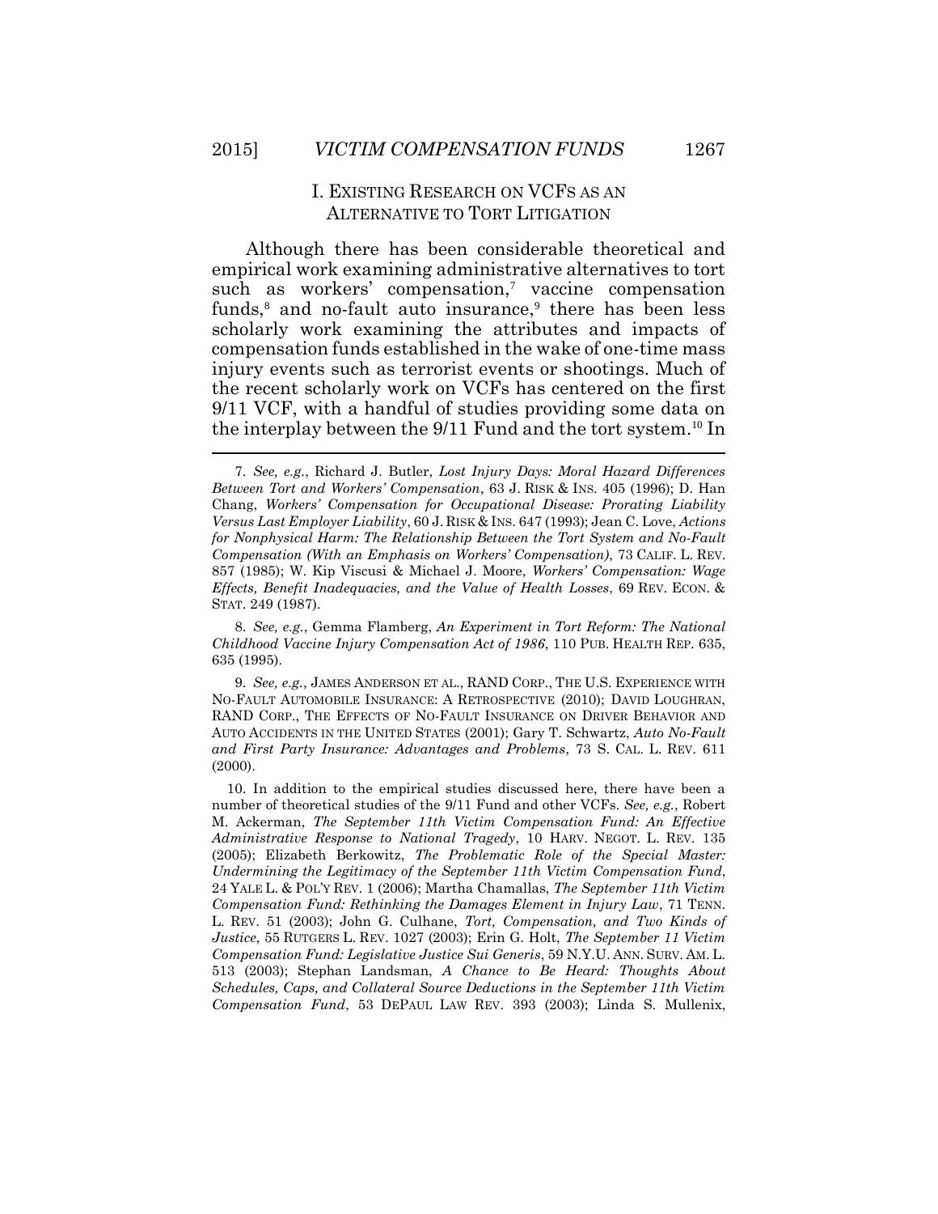## I. EXISTING RESEARCH ON VCFS AS AN ALTERNATIVE TO TORT LITIGATION

Although there has been considerable theoretical and empirical work examining administrative alternatives to tort such as workers' compensation,[7] vaccine compensation funds,[8] and no-fault auto insurance,[9] there has been less scholarly work examining the attributes and impacts of compensation funds established in the wake of one-time mass injury events such as terrorist events or shootings. Much of the recent scholarly work on VCFs has centered on the first 9/11 VCF, with a handful of studies providing some data on the interplay between the 9/11 Fund and the tort system.[10] In

---

7. *See, e.g.*, Richard J. Butler, *Lost Injury Days: Moral Hazard Differences Between Tort and Workers' Compensation*, 63 J. RISK & INS. 405 (1996); D. Han Chang, *Workers' Compensation for Occupational Disease: Prorating Liability Versus Last Employer Liability*, 60 J. RISK & INS. 647 (1993); Jean C. Love, *Actions for Nonphysical Harm: The Relationship Between the Tort System and No-Fault Compensation (With an Emphasis on Workers' Compensation)*, 73 CALIF. L. REV. 857 (1985); W. Kip Viscusi & Michael J. Moore, *Workers' Compensation: Wage Effects, Benefit Inadequacies, and the Value of Health Losses*, 69 REV. ECON. & STAT. 249 (1987).

8. *See, e.g.*, Gemma Flamberg, *An Experiment in Tort Reform: The National Childhood Vaccine Injury Compensation Act of 1986*, 110 PUB. HEALTH REP. 635, 635 (1995).

9. *See, e.g.*, JAMES ANDERSON ET AL., RAND CORP., THE U.S. EXPERIENCE WITH NO-FAULT AUTOMOBILE INSURANCE: A RETROSPECTIVE (2010); DAVID LOUGHRAN, RAND CORP., THE EFFECTS OF NO-FAULT INSURANCE ON DRIVER BEHAVIOR AND AUTO ACCIDENTS IN THE UNITED STATES (2001); Gary T. Schwartz, *Auto No-Fault and First Party Insurance: Advantages and Problems*, 73 S. CAL. L. REV. 611 (2000).

10. In addition to the empirical studies discussed here, there have been a number of theoretical studies of the 9/11 Fund and other VCFs. *See, e.g.*, Robert M. Ackerman, *The September 11th Victim Compensation Fund: An Effective Administrative Response to National Tragedy*, 10 HARV. NEGOT. L. REV. 135 (2005); Elizabeth Berkowitz, *The Problematic Role of the Special Master: Undermining the Legitimacy of the September 11th Victim Compensation Fund*, 24 YALE L. & POL'Y REV. 1 (2006); Martha Chamallas, *The September 11th Victim Compensation Fund: Rethinking the Damages Element in Injury Law*, 71 TENN. L. REV. 51 (2003); John G. Culhane, *Tort, Compensation, and Two Kinds of Justice*, 55 RUTGERS L. REV. 1027 (2003); Erin G. Holt, *The September 11 Victim Compensation Fund: Legislative Justice Sui Generis*, 59 N.Y.U. ANN. SURV. AM. L. 513 (2003); Stephan Landsman, *A Chance to Be Heard: Thoughts About Schedules, Caps, and Collateral Source Deductions in the September 11th Victim Compensation Fund*, 53 DEPAUL LAW REV. 393 (2003); Linda S. Mullenix,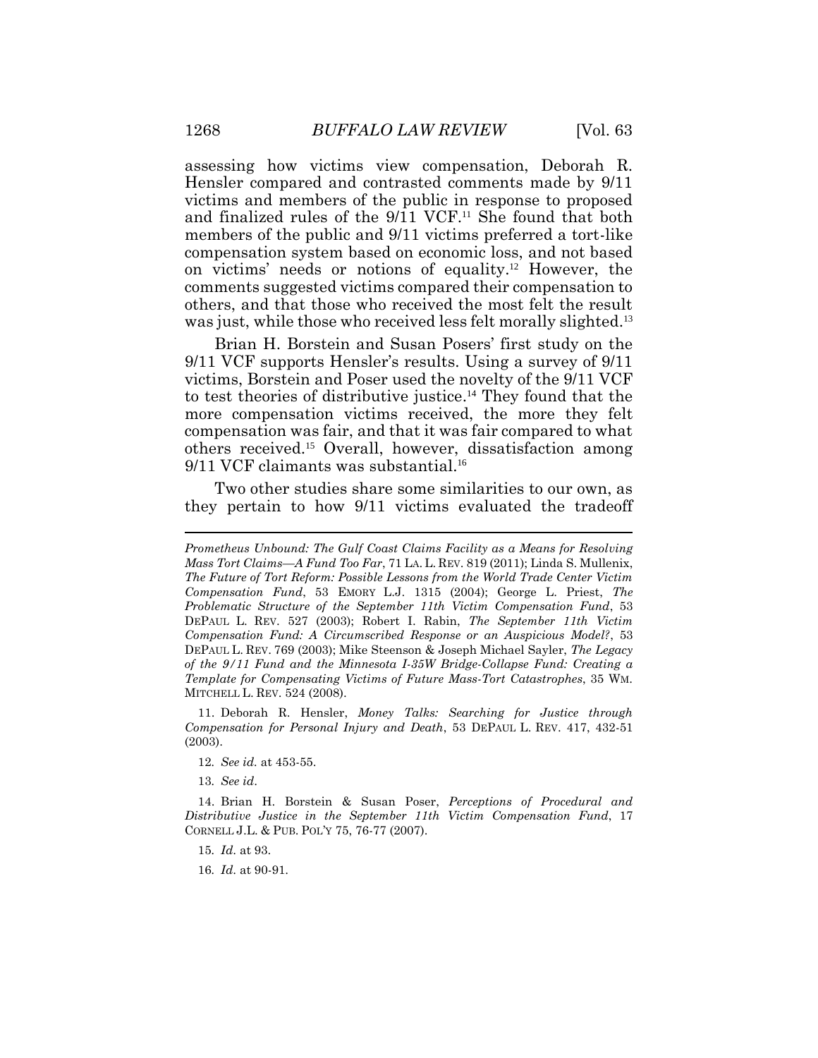assessing how victims view compensation, Deborah R. Hensler compared and contrasted comments made by 9/11 victims and members of the public in response to proposed and finalized rules of the 9/11 VCF.[11] She found that both members of the public and 9/11 victims preferred a tort-like compensation system based on economic loss, and not based on victims' needs or notions of equality.[12] However, the comments suggested victims compared their compensation to others, and that those who received the most felt the result was just, while those who received less felt morally slighted.[13]

Brian H. Borstein and Susan Posers' first study on the 9/11 VCF supports Hensler's results. Using a survey of 9/11 victims, Borstein and Poser used the novelty of the 9/11 VCF to test theories of distributive justice.[14] They found that the more compensation victims received, the more they felt compensation was fair, and that it was fair compared to what others received.[15] Overall, however, dissatisfaction among 9/11 VCF claimants was substantial.[16]

Two other studies share some similarities to our own, as they pertain to how 9/11 victims evaluated the tradeoff

---

*Prometheus Unbound: The Gulf Coast Claims Facility as a Means for Resolving Mass Tort Claims—A Fund Too Far*, 71 LA. L. REV. 819 (2011); Linda S. Mullenix, *The Future of Tort Reform: Possible Lessons from the World Trade Center Victim Compensation Fund*, 53 EMORY L.J. 1315 (2004); George L. Priest, *The Problematic Structure of the September 11th Victim Compensation Fund*, 53 DEPAUL L. REV. 527 (2003); Robert I. Rabin, *The September 11th Victim Compensation Fund: A Circumscribed Response or an Auspicious Model?*, 53 DEPAUL L. REV. 769 (2003); Mike Steenson & Joseph Michael Sayler, *The Legacy of the 9/11 Fund and the Minnesota I-35W Bridge-Collapse Fund: Creating a Template for Compensating Victims of Future Mass-Tort Catastrophes*, 35 WM. MITCHELL L. REV. 524 (2008).

11. Deborah R. Hensler, *Money Talks: Searching for Justice through Compensation for Personal Injury and Death*, 53 DEPAUL L. REV. 417, 432-51 (2003).

12. *See id.* at 453-55.

13. *See id*.

14. Brian H. Borstein & Susan Poser, *Perceptions of Procedural and Distributive Justice in the September 11th Victim Compensation Fund*, 17 CORNELL J.L. & PUB. POL'Y 75, 76-77 (2007).

15. *Id.* at 93.

16. *Id.* at 90-91.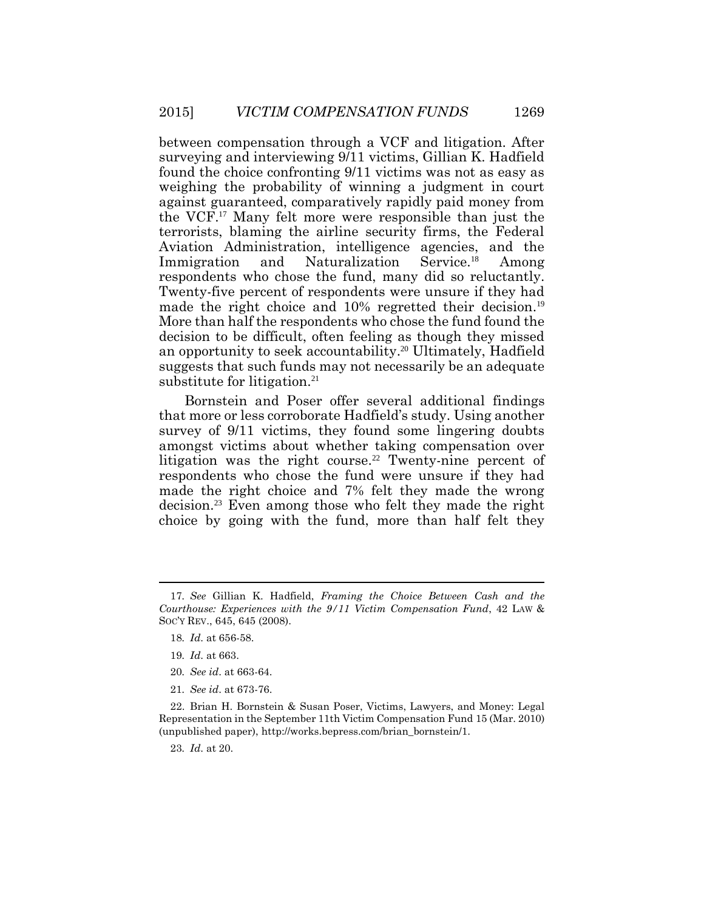between compensation through a VCF and litigation. After surveying and interviewing 9/11 victims, Gillian K. Hadfield found the choice confronting 9/11 victims was not as easy as weighing the probability of winning a judgment in court against guaranteed, comparatively rapidly paid money from the VCF.[17] Many felt more were responsible than just the terrorists, blaming the airline security firms, the Federal Aviation Administration, intelligence agencies, and the Immigration and Naturalization Service.[18] Among respondents who chose the fund, many did so reluctantly. Twenty-five percent of respondents were unsure if they had made the right choice and 10% regretted their decision.[19] More than half the respondents who chose the fund found the decision to be difficult, often feeling as though they missed an opportunity to seek accountability.[20] Ultimately, Hadfield suggests that such funds may not necessarily be an adequate substitute for litigation.[21]

Bornstein and Poser offer several additional findings that more or less corroborate Hadfield's study. Using another survey of 9/11 victims, they found some lingering doubts amongst victims about whether taking compensation over litigation was the right course.[22] Twenty-nine percent of respondents who chose the fund were unsure if they had made the right choice and 7% felt they made the wrong decision.[23] Even among those who felt they made the right choice by going with the fund, more than half felt they

---

17. *See* Gillian K. Hadfield, *Framing the Choice Between Cash and the Courthouse: Experiences with the 9/11 Victim Compensation Fund*, 42 LAW & SOC'Y REV., 645, 645 (2008).

18. *Id*. at 656-58.

19. *Id*. at 663.

20. *See id*. at 663-64.

21. *See id*. at 673-76.

22. Brian H. Bornstein & Susan Poser, Victims, Lawyers, and Money: Legal Representation in the September 11th Victim Compensation Fund 15 (Mar. 2010) (unpublished paper), http://works.bepress.com/brian_bornstein/1.

23. *Id*. at 20.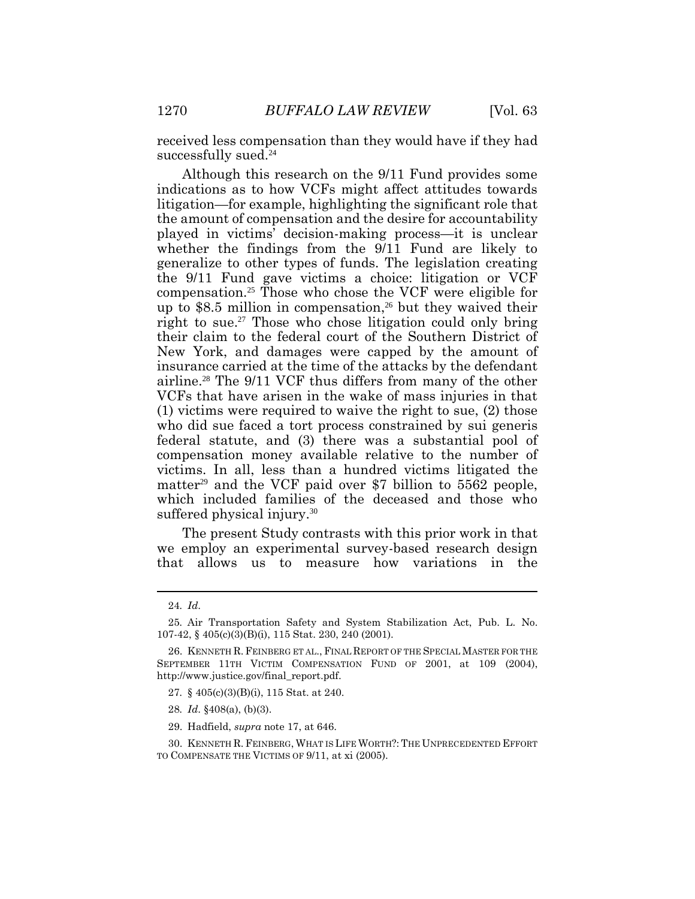received less compensation than they would have if they had successfully sued.[24]

Although this research on the 9/11 Fund provides some indications as to how VCFs might affect attitudes towards litigation—for example, highlighting the significant role that the amount of compensation and the desire for accountability played in victims' decision-making process—it is unclear whether the findings from the 9/11 Fund are likely to generalize to other types of funds. The legislation creating the 9/11 Fund gave victims a choice: litigation or VCF compensation.[25] Those who chose the VCF were eligible for up to $8.5 million in compensation,[26] but they waived their right to sue.[27] Those who chose litigation could only bring their claim to the federal court of the Southern District of New York, and damages were capped by the amount of insurance carried at the time of the attacks by the defendant airline.[28] The 9/11 VCF thus differs from many of the other VCFs that have arisen in the wake of mass injuries in that (1) victims were required to waive the right to sue, (2) those who did sue faced a tort process constrained by sui generis federal statute, and (3) there was a substantial pool of compensation money available relative to the number of victims. In all, less than a hundred victims litigated the matter[29] and the VCF paid over $7 billion to 5562 people, which included families of the deceased and those who suffered physical injury.[30]

The present Study contrasts with this prior work in that we employ an experimental survey-based research design that allows us to measure how variations in the

---

24. *Id.*

25. Air Transportation Safety and System Stabilization Act, Pub. L. No. 107-42, § 405(c)(3)(B)(i), 115 Stat. 230, 240 (2001).

26. KENNETH R. FEINBERG ET AL., FINAL REPORT OF THE SPECIAL MASTER FOR THE SEPTEMBER 11TH VICTIM COMPENSATION FUND OF 2001, at 109 (2004), http://www.justice.gov/final_report.pdf.

27. § 405(c)(3)(B)(i), 115 Stat. at 240.

28. *Id.* §408(a), (b)(3).

29. Hadfield, *supra* note 17, at 646.

30. KENNETH R. FEINBERG, WHAT IS LIFE WORTH?: THE UNPRECEDENTED EFFORT TO COMPENSATE THE VICTIMS OF 9/11, at xi (2005).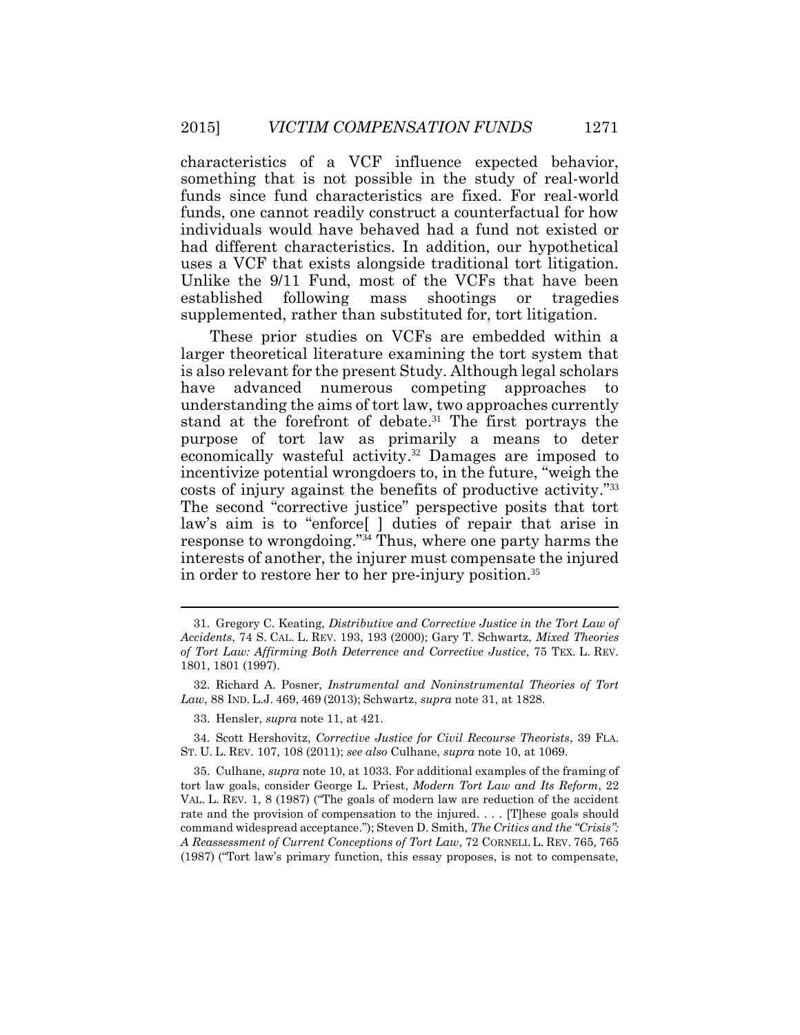characteristics of a VCF influence expected behavior, something that is not possible in the study of real-world funds since fund characteristics are fixed. For real-world funds, one cannot readily construct a counterfactual for how individuals would have behaved had a fund not existed or had different characteristics. In addition, our hypothetical uses a VCF that exists alongside traditional tort litigation. Unlike the 9/11 Fund, most of the VCFs that have been established following mass shootings or tragedies supplemented, rather than substituted for, tort litigation.

These prior studies on VCFs are embedded within a larger theoretical literature examining the tort system that is also relevant for the present Study. Although legal scholars have advanced numerous competing approaches to understanding the aims of tort law, two approaches currently stand at the forefront of debate.[31] The first portrays the purpose of tort law as primarily a means to deter economically wasteful activity.[32] Damages are imposed to incentivize potential wrongdoers to, in the future, "weigh the costs of injury against the benefits of productive activity."[33] The second "corrective justice" perspective posits that tort law's aim is to "enforce[ ] duties of repair that arise in response to wrongdoing."[34] Thus, where one party harms the interests of another, the injurer must compensate the injured in order to restore her to her pre-injury position.[35]

---

31. Gregory C. Keating, *Distributive and Corrective Justice in the Tort Law of Accidents*, 74 S. CAL. L. REV. 193, 193 (2000); Gary T. Schwartz, *Mixed Theories of Tort Law: Affirming Both Deterrence and Corrective Justice*, 75 TEX. L. REV. 1801, 1801 (1997).

32. Richard A. Posner, *Instrumental and Noninstrumental Theories of Tort Law*, 88 IND. L.J. 469, 469 (2013); Schwartz, *supra* note 31, at 1828.

33. Hensler, *supra* note 11, at 421.

34. Scott Hershovitz, *Corrective Justice for Civil Recourse Theorists*, 39 FLA. ST. U. L. REV. 107, 108 (2011); *see also* Culhane, *supra* note 10, at 1069.

35. Culhane, *supra* note 10, at 1033. For additional examples of the framing of tort law goals, consider George L. Priest, *Modern Tort Law and Its Reform*, 22 VAL. L. REV. 1, 8 (1987) ("The goals of modern law are reduction of the accident rate and the provision of compensation to the injured. . . . [T]hese goals should command widespread acceptance."); Steven D. Smith, *The Critics and the "Crisis": A Reassessment of Current Conceptions of Tort Law*, 72 CORNELL L. REV. 765, 765 (1987) ("Tort law's primary function, this essay proposes, is not to compensate,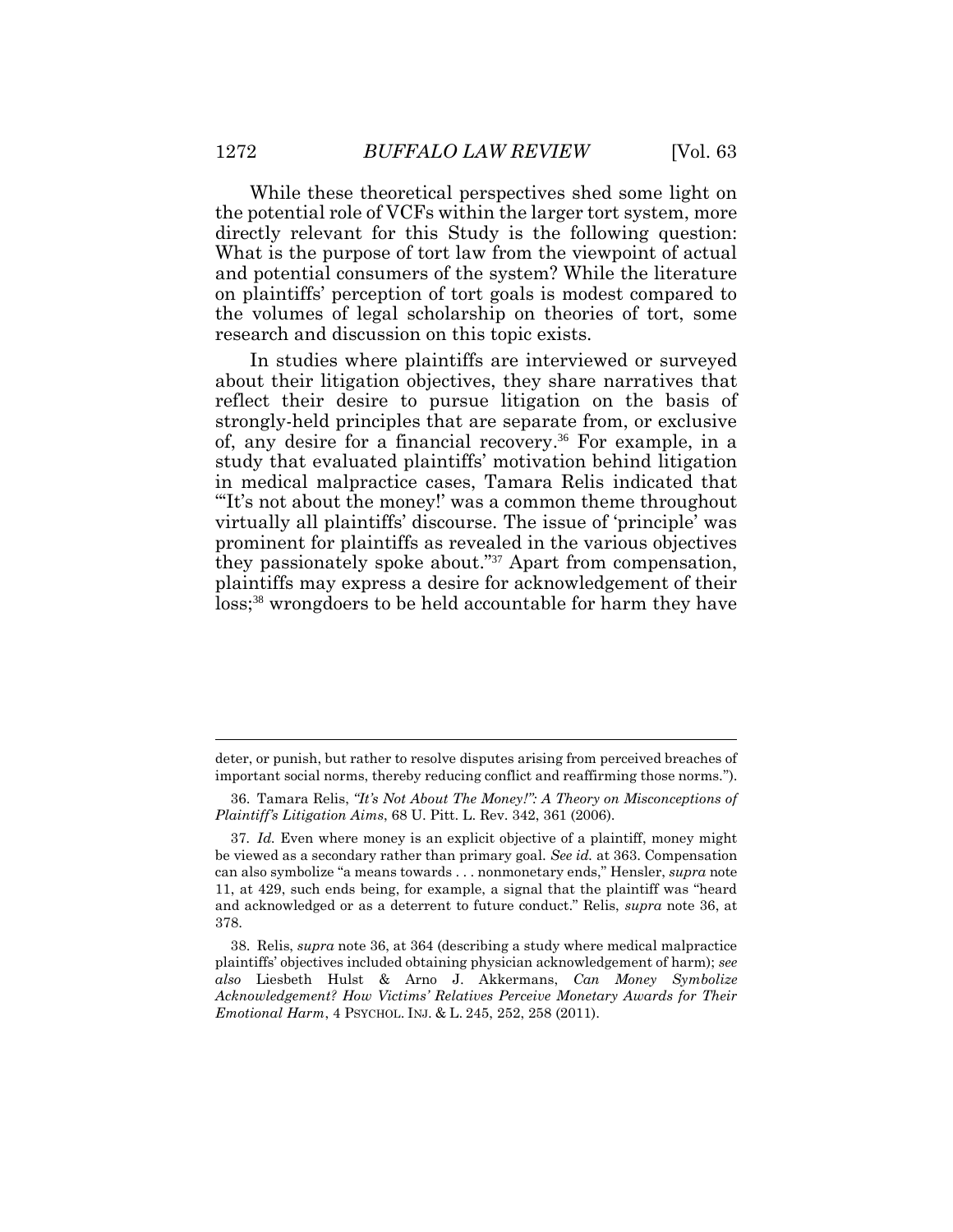While these theoretical perspectives shed some light on the potential role of VCFs within the larger tort system, more directly relevant for this Study is the following question: What is the purpose of tort law from the viewpoint of actual and potential consumers of the system? While the literature on plaintiffs' perception of tort goals is modest compared to the volumes of legal scholarship on theories of tort, some research and discussion on this topic exists.

In studies where plaintiffs are interviewed or surveyed about their litigation objectives, they share narratives that reflect their desire to pursue litigation on the basis of strongly-held principles that are separate from, or exclusive of, any desire for a financial recovery.[36] For example, in a study that evaluated plaintiffs' motivation behind litigation in medical malpractice cases, Tamara Relis indicated that "'It's not about the money!' was a common theme throughout virtually all plaintiffs' discourse. The issue of 'principle' was prominent for plaintiffs as revealed in the various objectives they passionately spoke about."[37] Apart from compensation, plaintiffs may express a desire for acknowledgement of their loss;[38] wrongdoers to be held accountable for harm they have

---

deter, or punish, but rather to resolve disputes arising from perceived breaches of important social norms, thereby reducing conflict and reaffirming those norms.").

36. Tamara Relis, *"It's Not About The Money!": A Theory on Misconceptions of Plaintiff's Litigation Aims*, 68 U. Pitt. L. Rev. 342, 361 (2006).

37. *Id.* Even where money is an explicit objective of a plaintiff, money might be viewed as a secondary rather than primary goal. *See id.* at 363. Compensation can also symbolize "a means towards . . . nonmonetary ends," Hensler, *supra* note 11, at 429, such ends being, for example, a signal that the plaintiff was "heard and acknowledged or as a deterrent to future conduct." Relis, *supra* note 36, at 378.

38. Relis, *supra* note 36, at 364 (describing a study where medical malpractice plaintiffs' objectives included obtaining physician acknowledgement of harm); *see also* Liesbeth Hulst & Arno J. Akkermans, *Can Money Symbolize Acknowledgement? How Victims' Relatives Perceive Monetary Awards for Their Emotional Harm*, 4 PSYCHOL. INJ. & L. 245, 252, 258 (2011).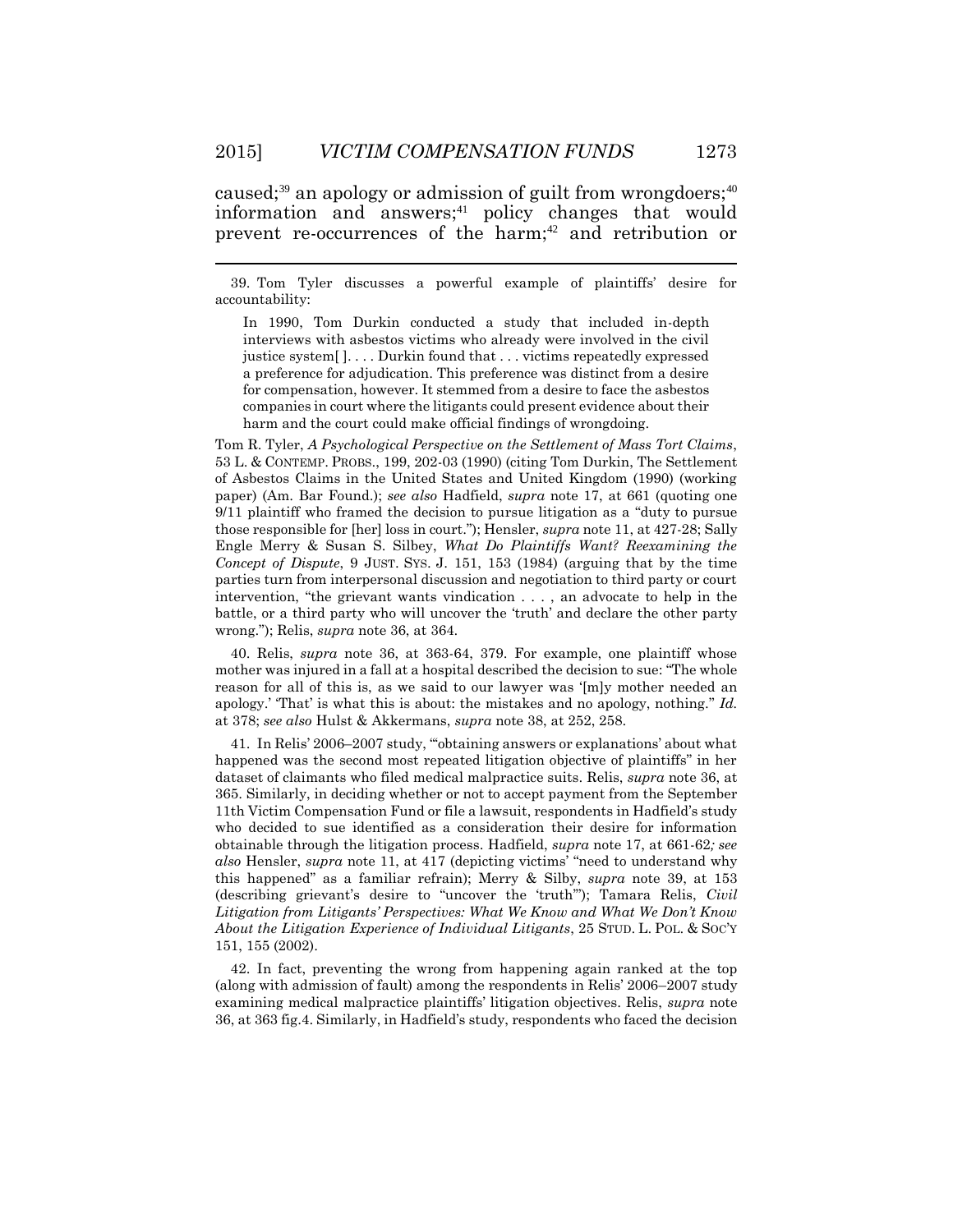caused;[39] an apology or admission of guilt from wrongdoers;[40] information and answers;[41] policy changes that would prevent re-occurrences of the harm;[42] and retribution or

---

39. Tom Tyler discusses a powerful example of plaintiffs' desire for accountability:

> In 1990, Tom Durkin conducted a study that included in-depth interviews with asbestos victims who already were involved in the civil justice system[ ]. . . . Durkin found that . . . victims repeatedly expressed a preference for adjudication. This preference was distinct from a desire for compensation, however. It stemmed from a desire to face the asbestos companies in court where the litigants could present evidence about their harm and the court could make official findings of wrongdoing.

Tom R. Tyler, *A Psychological Perspective on the Settlement of Mass Tort Claims*, 53 L. & CONTEMP. PROBS., 199, 202-03 (1990) (citing Tom Durkin, The Settlement of Asbestos Claims in the United States and United Kingdom (1990) (working paper) (Am. Bar Found.); *see also* Hadfield, *supra* note 17, at 661 (quoting one 9/11 plaintiff who framed the decision to pursue litigation as a "duty to pursue those responsible for [her] loss in court."); Hensler, *supra* note 11, at 427-28; Sally Engle Merry & Susan S. Silbey, *What Do Plaintiffs Want? Reexamining the Concept of Dispute*, 9 JUST. SYS. J. 151, 153 (1984) (arguing that by the time parties turn from interpersonal discussion and negotiation to third party or court intervention, "the grievant wants vindication . . . , an advocate to help in the battle, or a third party who will uncover the 'truth' and declare the other party wrong."); Relis, *supra* note 36, at 364.

40. Relis, *supra* note 36, at 363-64, 379. For example, one plaintiff whose mother was injured in a fall at a hospital described the decision to sue: "The whole reason for all of this is, as we said to our lawyer was '[m]y mother needed an apology.' 'That' is what this is about: the mistakes and no apology, nothing." *Id.* at 378; *see also* Hulst & Akkermans, *supra* note 38, at 252, 258.

41. In Relis' 2006–2007 study, "'obtaining answers or explanations' about what happened was the second most repeated litigation objective of plaintiffs" in her dataset of claimants who filed medical malpractice suits. Relis, *supra* note 36, at 365. Similarly, in deciding whether or not to accept payment from the September 11th Victim Compensation Fund or file a lawsuit, respondents in Hadfield's study who decided to sue identified as a consideration their desire for information obtainable through the litigation process. Hadfield, *supra* note 17, at 661-62*; see also* Hensler, *supra* note 11, at 417 (depicting victims' "need to understand why this happened" as a familiar refrain); Merry & Silby, *supra* note 39, at 153 (describing grievant's desire to "uncover the 'truth'"); Tamara Relis, *Civil Litigation from Litigants' Perspectives: What We Know and What We Don't Know About the Litigation Experience of Individual Litigants*, 25 STUD. L. POL. & SOC'Y 151, 155 (2002).

42. In fact, preventing the wrong from happening again ranked at the top (along with admission of fault) among the respondents in Relis' 2006–2007 study examining medical malpractice plaintiffs' litigation objectives. Relis, *supra* note 36, at 363 fig.4. Similarly, in Hadfield's study, respondents who faced the decision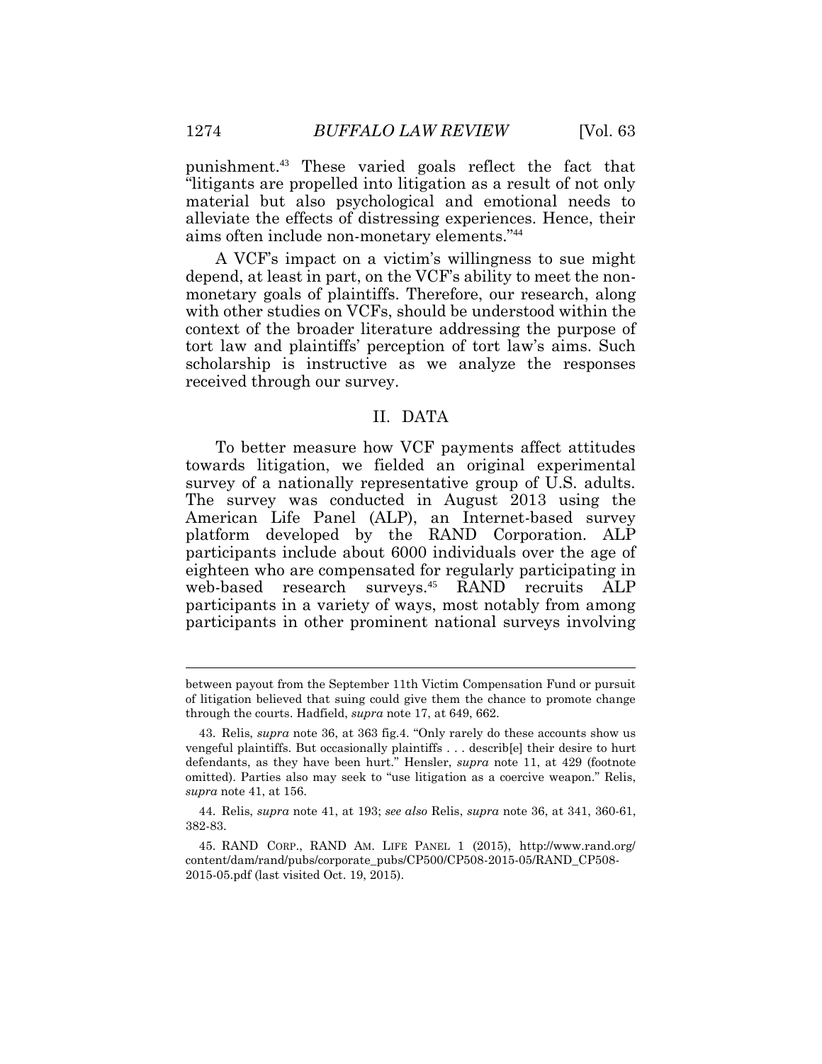punishment.[43] These varied goals reflect the fact that "litigants are propelled into litigation as a result of not only material but also psychological and emotional needs to alleviate the effects of distressing experiences. Hence, their aims often include non-monetary elements."[44]

A VCF's impact on a victim's willingness to sue might depend, at least in part, on the VCF's ability to meet the non-monetary goals of plaintiffs. Therefore, our research, along with other studies on VCFs, should be understood within the context of the broader literature addressing the purpose of tort law and plaintiffs' perception of tort law's aims. Such scholarship is instructive as we analyze the responses received through our survey.

## II. DATA

To better measure how VCF payments affect attitudes towards litigation, we fielded an original experimental survey of a nationally representative group of U.S. adults. The survey was conducted in August 2013 using the American Life Panel (ALP), an Internet-based survey platform developed by the RAND Corporation. ALP participants include about 6000 individuals over the age of eighteen who are compensated for regularly participating in web-based research surveys.[45] RAND recruits ALP participants in a variety of ways, most notably from among participants in other prominent national surveys involving

---

between payout from the September 11th Victim Compensation Fund or pursuit of litigation believed that suing could give them the chance to promote change through the courts. Hadfield, *supra* note 17, at 649, 662.

43. Relis, *supra* note 36, at 363 fig.4. "Only rarely do these accounts show us vengeful plaintiffs. But occasionally plaintiffs . . . describ[e] their desire to hurt defendants, as they have been hurt." Hensler, *supra* note 11, at 429 (footnote omitted). Parties also may seek to "use litigation as a coercive weapon." Relis, *supra* note 41, at 156.

44. Relis, *supra* note 41, at 193; *see also* Relis, *supra* note 36, at 341, 360-61, 382-83.

45. RAND CORP., RAND AM. LIFE PANEL 1 (2015), http://www.rand.org/content/dam/rand/pubs/corporate_pubs/CP500/CP508-2015-05/RAND_CP508-2015-05.pdf (last visited Oct. 19, 2015).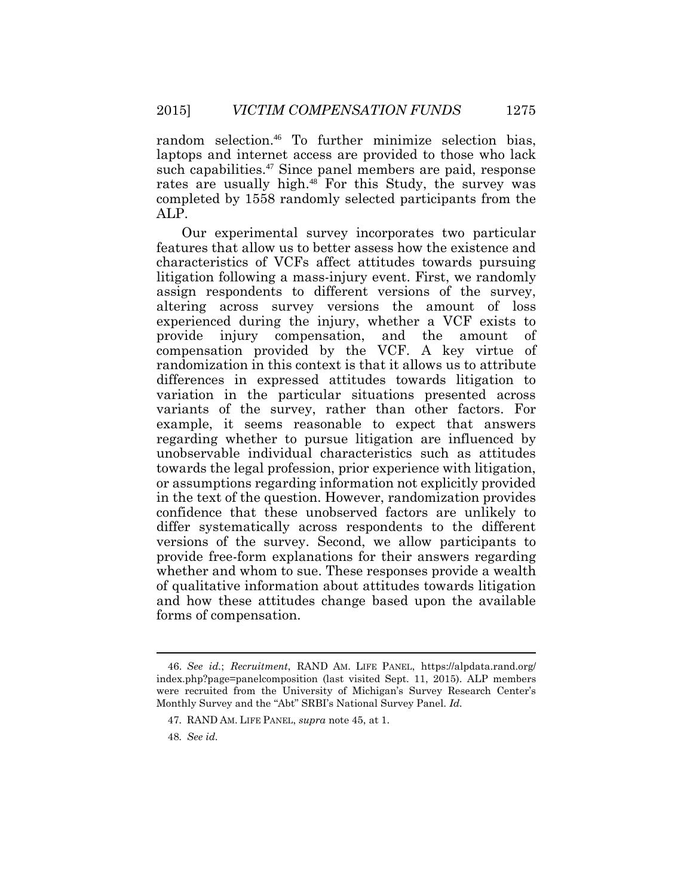random selection.[46] To further minimize selection bias, laptops and internet access are provided to those who lack such capabilities.[47] Since panel members are paid, response rates are usually high.[48] For this Study, the survey was completed by 1558 randomly selected participants from the ALP.

Our experimental survey incorporates two particular features that allow us to better assess how the existence and characteristics of VCFs affect attitudes towards pursuing litigation following a mass-injury event. First, we randomly assign respondents to different versions of the survey, altering across survey versions the amount of loss experienced during the injury, whether a VCF exists to provide injury compensation, and the amount of compensation provided by the VCF. A key virtue of randomization in this context is that it allows us to attribute differences in expressed attitudes towards litigation to variation in the particular situations presented across variants of the survey, rather than other factors. For example, it seems reasonable to expect that answers regarding whether to pursue litigation are influenced by unobservable individual characteristics such as attitudes towards the legal profession, prior experience with litigation, or assumptions regarding information not explicitly provided in the text of the question. However, randomization provides confidence that these unobserved factors are unlikely to differ systematically across respondents to the different versions of the survey. Second, we allow participants to provide free-form explanations for their answers regarding whether and whom to sue. These responses provide a wealth of qualitative information about attitudes towards litigation and how these attitudes change based upon the available forms of compensation.

---

46. *See id.*; *Recruitment*, RAND AM. LIFE PANEL, https://alpdata.rand.org/index.php?page=panelcomposition (last visited Sept. 11, 2015). ALP members were recruited from the University of Michigan's Survey Research Center's Monthly Survey and the "Abt" SRBI's National Survey Panel. *Id.*

47. RAND AM. LIFE PANEL, *supra* note 45, at 1.

48. *See id.*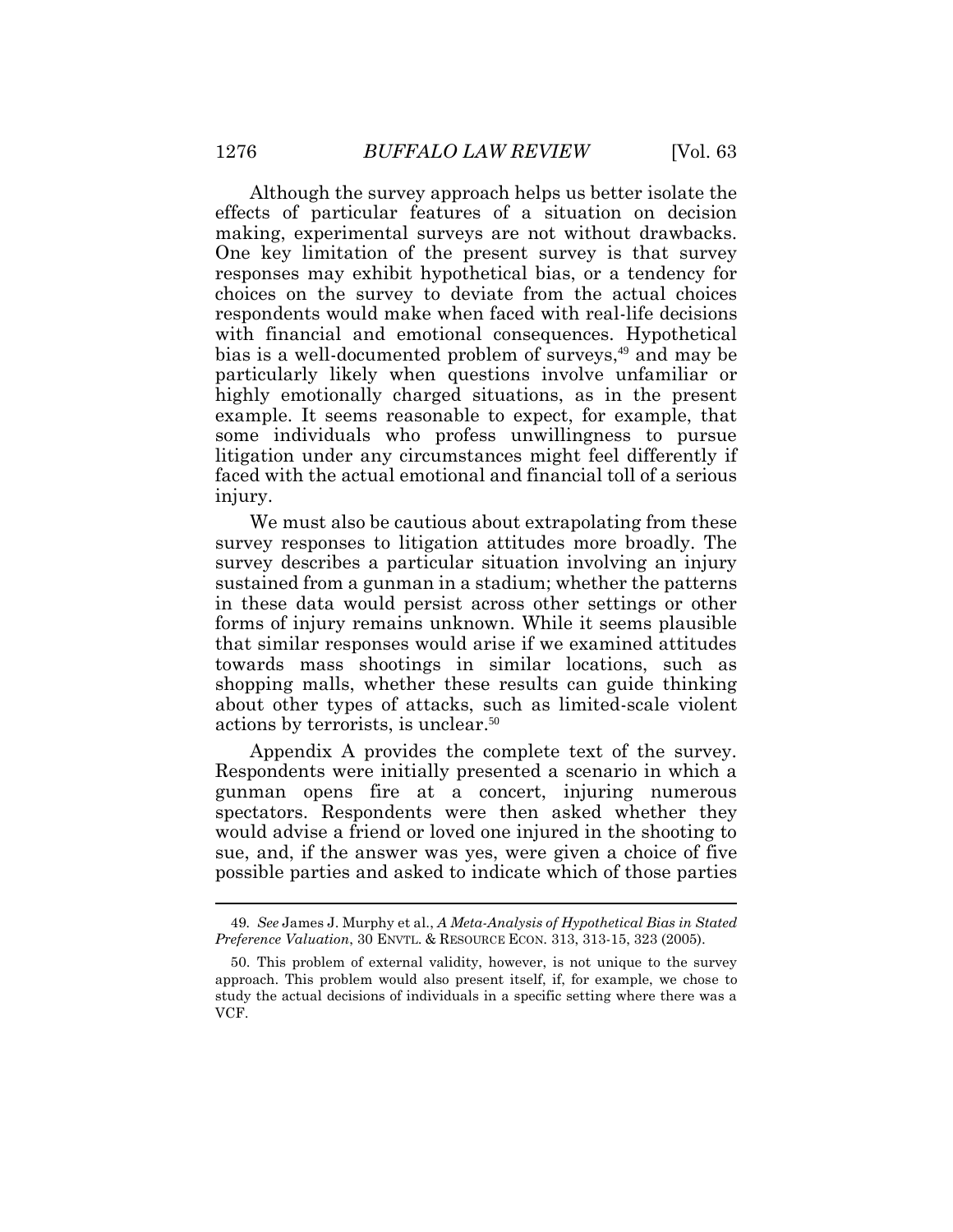Although the survey approach helps us better isolate the effects of particular features of a situation on decision making, experimental surveys are not without drawbacks. One key limitation of the present survey is that survey responses may exhibit hypothetical bias, or a tendency for choices on the survey to deviate from the actual choices respondents would make when faced with real-life decisions with financial and emotional consequences. Hypothetical bias is a well-documented problem of surveys,[49] and may be particularly likely when questions involve unfamiliar or highly emotionally charged situations, as in the present example. It seems reasonable to expect, for example, that some individuals who profess unwillingness to pursue litigation under any circumstances might feel differently if faced with the actual emotional and financial toll of a serious injury.

We must also be cautious about extrapolating from these survey responses to litigation attitudes more broadly. The survey describes a particular situation involving an injury sustained from a gunman in a stadium; whether the patterns in these data would persist across other settings or other forms of injury remains unknown. While it seems plausible that similar responses would arise if we examined attitudes towards mass shootings in similar locations, such as shopping malls, whether these results can guide thinking about other types of attacks, such as limited-scale violent actions by terrorists, is unclear.[50]

Appendix A provides the complete text of the survey. Respondents were initially presented a scenario in which a gunman opens fire at a concert, injuring numerous spectators. Respondents were then asked whether they would advise a friend or loved one injured in the shooting to sue, and, if the answer was yes, were given a choice of five possible parties and asked to indicate which of those parties

---

49. *See* James J. Murphy et al., *A Meta-Analysis of Hypothetical Bias in Stated Preference Valuation*, 30 ENVTL. & RESOURCE ECON. 313, 313-15, 323 (2005).

50. This problem of external validity, however, is not unique to the survey approach. This problem would also present itself, if, for example, we chose to study the actual decisions of individuals in a specific setting where there was a VCF.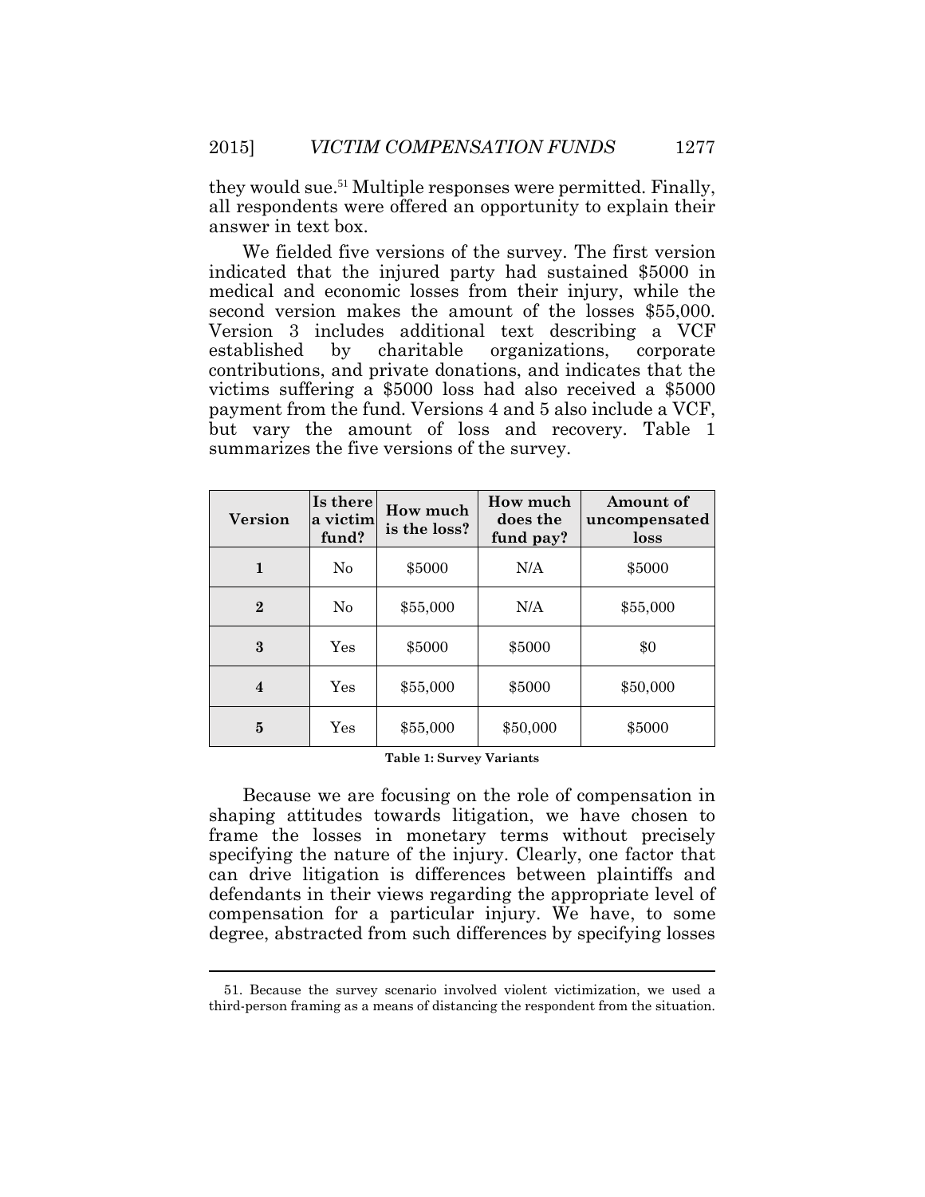they would sue.[51] Multiple responses were permitted. Finally, all respondents were offered an opportunity to explain their answer in text box.

We fielded five versions of the survey. The first version indicated that the injured party had sustained $5000 in medical and economic losses from their injury, while the second version makes the amount of the losses $55,000. Version 3 includes additional text describing a VCF established by charitable organizations, corporate contributions, and private donations, and indicates that the victims suffering a $5000 loss had also received a $5000 payment from the fund. Versions 4 and 5 also include a VCF, but vary the amount of loss and recovery. Table 1 summarizes the five versions of the survey.

| Version | Is there a victim fund? | How much is the loss? | How much does the fund pay? | Amount of uncompensated loss |
|---|---|---|---|---|
| **1** | No | $5000 | N/A | $5000 |
| **2** | No | $55,000 | N/A | $55,000 |
| **3** | Yes | $5000 | $5000 | $0 |
| **4** | Yes | $55,000 | $5000 | $50,000 |
| **5** | Yes | $55,000 | $50,000 | $5000 |

**Table 1: Survey Variants**

Because we are focusing on the role of compensation in shaping attitudes towards litigation, we have chosen to frame the losses in monetary terms without precisely specifying the nature of the injury. Clearly, one factor that can drive litigation is differences between plaintiffs and defendants in their views regarding the appropriate level of compensation for a particular injury. We have, to some degree, abstracted from such differences by specifying losses

51. Because the survey scenario involved violent victimization, we used a third-person framing as a means of distancing the respondent from the situation.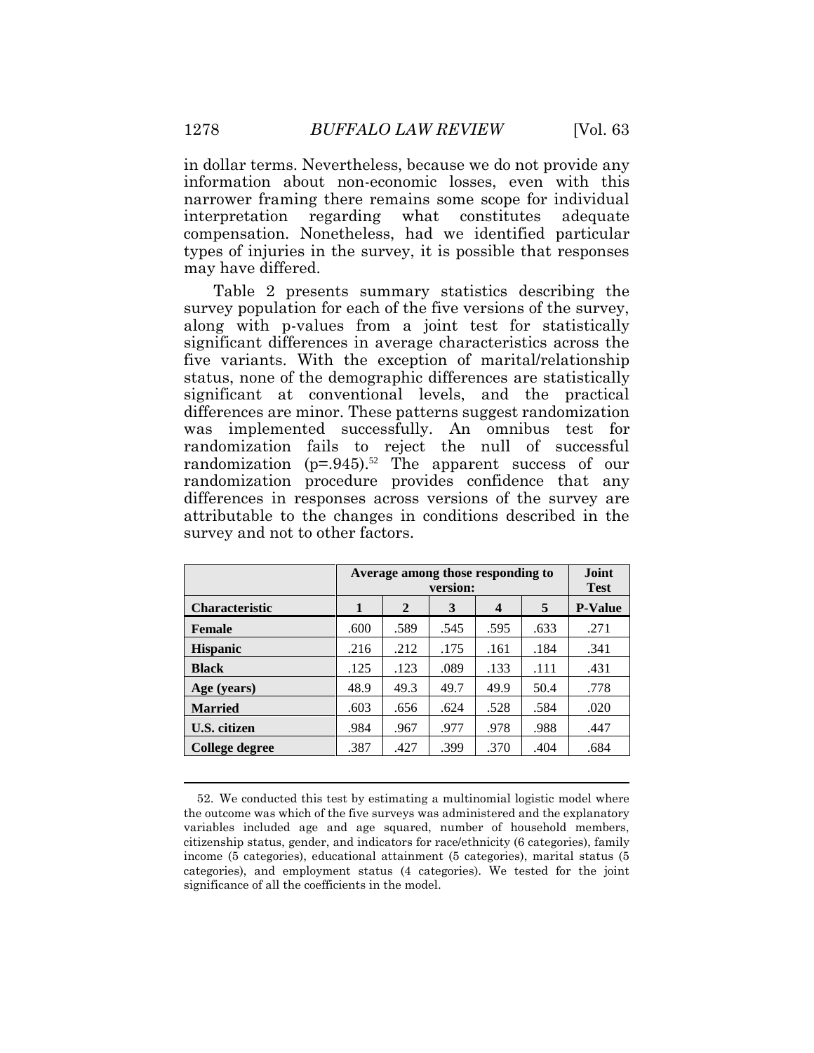in dollar terms. Nevertheless, because we do not provide any information about non-economic losses, even with this narrower framing there remains some scope for individual interpretation regarding what constitutes adequate compensation. Nonetheless, had we identified particular types of injuries in the survey, it is possible that responses may have differed.

Table 2 presents summary statistics describing the survey population for each of the five versions of the survey, along with p-values from a joint test for statistically significant differences in average characteristics across the five variants. With the exception of marital/relationship status, none of the demographic differences are statistically significant at conventional levels, and the practical differences are minor. These patterns suggest randomization was implemented successfully. An omnibus test for randomization fails to reject the null of successful randomization (p=.945).[52] The apparent success of our randomization procedure provides confidence that any differences in responses across versions of the survey are attributable to the changes in conditions described in the survey and not to other factors.

| | Average among those responding to version: | | | | | Joint Test |
|---|---|---|---|---|---|---|
| **Characteristic** | **1** | **2** | **3** | **4** | **5** | **P-Value** |
| **Female** | .600 | .589 | .545 | .595 | .633 | .271 |
| **Hispanic** | .216 | .212 | .175 | .161 | .184 | .341 |
| **Black** | .125 | .123 | .089 | .133 | .111 | .431 |
| **Age (years)** | 48.9 | 49.3 | 49.7 | 49.9 | 50.4 | .778 |
| **Married** | .603 | .656 | .624 | .528 | .584 | .020 |
| **U.S. citizen** | .984 | .967 | .977 | .978 | .988 | .447 |
| **College degree** | .387 | .427 | .399 | .370 | .404 | .684 |

52. We conducted this test by estimating a multinomial logistic model where the outcome was which of the five surveys was administered and the explanatory variables included age and age squared, number of household members, citizenship status, gender, and indicators for race/ethnicity (6 categories), family income (5 categories), educational attainment (5 categories), marital status (5 categories), and employment status (4 categories). We tested for the joint significance of all the coefficients in the model.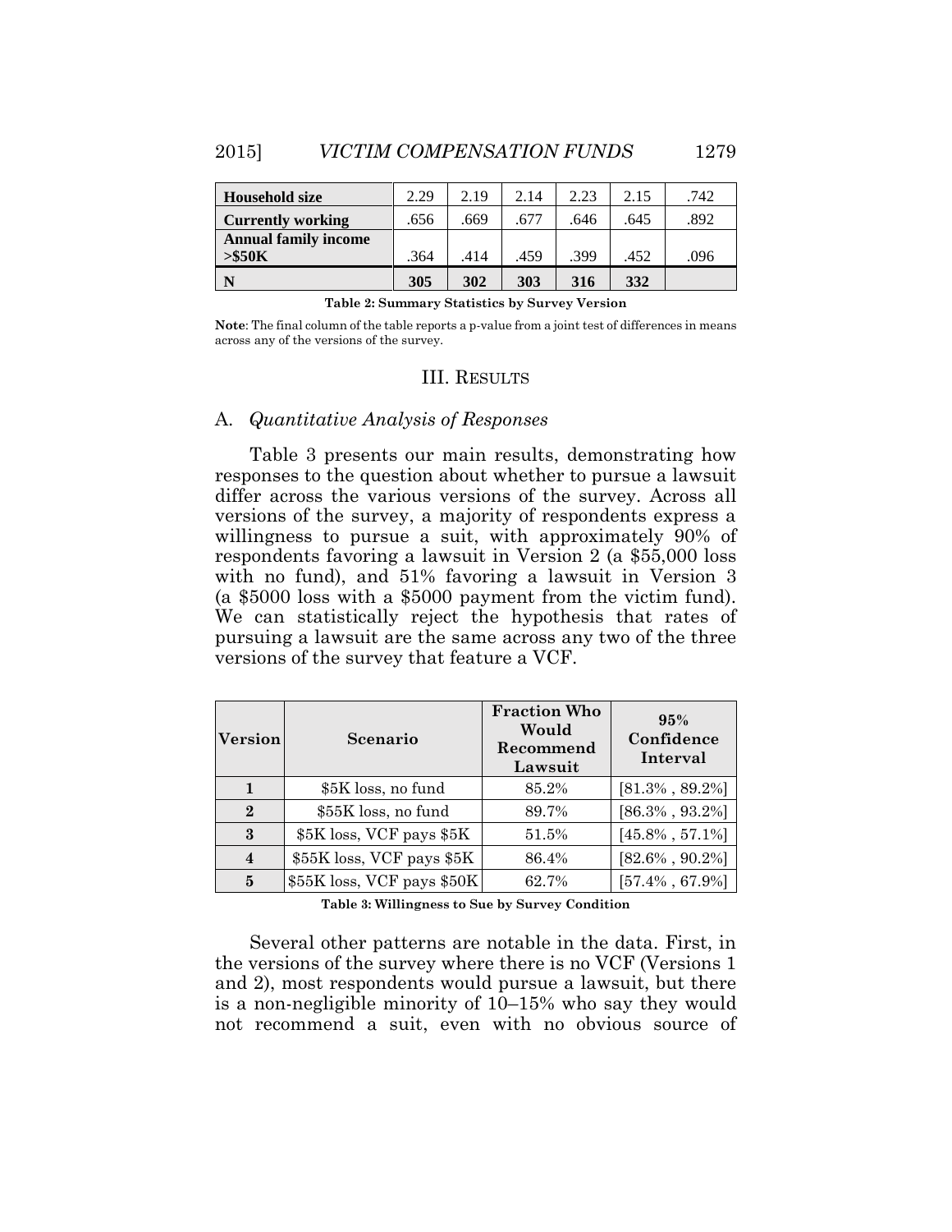| Household size | 2.29 | 2.19 | 2.14 | 2.23 | 2.15 | .742 |
|---|---|---|---|---|---|---|
| Currently working | .656 | .669 | .677 | .646 | .645 | .892 |
| Annual family income >$50K | .364 | .414 | .459 | .399 | .452 | .096 |
| **N** | **305** | **302** | **303** | **316** | **332** | |

**Table 2: Summary Statistics by Survey Version**

**Note**: The final column of the table reports a p-value from a joint test of differences in means across any of the versions of the survey.

## III. Results

### A. *Quantitative Analysis of Responses*

Table 3 presents our main results, demonstrating how responses to the question about whether to pursue a lawsuit differ across the various versions of the survey. Across all versions of the survey, a majority of respondents express a willingness to pursue a suit, with approximately 90% of respondents favoring a lawsuit in Version 2 (a $55,000 loss with no fund), and 51% favoring a lawsuit in Version 3 (a $5000 loss with a $5000 payment from the victim fund). We can statistically reject the hypothesis that rates of pursuing a lawsuit are the same across any two of the three versions of the survey that feature a VCF.

| Version | Scenario | Fraction Who Would Recommend Lawsuit | 95% Confidence Interval |
|---|---|---|---|
| **1** | $5K loss, no fund | 85.2% | [81.3% , 89.2%] |
| **2** | $55K loss, no fund | 89.7% | [86.3% , 93.2%] |
| **3** | $5K loss, VCF pays $5K | 51.5% | [45.8% , 57.1%] |
| **4** | $55K loss, VCF pays $5K | 86.4% | [82.6% , 90.2%] |
| **5** | $55K loss, VCF pays $50K | 62.7% | [57.4% , 67.9%] |

**Table 3: Willingness to Sue by Survey Condition**

Several other patterns are notable in the data. First, in the versions of the survey where there is no VCF (Versions 1 and 2), most respondents would pursue a lawsuit, but there is a non-negligible minority of 10–15% who say they would not recommend a suit, even with no obvious source of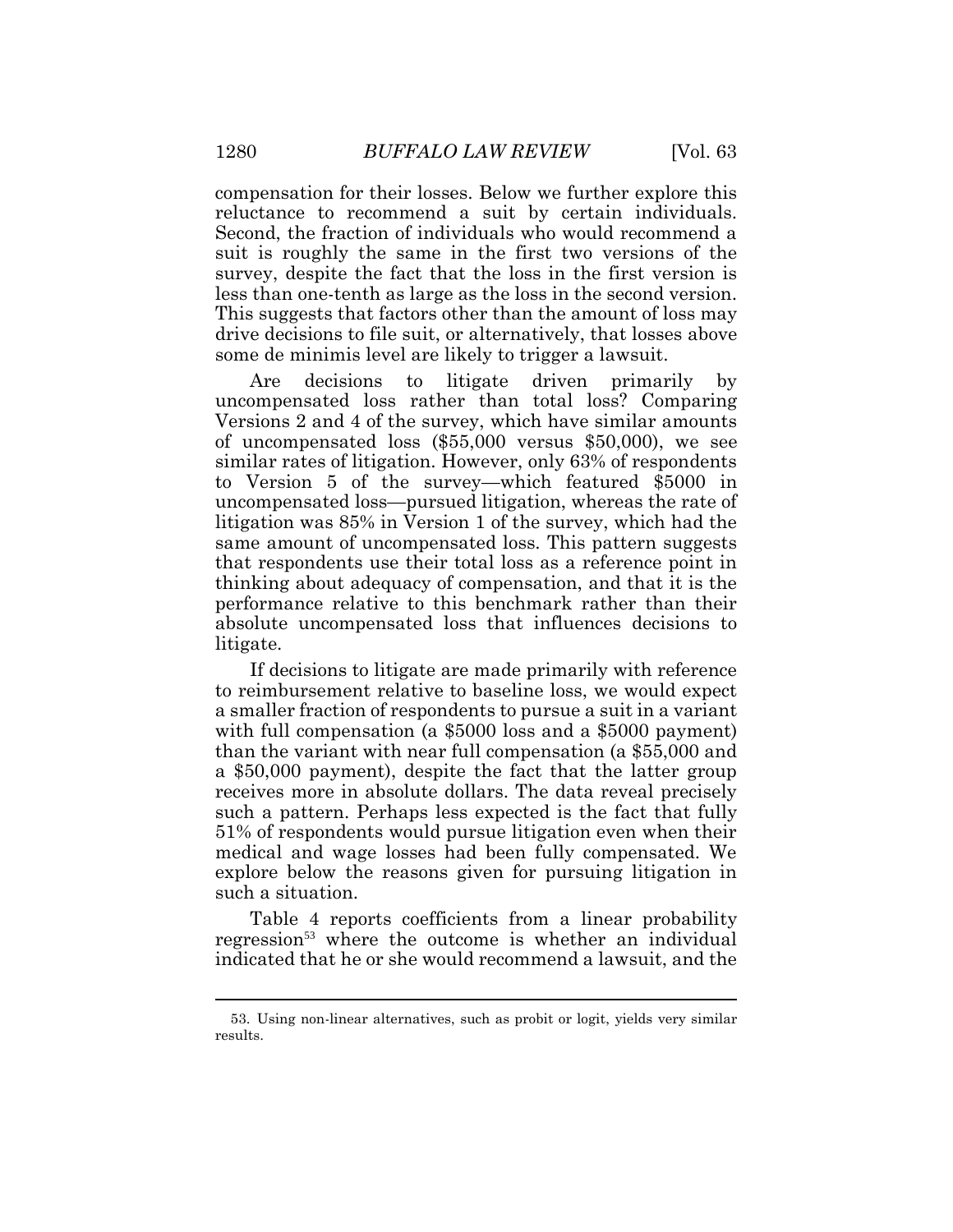compensation for their losses. Below we further explore this reluctance to recommend a suit by certain individuals. Second, the fraction of individuals who would recommend a suit is roughly the same in the first two versions of the survey, despite the fact that the loss in the first version is less than one-tenth as large as the loss in the second version. This suggests that factors other than the amount of loss may drive decisions to file suit, or alternatively, that losses above some de minimis level are likely to trigger a lawsuit.

Are decisions to litigate driven primarily by uncompensated loss rather than total loss? Comparing Versions 2 and 4 of the survey, which have similar amounts of uncompensated loss ($55,000 versus $50,000), we see similar rates of litigation. However, only 63% of respondents to Version 5 of the survey—which featured $5000 in uncompensated loss—pursued litigation, whereas the rate of litigation was 85% in Version 1 of the survey, which had the same amount of uncompensated loss. This pattern suggests that respondents use their total loss as a reference point in thinking about adequacy of compensation, and that it is the performance relative to this benchmark rather than their absolute uncompensated loss that influences decisions to litigate.

If decisions to litigate are made primarily with reference to reimbursement relative to baseline loss, we would expect a smaller fraction of respondents to pursue a suit in a variant with full compensation (a $5000 loss and a $5000 payment) than the variant with near full compensation (a $55,000 and a $50,000 payment), despite the fact that the latter group receives more in absolute dollars. The data reveal precisely such a pattern. Perhaps less expected is the fact that fully 51% of respondents would pursue litigation even when their medical and wage losses had been fully compensated. We explore below the reasons given for pursuing litigation in such a situation.

Table 4 reports coefficients from a linear probability regression[53] where the outcome is whether an individual indicated that he or she would recommend a lawsuit, and the

---

53. Using non-linear alternatives, such as probit or logit, yields very similar results.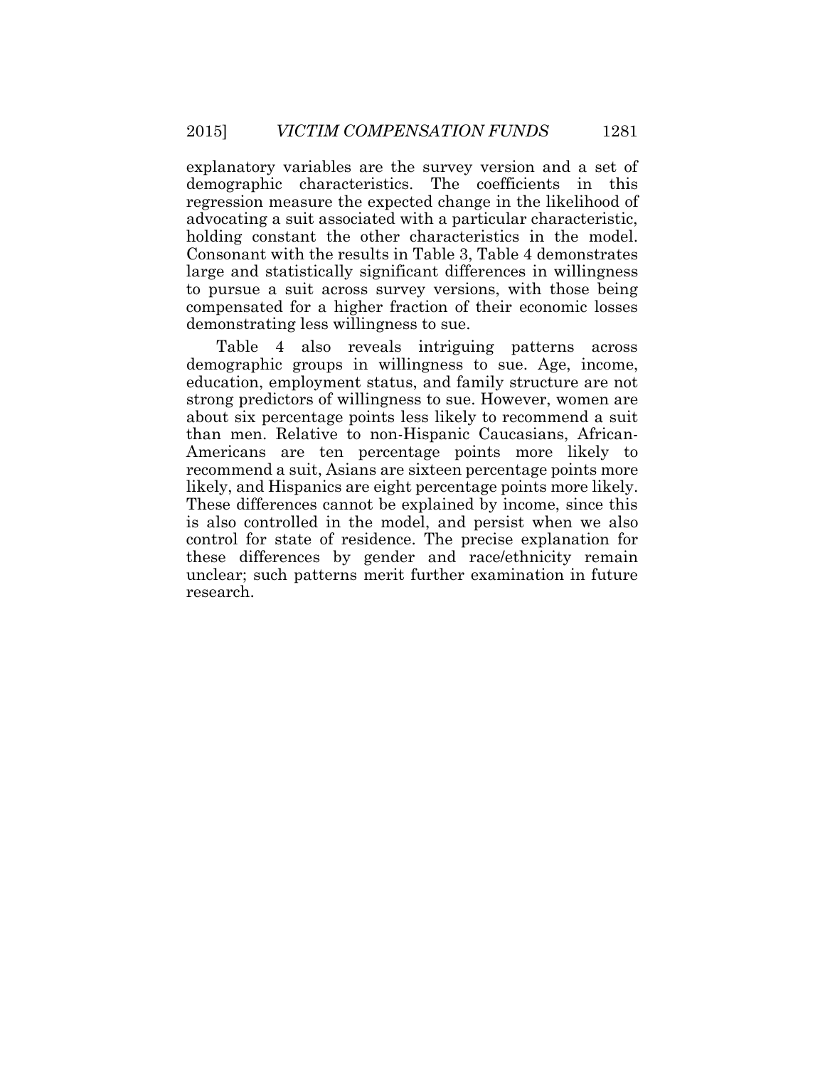explanatory variables are the survey version and a set of demographic characteristics. The coefficients in this regression measure the expected change in the likelihood of advocating a suit associated with a particular characteristic, holding constant the other characteristics in the model. Consonant with the results in Table 3, Table 4 demonstrates large and statistically significant differences in willingness to pursue a suit across survey versions, with those being compensated for a higher fraction of their economic losses demonstrating less willingness to sue.

Table 4 also reveals intriguing patterns across demographic groups in willingness to sue. Age, income, education, employment status, and family structure are not strong predictors of willingness to sue. However, women are about six percentage points less likely to recommend a suit than men. Relative to non-Hispanic Caucasians, African-Americans are ten percentage points more likely to recommend a suit, Asians are sixteen percentage points more likely, and Hispanics are eight percentage points more likely. These differences cannot be explained by income, since this is also controlled in the model, and persist when we also control for state of residence. The precise explanation for these differences by gender and race/ethnicity remain unclear; such patterns merit further examination in future research.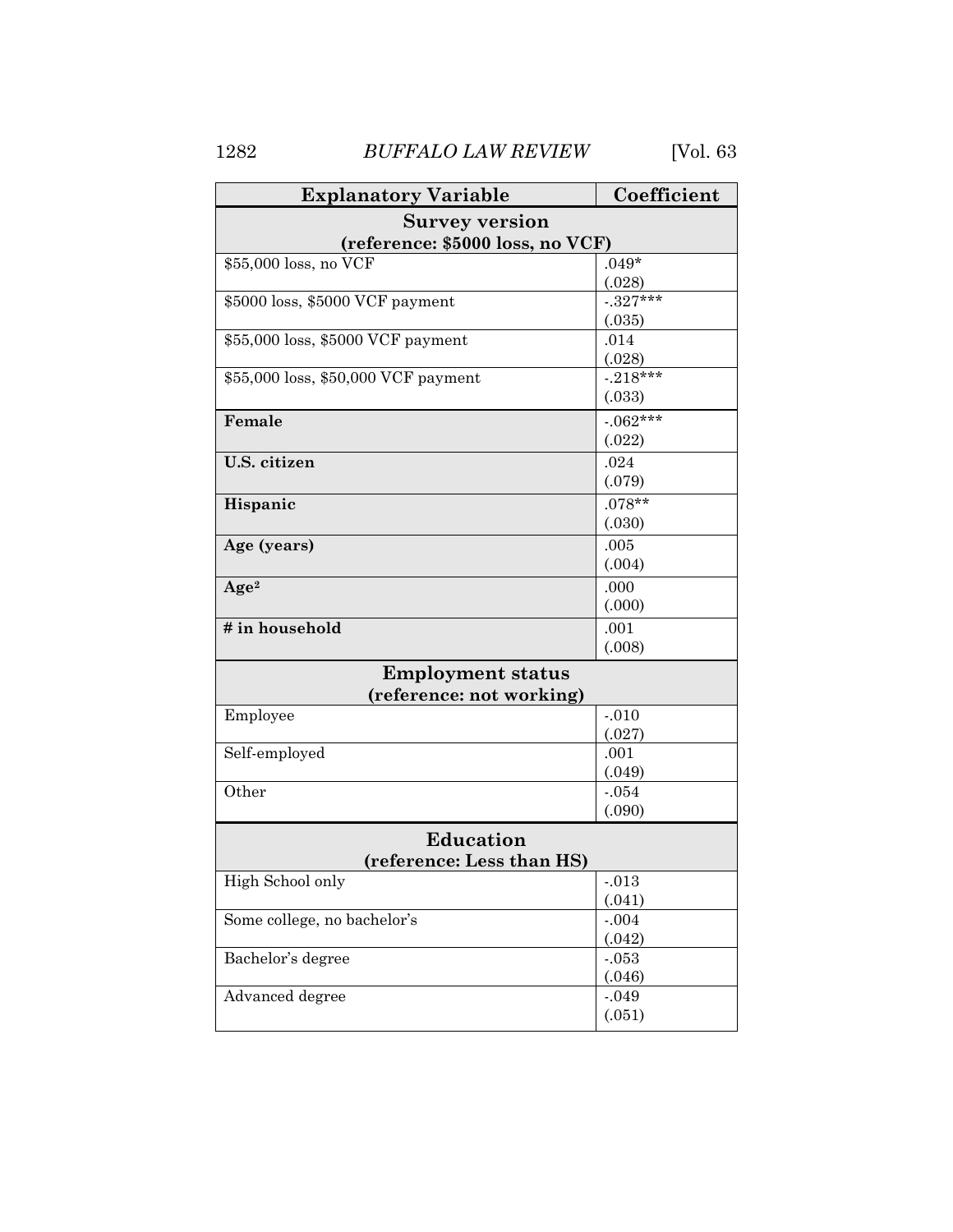| Explanatory Variable | Coefficient |
| --- | --- |
| **Survey version (reference: $5000 loss, no VCF)** | |
| $55,000 loss, no VCF | .049* (.028) |
| $5000 loss, $5000 VCF payment | -.327*** (.035) |
| $55,000 loss, $5000 VCF payment | .014 (.028) |
| $55,000 loss, $50,000 VCF payment | -.218*** (.033) |
| **Female** | -.062*** (.022) |
| **U.S. citizen** | .024 (.079) |
| **Hispanic** | .078** (.030) |
| **Age (years)** | .005 (.004) |
| **Age²** | .000 (.000) |
| **# in household** | .001 (.008) |
| **Employment status (reference: not working)** | |
| Employee | -.010 (.027) |
| Self-employed | .001 (.049) |
| Other | -.054 (.090) |
| **Education (reference: Less than HS)** | |
| High School only | -.013 (.041) |
| Some college, no bachelor's | -.004 (.042) |
| Bachelor's degree | -.053 (.046) |
| Advanced degree | -.049 (.051) |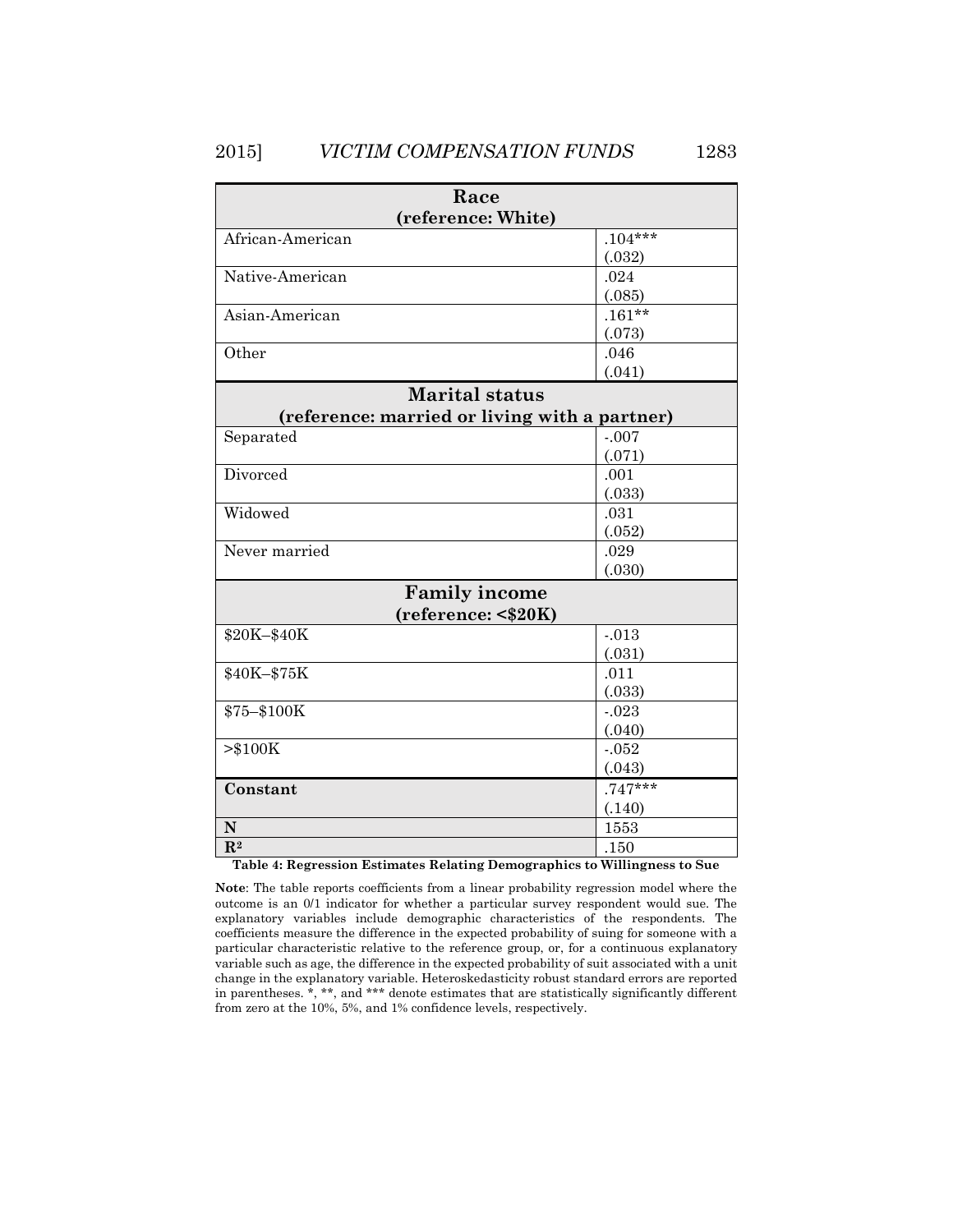| Variable | Coefficient |
|---|---|
| **Race (reference: White)** | |
| African-American | .104*** (.032) |
| Native-American | .024 (.085) |
| Asian-American | .161** (.073) |
| Other | .046 (.041) |
| **Marital status (reference: married or living with a partner)** | |
| Separated | -.007 (.071) |
| Divorced | .001 (.033) |
| Widowed | .031 (.052) |
| Never married | .029 (.030) |
| **Family income (reference: <$20K)** | |
| $20K–$40K | -.013 (.031) |
| $40K–$75K | .011 (.033) |
| $75–$100K | -.023 (.040) |
| >$100K | -.052 (.043) |
| **Constant** | .747*** (.140) |
| **N** | 1553 |
| $\mathbf{R^2}$ | .150 |

**Table 4: Regression Estimates Relating Demographics to Willingness to Sue**

**Note**: The table reports coefficients from a linear probability regression model where the outcome is an 0/1 indicator for whether a particular survey respondent would sue. The explanatory variables include demographic characteristics of the respondents. The coefficients measure the difference in the expected probability of suing for someone with a particular characteristic relative to the reference group, or, for a continuous explanatory variable such as age, the difference in the expected probability of suit associated with a unit change in the explanatory variable. Heteroskedasticity robust standard errors are reported in parentheses. *, **, and *** denote estimates that are statistically significantly different from zero at the 10%, 5%, and 1% confidence levels, respectively.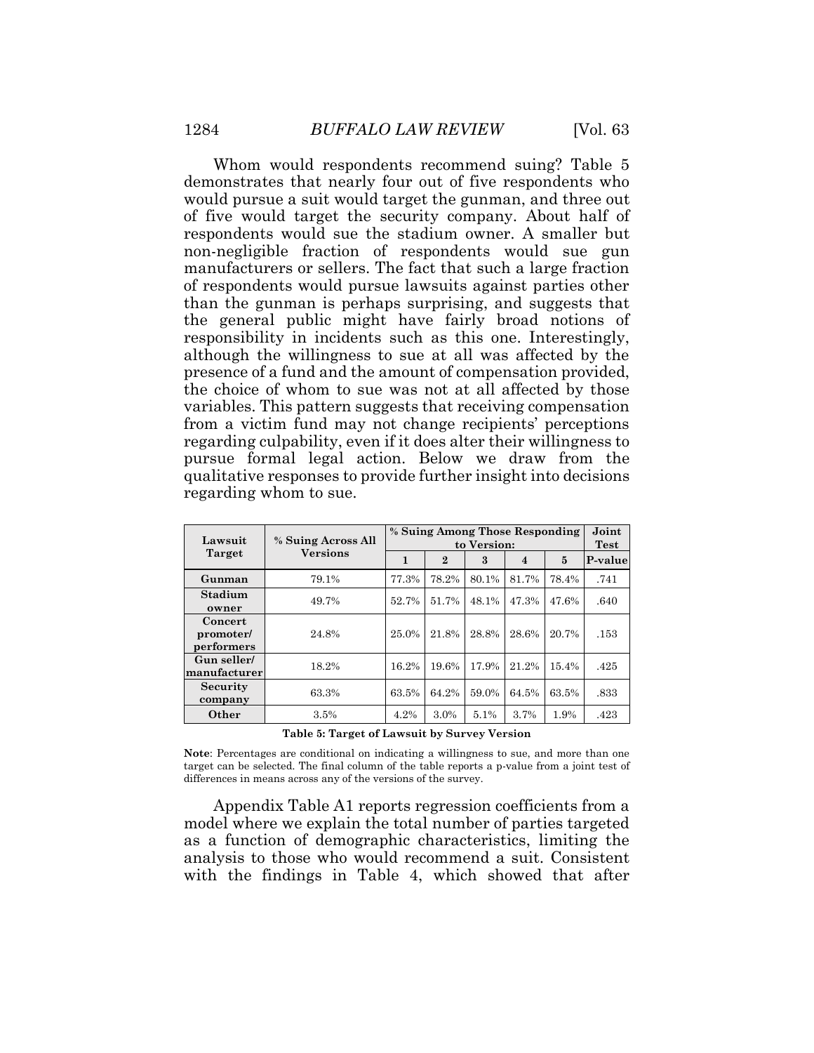Whom would respondents recommend suing? Table 5 demonstrates that nearly four out of five respondents who would pursue a suit would target the gunman, and three out of five would target the security company. About half of respondents would sue the stadium owner. A smaller but non-negligible fraction of respondents would sue gun manufacturers or sellers. The fact that such a large fraction of respondents would pursue lawsuits against parties other than the gunman is perhaps surprising, and suggests that the general public might have fairly broad notions of responsibility in incidents such as this one. Interestingly, although the willingness to sue at all was affected by the presence of a fund and the amount of compensation provided, the choice of whom to sue was not at all affected by those variables. This pattern suggests that receiving compensation from a victim fund may not change recipients' perceptions regarding culpability, even if it does alter their willingness to pursue formal legal action. Below we draw from the qualitative responses to provide further insight into decisions regarding whom to sue.

| Lawsuit Target | % Suing Across All Versions | % Suing Among Those Responding to Version: | | | | | Joint Test |
|---|---|---|---|---|---|---|---|
| | | 1 | 2 | 3 | 4 | 5 | P-value |
| **Gunman** | 79.1% | 77.3% | 78.2% | 80.1% | 81.7% | 78.4% | .741 |
| **Stadium owner** | 49.7% | 52.7% | 51.7% | 48.1% | 47.3% | 47.6% | .640 |
| **Concert promoter/ performers** | 24.8% | 25.0% | 21.8% | 28.8% | 28.6% | 20.7% | .153 |
| **Gun seller/ manufacturer** | 18.2% | 16.2% | 19.6% | 17.9% | 21.2% | 15.4% | .425 |
| **Security company** | 63.3% | 63.5% | 64.2% | 59.0% | 64.5% | 63.5% | .833 |
| **Other** | 3.5% | 4.2% | 3.0% | 5.1% | 3.7% | 1.9% | .423 |

**Table 5: Target of Lawsuit by Survey Version**

**Note**: Percentages are conditional on indicating a willingness to sue, and more than one target can be selected. The final column of the table reports a p-value from a joint test of differences in means across any of the versions of the survey.

Appendix Table A1 reports regression coefficients from a model where we explain the total number of parties targeted as a function of demographic characteristics, limiting the analysis to those who would recommend a suit. Consistent with the findings in Table 4, which showed that after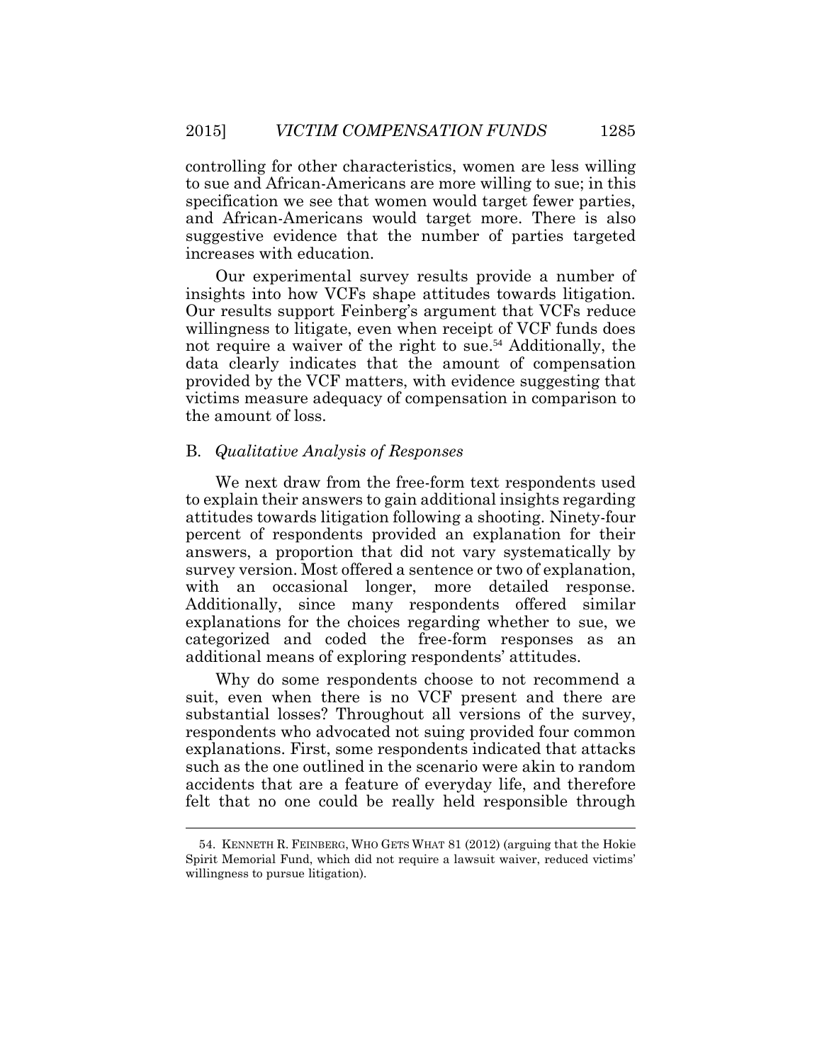controlling for other characteristics, women are less willing to sue and African-Americans are more willing to sue; in this specification we see that women would target fewer parties, and African-Americans would target more. There is also suggestive evidence that the number of parties targeted increases with education.

Our experimental survey results provide a number of insights into how VCFs shape attitudes towards litigation. Our results support Feinberg's argument that VCFs reduce willingness to litigate, even when receipt of VCF funds does not require a waiver of the right to sue.[54] Additionally, the data clearly indicates that the amount of compensation provided by the VCF matters, with evidence suggesting that victims measure adequacy of compensation in comparison to the amount of loss.

## B. *Qualitative Analysis of Responses*

We next draw from the free-form text respondents used to explain their answers to gain additional insights regarding attitudes towards litigation following a shooting. Ninety-four percent of respondents provided an explanation for their answers, a proportion that did not vary systematically by survey version. Most offered a sentence or two of explanation, with an occasional longer, more detailed response. Additionally, since many respondents offered similar explanations for the choices regarding whether to sue, we categorized and coded the free-form responses as an additional means of exploring respondents' attitudes.

Why do some respondents choose to not recommend a suit, even when there is no VCF present and there are substantial losses? Throughout all versions of the survey, respondents who advocated not suing provided four common explanations. First, some respondents indicated that attacks such as the one outlined in the scenario were akin to random accidents that are a feature of everyday life, and therefore felt that no one could be really held responsible through

54. KENNETH R. FEINBERG, WHO GETS WHAT 81 (2012) (arguing that the Hokie Spirit Memorial Fund, which did not require a lawsuit waiver, reduced victims' willingness to pursue litigation).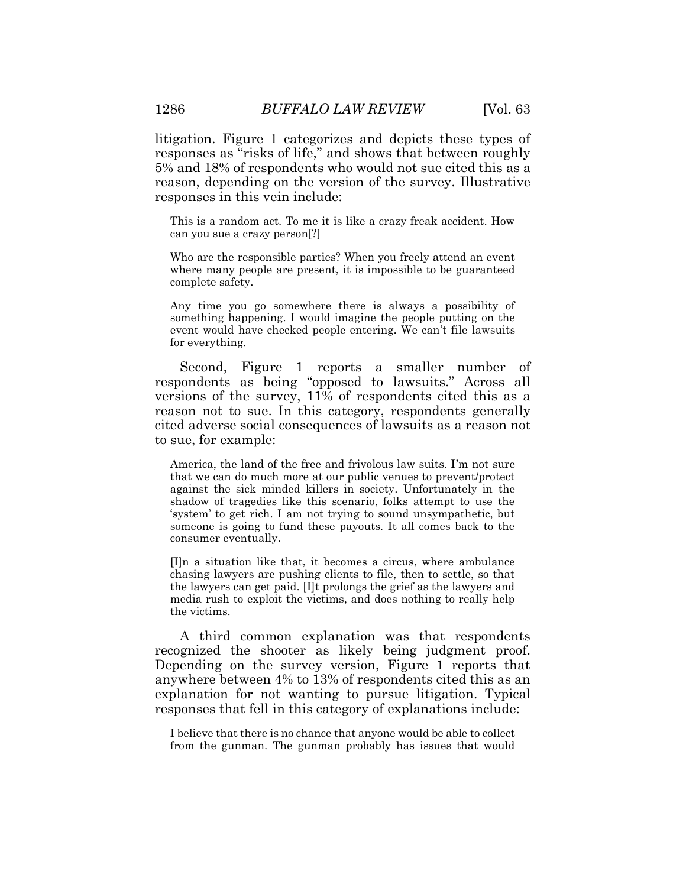litigation. Figure 1 categorizes and depicts these types of responses as "risks of life," and shows that between roughly 5% and 18% of respondents who would not sue cited this as a reason, depending on the version of the survey. Illustrative responses in this vein include:

> This is a random act. To me it is like a crazy freak accident. How can you sue a crazy person[?]
>
> Who are the responsible parties? When you freely attend an event where many people are present, it is impossible to be guaranteed complete safety.
>
> Any time you go somewhere there is always a possibility of something happening. I would imagine the people putting on the event would have checked people entering. We can't file lawsuits for everything.

Second, Figure 1 reports a smaller number of respondents as being "opposed to lawsuits." Across all versions of the survey, 11% of respondents cited this as a reason not to sue. In this category, respondents generally cited adverse social consequences of lawsuits as a reason not to sue, for example:

> America, the land of the free and frivolous law suits. I'm not sure that we can do much more at our public venues to prevent/protect against the sick minded killers in society. Unfortunately in the shadow of tragedies like this scenario, folks attempt to use the 'system' to get rich. I am not trying to sound unsympathetic, but someone is going to fund these payouts. It all comes back to the consumer eventually.
>
> [I]n a situation like that, it becomes a circus, where ambulance chasing lawyers are pushing clients to file, then to settle, so that the lawyers can get paid. [I]t prolongs the grief as the lawyers and media rush to exploit the victims, and does nothing to really help the victims.

A third common explanation was that respondents recognized the shooter as likely being judgment proof. Depending on the survey version, Figure 1 reports that anywhere between 4% to 13% of respondents cited this as an explanation for not wanting to pursue litigation. Typical responses that fell in this category of explanations include:

> I believe that there is no chance that anyone would be able to collect from the gunman. The gunman probably has issues that would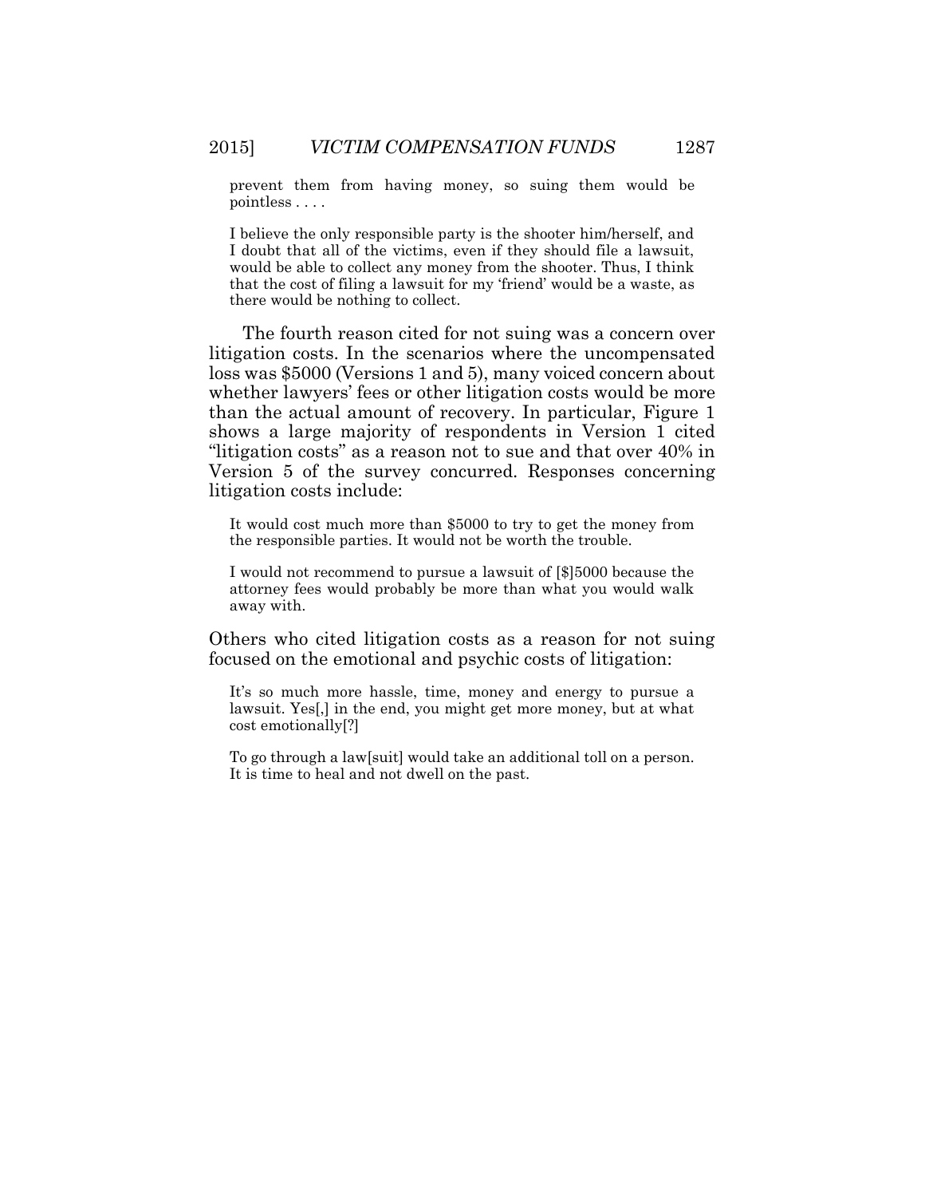prevent them from having money, so suing them would be pointless . . . .

> I believe the only responsible party is the shooter him/herself, and I doubt that all of the victims, even if they should file a lawsuit, would be able to collect any money from the shooter. Thus, I think that the cost of filing a lawsuit for my 'friend' would be a waste, as there would be nothing to collect.

The fourth reason cited for not suing was a concern over litigation costs. In the scenarios where the uncompensated loss was $5000 (Versions 1 and 5), many voiced concern about whether lawyers' fees or other litigation costs would be more than the actual amount of recovery. In particular, Figure 1 shows a large majority of respondents in Version 1 cited "litigation costs" as a reason not to sue and that over 40% in Version 5 of the survey concurred. Responses concerning litigation costs include:

> It would cost much more than $5000 to try to get the money from the responsible parties. It would not be worth the trouble.

> I would not recommend to pursue a lawsuit of [$]5000 because the attorney fees would probably be more than what you would walk away with.

Others who cited litigation costs as a reason for not suing focused on the emotional and psychic costs of litigation:

> It's so much more hassle, time, money and energy to pursue a lawsuit. Yes[,] in the end, you might get more money, but at what cost emotionally[?]

> To go through a law[suit] would take an additional toll on a person. It is time to heal and not dwell on the past.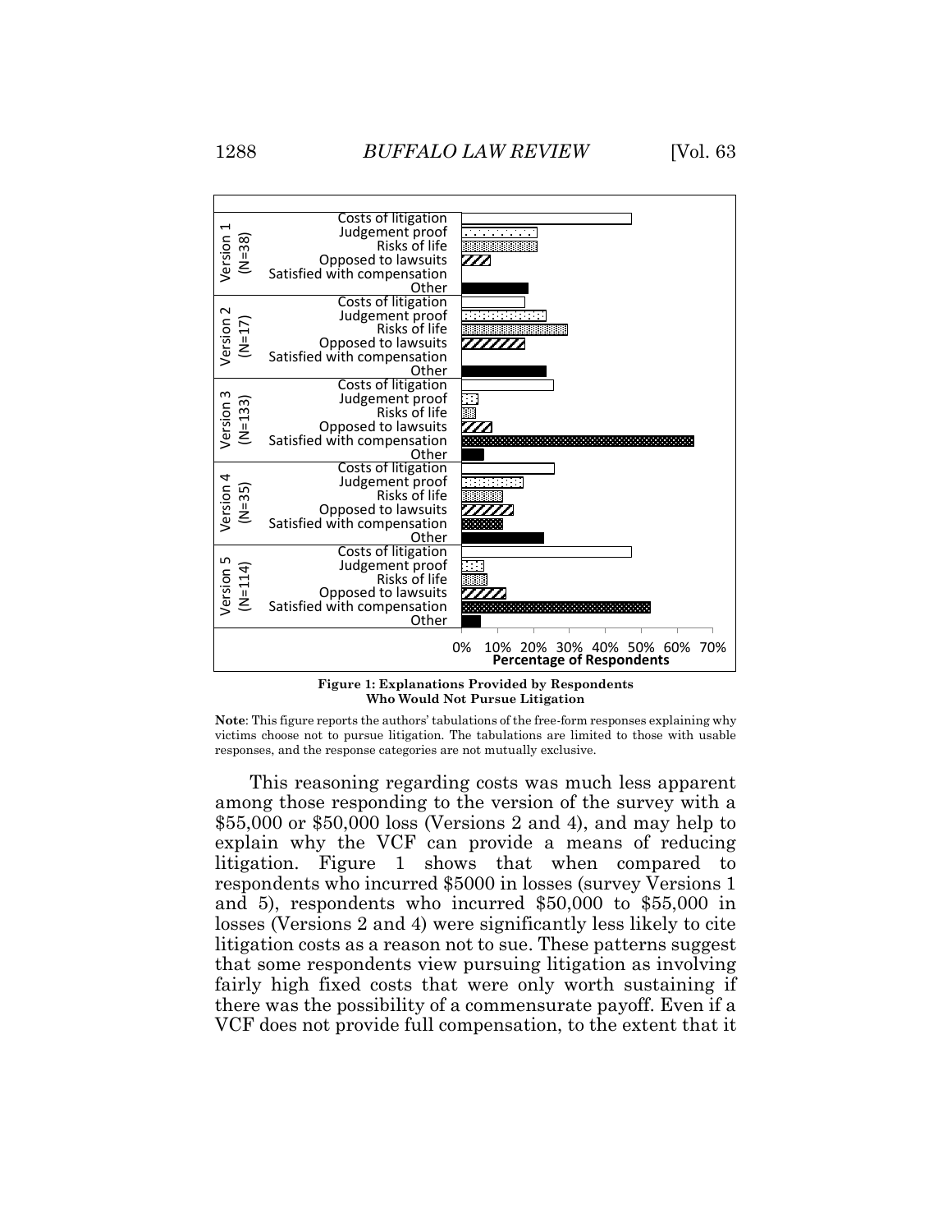**Figure 1: Explanations Provided by Respondents Who Would Not Pursue Litigation**

**Note**: This figure reports the authors' tabulations of the free-form responses explaining why victims choose not to pursue litigation. The tabulations are limited to those with usable responses, and the response categories are not mutually exclusive.

This reasoning regarding costs was much less apparent among those responding to the version of the survey with a $55,000 or $50,000 loss (Versions 2 and 4), and may help to explain why the VCF can provide a means of reducing litigation. Figure 1 shows that when compared to respondents who incurred $5000 in losses (survey Versions 1 and 5), respondents who incurred $50,000 to $55,000 in losses (Versions 2 and 4) were significantly less likely to cite litigation costs as a reason not to sue. These patterns suggest that some respondents view pursuing litigation as involving fairly high fixed costs that were only worth sustaining if there was the possibility of a commensurate payoff. Even if a VCF does not provide full compensation, to the extent that it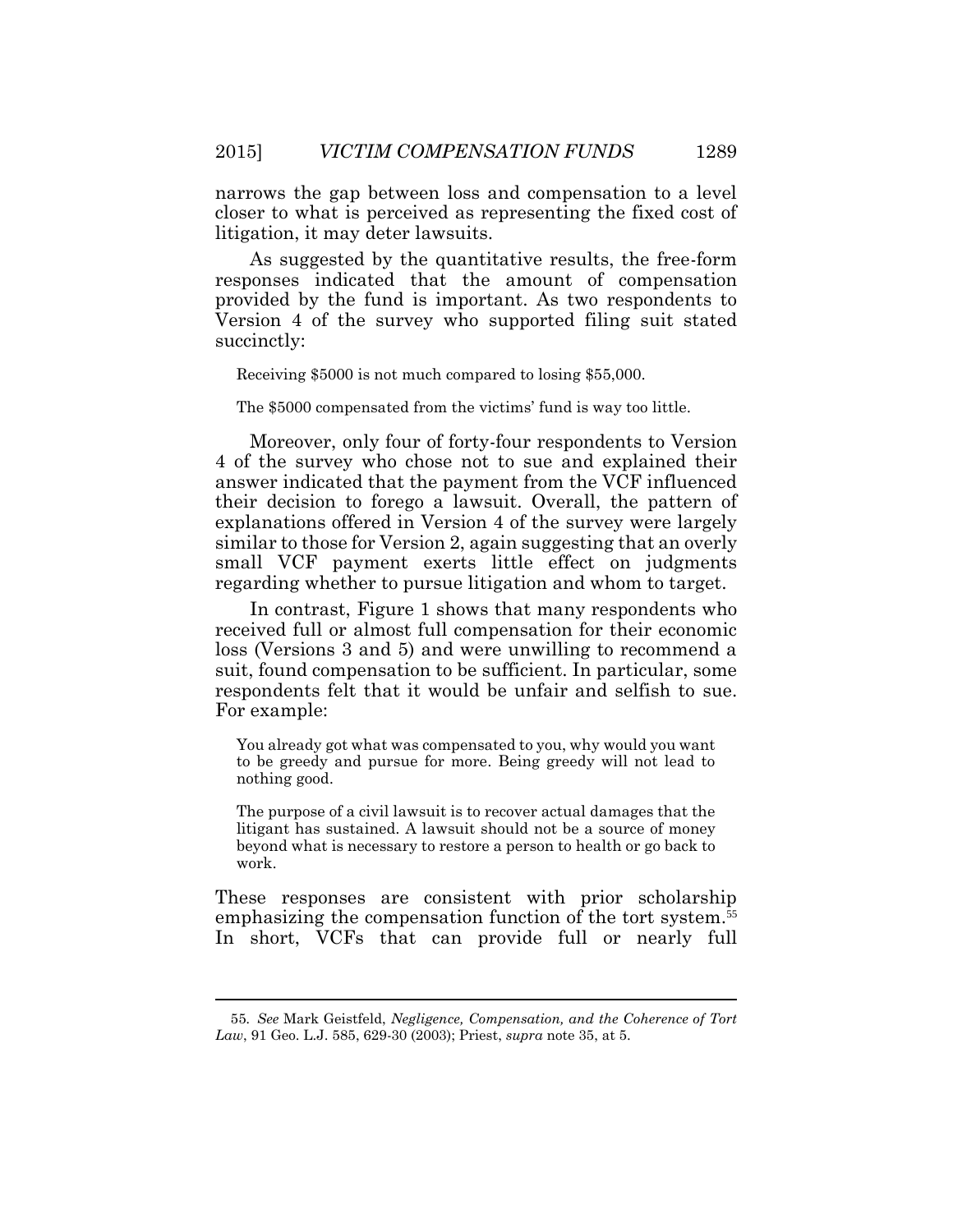narrows the gap between loss and compensation to a level closer to what is perceived as representing the fixed cost of litigation, it may deter lawsuits.

As suggested by the quantitative results, the free-form responses indicated that the amount of compensation provided by the fund is important. As two respondents to Version 4 of the survey who supported filing suit stated succinctly:

> Receiving $5000 is not much compared to losing $55,000.
>
> The $5000 compensated from the victims' fund is way too little.

Moreover, only four of forty-four respondents to Version 4 of the survey who chose not to sue and explained their answer indicated that the payment from the VCF influenced their decision to forego a lawsuit. Overall, the pattern of explanations offered in Version 4 of the survey were largely similar to those for Version 2, again suggesting that an overly small VCF payment exerts little effect on judgments regarding whether to pursue litigation and whom to target.

In contrast, Figure 1 shows that many respondents who received full or almost full compensation for their economic loss (Versions 3 and 5) and were unwilling to recommend a suit, found compensation to be sufficient. In particular, some respondents felt that it would be unfair and selfish to sue. For example:

> You already got what was compensated to you, why would you want to be greedy and pursue for more. Being greedy will not lead to nothing good.
>
> The purpose of a civil lawsuit is to recover actual damages that the litigant has sustained. A lawsuit should not be a source of money beyond what is necessary to restore a person to health or go back to work.

These responses are consistent with prior scholarship emphasizing the compensation function of the tort system.[55] In short, VCFs that can provide full or nearly full

---

55. *See* Mark Geistfeld, *Negligence, Compensation, and the Coherence of Tort Law*, 91 Geo. L.J. 585, 629-30 (2003); Priest, *supra* note 35, at 5.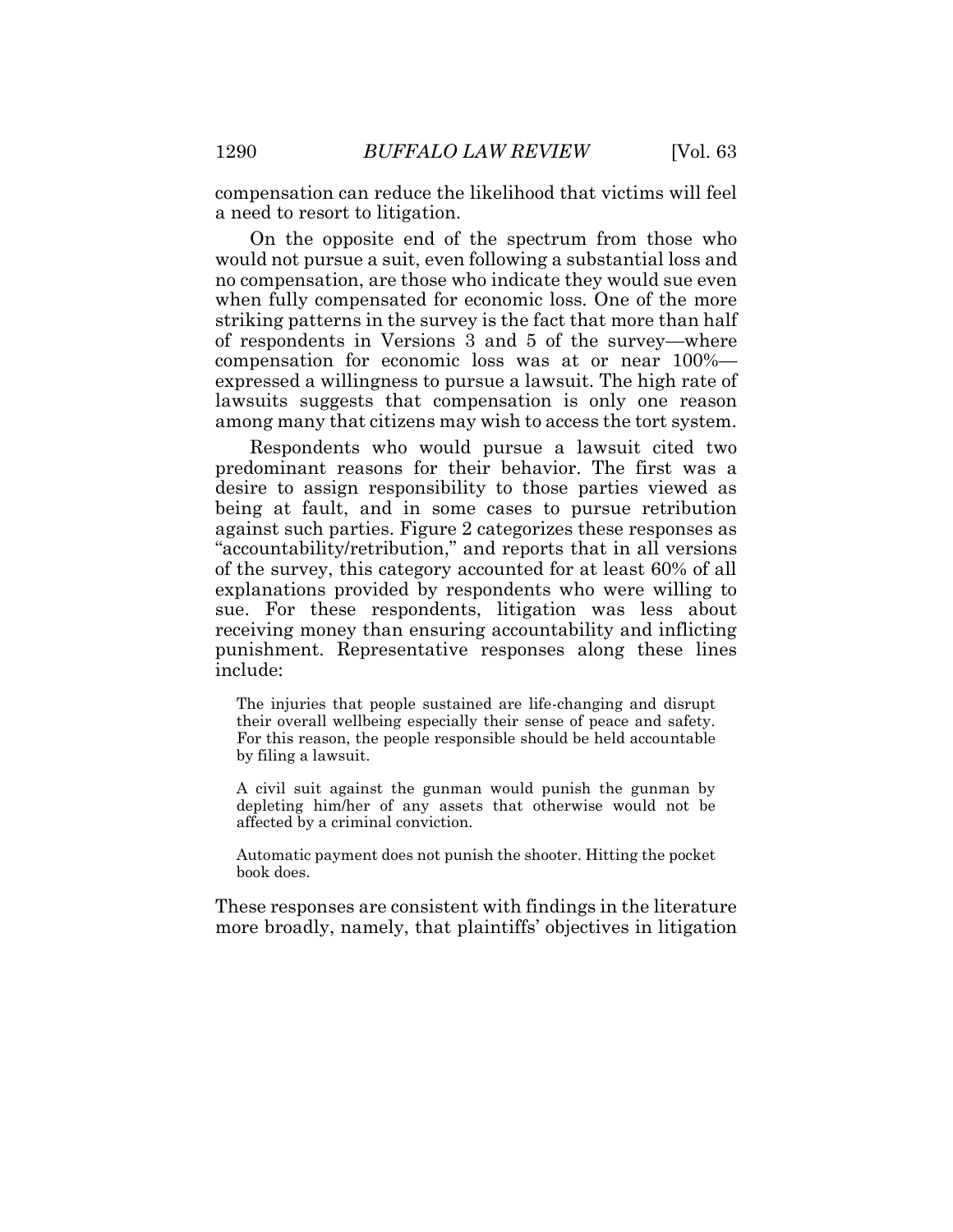compensation can reduce the likelihood that victims will feel a need to resort to litigation.

On the opposite end of the spectrum from those who would not pursue a suit, even following a substantial loss and no compensation, are those who indicate they would sue even when fully compensated for economic loss. One of the more striking patterns in the survey is the fact that more than half of respondents in Versions 3 and 5 of the survey—where compensation for economic loss was at or near 100%—expressed a willingness to pursue a lawsuit. The high rate of lawsuits suggests that compensation is only one reason among many that citizens may wish to access the tort system.

Respondents who would pursue a lawsuit cited two predominant reasons for their behavior. The first was a desire to assign responsibility to those parties viewed as being at fault, and in some cases to pursue retribution against such parties. Figure 2 categorizes these responses as "accountability/retribution," and reports that in all versions of the survey, this category accounted for at least 60% of all explanations provided by respondents who were willing to sue. For these respondents, litigation was less about receiving money than ensuring accountability and inflicting punishment. Representative responses along these lines include:

> The injuries that people sustained are life-changing and disrupt their overall wellbeing especially their sense of peace and safety. For this reason, the people responsible should be held accountable by filing a lawsuit.

> A civil suit against the gunman would punish the gunman by depleting him/her of any assets that otherwise would not be affected by a criminal conviction.

> Automatic payment does not punish the shooter. Hitting the pocket book does.

These responses are consistent with findings in the literature more broadly, namely, that plaintiffs' objectives in litigation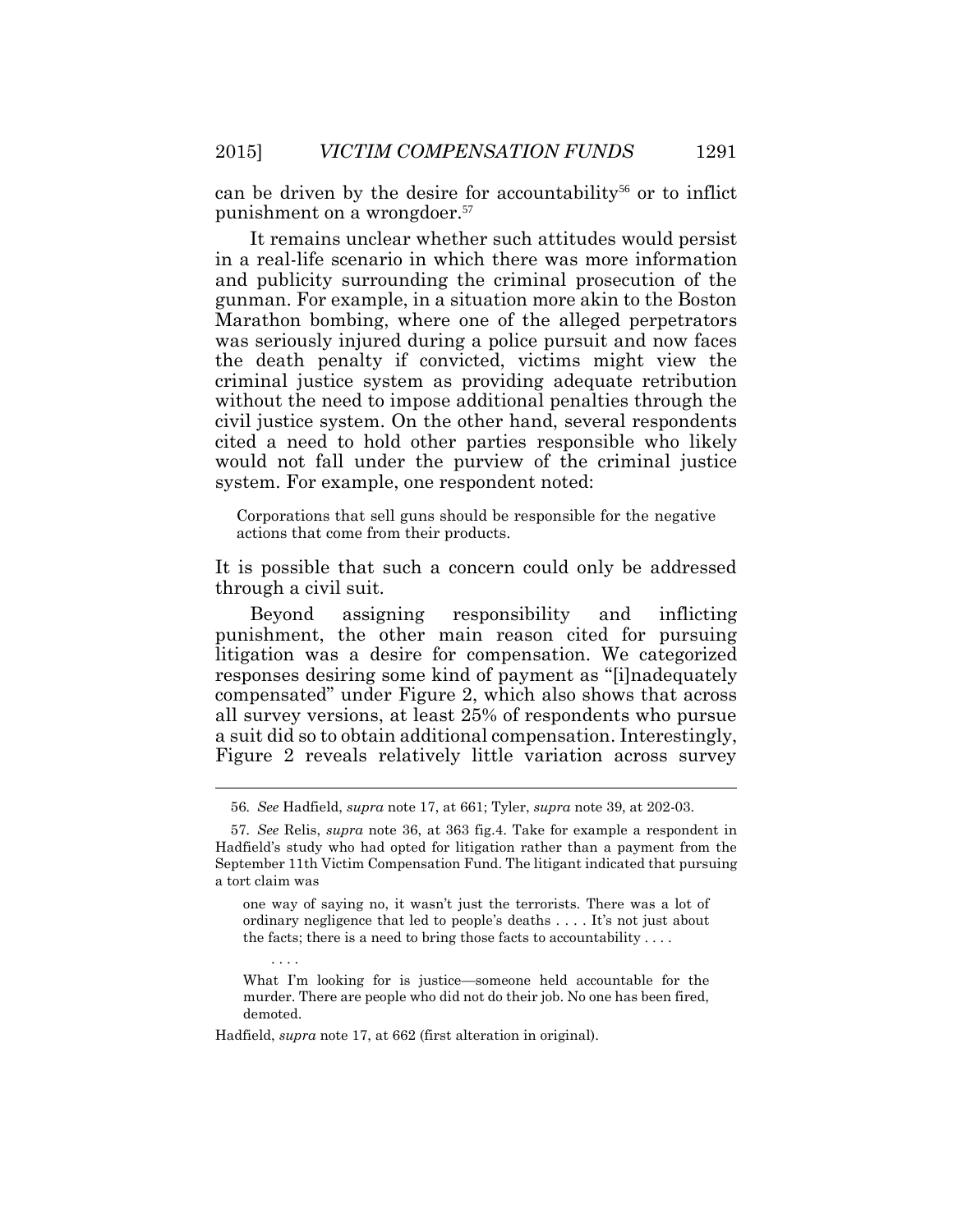can be driven by the desire for accountability[56] or to inflict punishment on a wrongdoer.[57]

It remains unclear whether such attitudes would persist in a real-life scenario in which there was more information and publicity surrounding the criminal prosecution of the gunman. For example, in a situation more akin to the Boston Marathon bombing, where one of the alleged perpetrators was seriously injured during a police pursuit and now faces the death penalty if convicted, victims might view the criminal justice system as providing adequate retribution without the need to impose additional penalties through the civil justice system. On the other hand, several respondents cited a need to hold other parties responsible who likely would not fall under the purview of the criminal justice system. For example, one respondent noted:

> Corporations that sell guns should be responsible for the negative actions that come from their products.

It is possible that such a concern could only be addressed through a civil suit.

Beyond assigning responsibility and inflicting punishment, the other main reason cited for pursuing litigation was a desire for compensation. We categorized responses desiring some kind of payment as "[i]nadequately compensated" under Figure 2, which also shows that across all survey versions, at least 25% of respondents who pursue a suit did so to obtain additional compensation. Interestingly, Figure 2 reveals relatively little variation across survey

---

56. *See* Hadfield, *supra* note 17, at 661; Tyler, *supra* note 39, at 202-03.

57. *See* Relis, *supra* note 36, at 363 fig.4. Take for example a respondent in Hadfield's study who had opted for litigation rather than a payment from the September 11th Victim Compensation Fund. The litigant indicated that pursuing a tort claim was

> one way of saying no, it wasn't just the terrorists. There was a lot of ordinary negligence that led to people's deaths . . . . It's not just about the facts; there is a need to bring those facts to accountability . . . .
>
> . . . .
>
> What I'm looking for is justice—someone held accountable for the murder. There are people who did not do their job. No one has been fired, demoted.

Hadfield, *supra* note 17, at 662 (first alteration in original).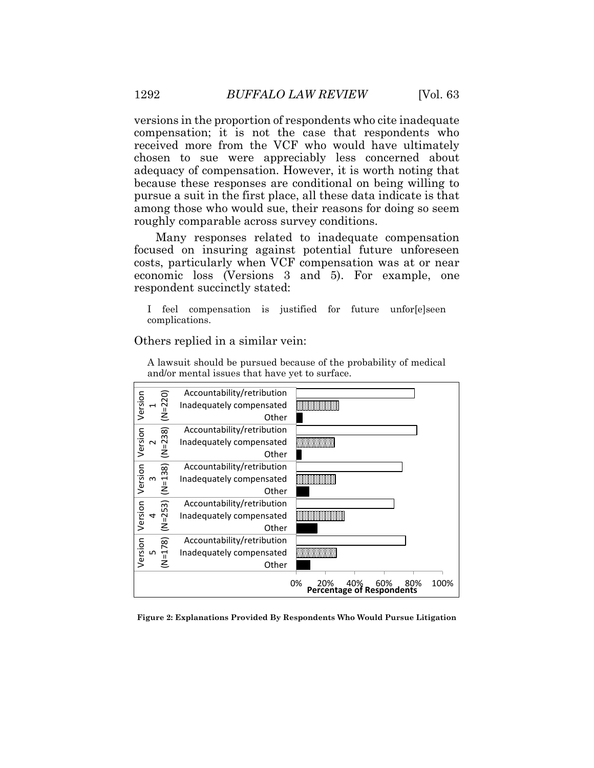versions in the proportion of respondents who cite inadequate compensation; it is not the case that respondents who received more from the VCF who would have ultimately chosen to sue were appreciably less concerned about adequacy of compensation. However, it is worth noting that because these responses are conditional on being willing to pursue a suit in the first place, all these data indicate is that among those who would sue, their reasons for doing so seem roughly comparable across survey conditions.

Many responses related to inadequate compensation focused on insuring against potential future unforeseen costs, particularly when VCF compensation was at or near economic loss (Versions 3 and 5). For example, one respondent succinctly stated:

> I feel compensation is justified for future unfor[e]seen complications.

Others replied in a similar vein:

> A lawsuit should be pursued because of the probability of medical and/or mental issues that have yet to surface.

**Figure 2: Explanations Provided By Respondents Who Would Pursue Litigation**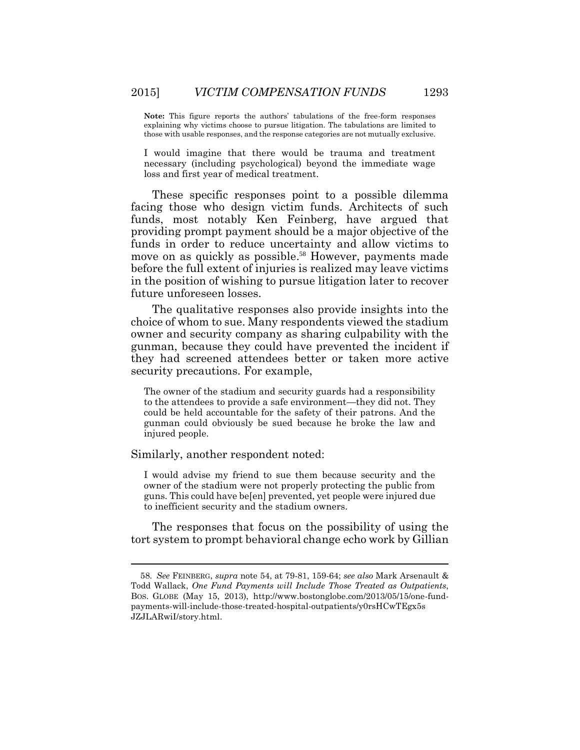**Note:** This figure reports the authors' tabulations of the free-form responses explaining why victims choose to pursue litigation. The tabulations are limited to those with usable responses, and the response categories are not mutually exclusive.

> I would imagine that there would be trauma and treatment necessary (including psychological) beyond the immediate wage loss and first year of medical treatment.

These specific responses point to a possible dilemma facing those who design victim funds. Architects of such funds, most notably Ken Feinberg, have argued that providing prompt payment should be a major objective of the funds in order to reduce uncertainty and allow victims to move on as quickly as possible.[58] However, payments made before the full extent of injuries is realized may leave victims in the position of wishing to pursue litigation later to recover future unforeseen losses.

The qualitative responses also provide insights into the choice of whom to sue. Many respondents viewed the stadium owner and security company as sharing culpability with the gunman, because they could have prevented the incident if they had screened attendees better or taken more active security precautions. For example,

> The owner of the stadium and security guards had a responsibility to the attendees to provide a safe environment—they did not. They could be held accountable for the safety of their patrons. And the gunman could obviously be sued because he broke the law and injured people.

Similarly, another respondent noted:

> I would advise my friend to sue them because security and the owner of the stadium were not properly protecting the public from guns. This could have be[en] prevented, yet people were injured due to inefficient security and the stadium owners.

The responses that focus on the possibility of using the tort system to prompt behavioral change echo work by Gillian

---

58. *See* FEINBERG, *supra* note 54, at 79-81, 159-64; *see also* Mark Arsenault & Todd Wallack, *One Fund Payments will Include Those Treated as Outpatients*, BOS. GLOBE (May 15, 2013), http://www.bostonglobe.com/2013/05/15/one-fund-payments-will-include-those-treated-hospital-outpatients/y0rsHCwTEgx5s JZJLARwiI/story.html.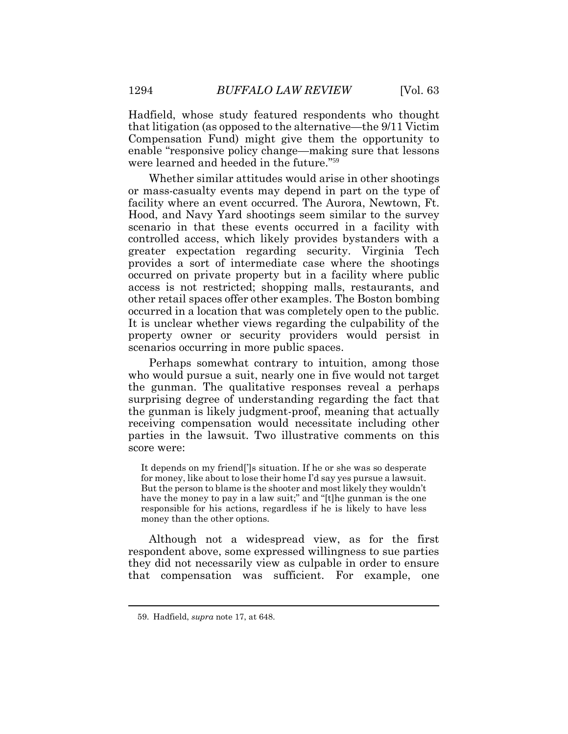Hadfield, whose study featured respondents who thought that litigation (as opposed to the alternative—the 9/11 Victim Compensation Fund) might give them the opportunity to enable "responsive policy change—making sure that lessons were learned and heeded in the future."[59]

Whether similar attitudes would arise in other shootings or mass-casualty events may depend in part on the type of facility where an event occurred. The Aurora, Newtown, Ft. Hood, and Navy Yard shootings seem similar to the survey scenario in that these events occurred in a facility with controlled access, which likely provides bystanders with a greater expectation regarding security. Virginia Tech provides a sort of intermediate case where the shootings occurred on private property but in a facility where public access is not restricted; shopping malls, restaurants, and other retail spaces offer other examples. The Boston bombing occurred in a location that was completely open to the public. It is unclear whether views regarding the culpability of the property owner or security providers would persist in scenarios occurring in more public spaces.

Perhaps somewhat contrary to intuition, among those who would pursue a suit, nearly one in five would not target the gunman. The qualitative responses reveal a perhaps surprising degree of understanding regarding the fact that the gunman is likely judgment-proof, meaning that actually receiving compensation would necessitate including other parties in the lawsuit. Two illustrative comments on this score were:

> It depends on my friend[']s situation. If he or she was so desperate for money, like about to lose their home I'd say yes pursue a lawsuit. But the person to blame is the shooter and most likely they wouldn't have the money to pay in a law suit;" and "[t]he gunman is the one responsible for his actions, regardless if he is likely to have less money than the other options.

Although not a widespread view, as for the first respondent above, some expressed willingness to sue parties they did not necessarily view as culpable in order to ensure that compensation was sufficient. For example, one

---

59. Hadfield, *supra* note 17, at 648.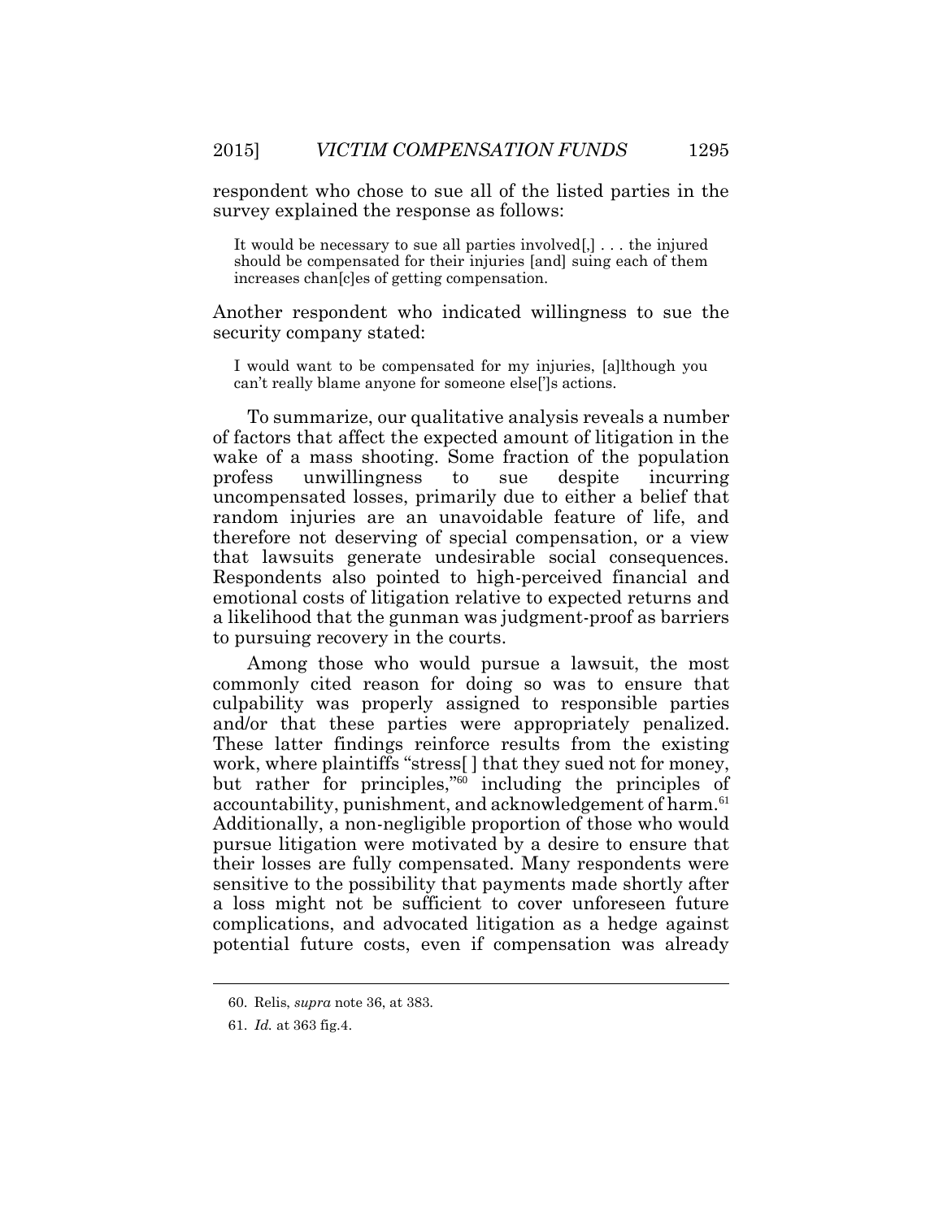respondent who chose to sue all of the listed parties in the survey explained the response as follows:

> It would be necessary to sue all parties involved[,] . . . the injured should be compensated for their injuries [and] suing each of them increases chan[c]es of getting compensation.

Another respondent who indicated willingness to sue the security company stated:

> I would want to be compensated for my injuries, [a]lthough you can't really blame anyone for someone else[']s actions.

To summarize, our qualitative analysis reveals a number of factors that affect the expected amount of litigation in the wake of a mass shooting. Some fraction of the population profess unwillingness to sue despite incurring uncompensated losses, primarily due to either a belief that random injuries are an unavoidable feature of life, and therefore not deserving of special compensation, or a view that lawsuits generate undesirable social consequences. Respondents also pointed to high-perceived financial and emotional costs of litigation relative to expected returns and a likelihood that the gunman was judgment-proof as barriers to pursuing recovery in the courts.

Among those who would pursue a lawsuit, the most commonly cited reason for doing so was to ensure that culpability was properly assigned to responsible parties and/or that these parties were appropriately penalized. These latter findings reinforce results from the existing work, where plaintiffs "stress[ ] that they sued not for money, but rather for principles,"[60] including the principles of accountability, punishment, and acknowledgement of harm.[61] Additionally, a non-negligible proportion of those who would pursue litigation were motivated by a desire to ensure that their losses are fully compensated. Many respondents were sensitive to the possibility that payments made shortly after a loss might not be sufficient to cover unforeseen future complications, and advocated litigation as a hedge against potential future costs, even if compensation was already

---

60. Relis, *supra* note 36, at 383.

61. *Id.* at 363 fig.4.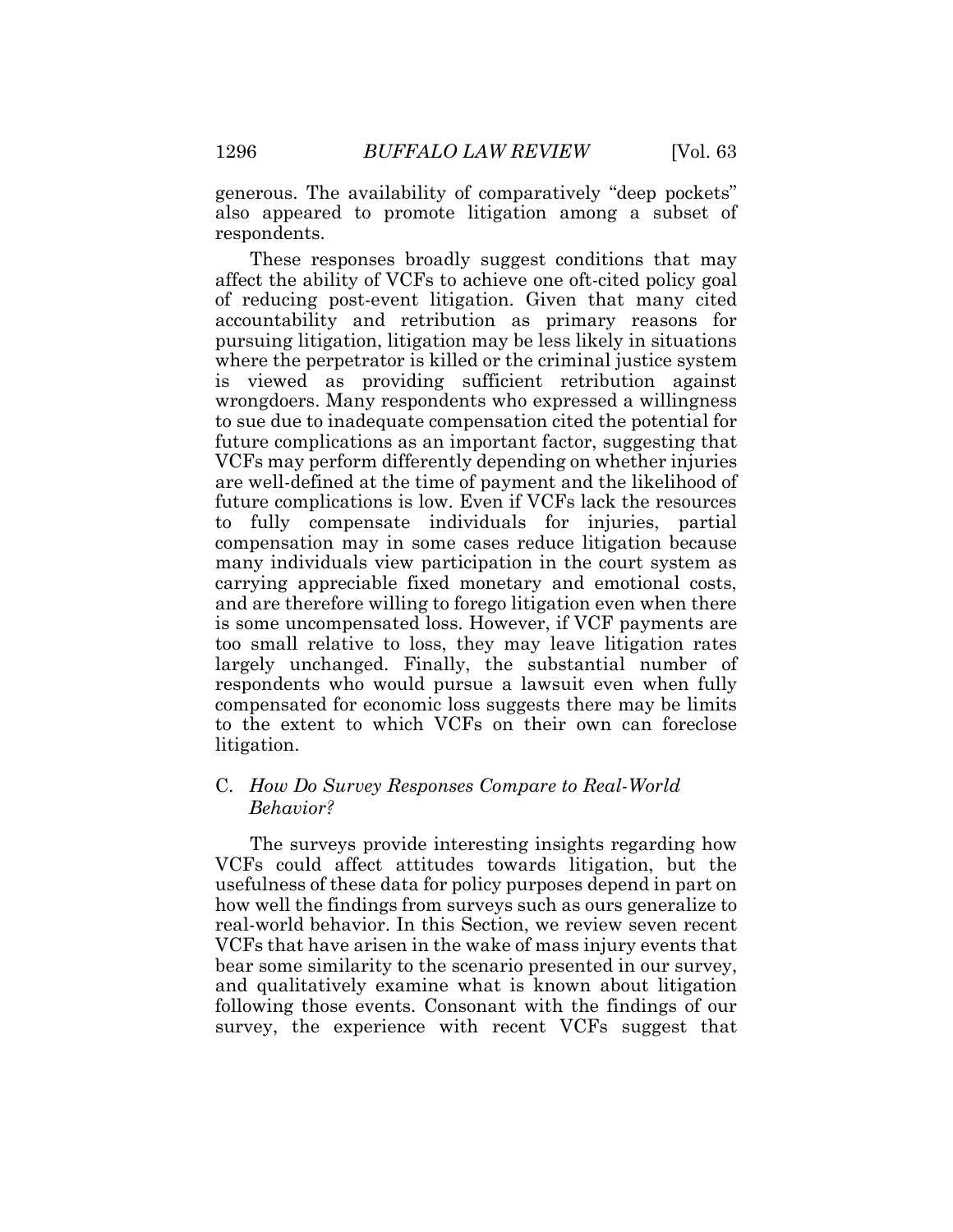generous. The availability of comparatively "deep pockets" also appeared to promote litigation among a subset of respondents.

These responses broadly suggest conditions that may affect the ability of VCFs to achieve one oft-cited policy goal of reducing post-event litigation. Given that many cited accountability and retribution as primary reasons for pursuing litigation, litigation may be less likely in situations where the perpetrator is killed or the criminal justice system is viewed as providing sufficient retribution against wrongdoers. Many respondents who expressed a willingness to sue due to inadequate compensation cited the potential for future complications as an important factor, suggesting that VCFs may perform differently depending on whether injuries are well-defined at the time of payment and the likelihood of future complications is low. Even if VCFs lack the resources to fully compensate individuals for injuries, partial compensation may in some cases reduce litigation because many individuals view participation in the court system as carrying appreciable fixed monetary and emotional costs, and are therefore willing to forego litigation even when there is some uncompensated loss. However, if VCF payments are too small relative to loss, they may leave litigation rates largely unchanged. Finally, the substantial number of respondents who would pursue a lawsuit even when fully compensated for economic loss suggests there may be limits to the extent to which VCFs on their own can foreclose litigation.

### C. *How Do Survey Responses Compare to Real-World Behavior?*

The surveys provide interesting insights regarding how VCFs could affect attitudes towards litigation, but the usefulness of these data for policy purposes depend in part on how well the findings from surveys such as ours generalize to real-world behavior. In this Section, we review seven recent VCFs that have arisen in the wake of mass injury events that bear some similarity to the scenario presented in our survey, and qualitatively examine what is known about litigation following those events. Consonant with the findings of our survey, the experience with recent VCFs suggest that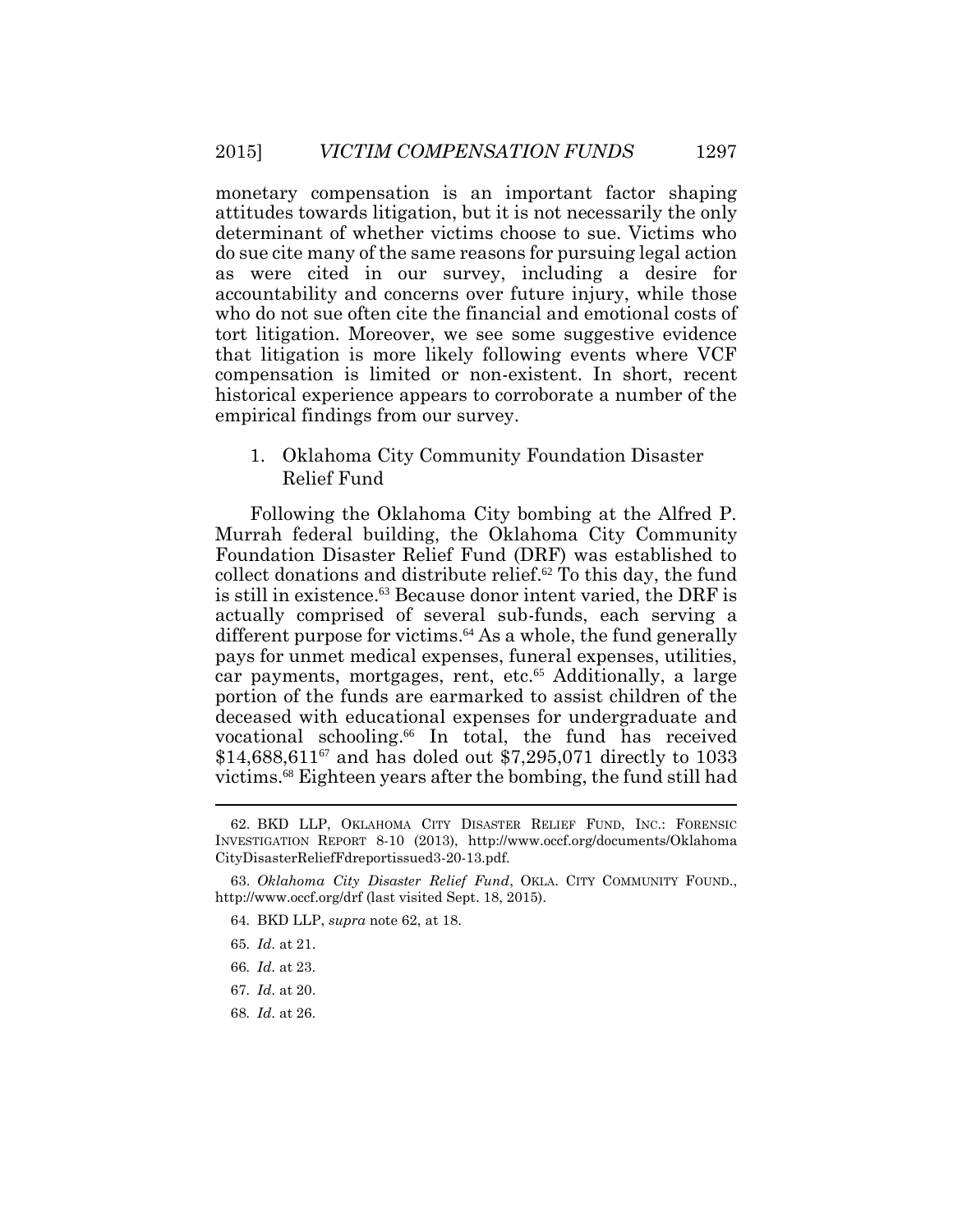monetary compensation is an important factor shaping attitudes towards litigation, but it is not necessarily the only determinant of whether victims choose to sue. Victims who do sue cite many of the same reasons for pursuing legal action as were cited in our survey, including a desire for accountability and concerns over future injury, while those who do not sue often cite the financial and emotional costs of tort litigation. Moreover, we see some suggestive evidence that litigation is more likely following events where VCF compensation is limited or non-existent. In short, recent historical experience appears to corroborate a number of the empirical findings from our survey.

### 1. Oklahoma City Community Foundation Disaster Relief Fund

Following the Oklahoma City bombing at the Alfred P. Murrah federal building, the Oklahoma City Community Foundation Disaster Relief Fund (DRF) was established to collect donations and distribute relief.[62] To this day, the fund is still in existence.[63] Because donor intent varied, the DRF is actually comprised of several sub-funds, each serving a different purpose for victims.[64] As a whole, the fund generally pays for unmet medical expenses, funeral expenses, utilities, car payments, mortgages, rent, etc.[65] Additionally, a large portion of the funds are earmarked to assist children of the deceased with educational expenses for undergraduate and vocational schooling.[66] In total, the fund has received $14,688,611[67] and has doled out $7,295,071 directly to 1033 victims.[68] Eighteen years after the bombing, the fund still had

---

62. BKD LLP, OKLAHOMA CITY DISASTER RELIEF FUND, INC.: FORENSIC INVESTIGATION REPORT 8-10 (2013), http://www.occf.org/documents/OklahomaCityDisasterReliefFdreportissued3-20-13.pdf.

63. *Oklahoma City Disaster Relief Fund*, OKLA. CITY COMMUNITY FOUND., http://www.occf.org/drf (last visited Sept. 18, 2015).

64. BKD LLP, *supra* note 62, at 18.

65. *Id*. at 21.

66. *Id*. at 23.

67. *Id*. at 20.

68. *Id*. at 26.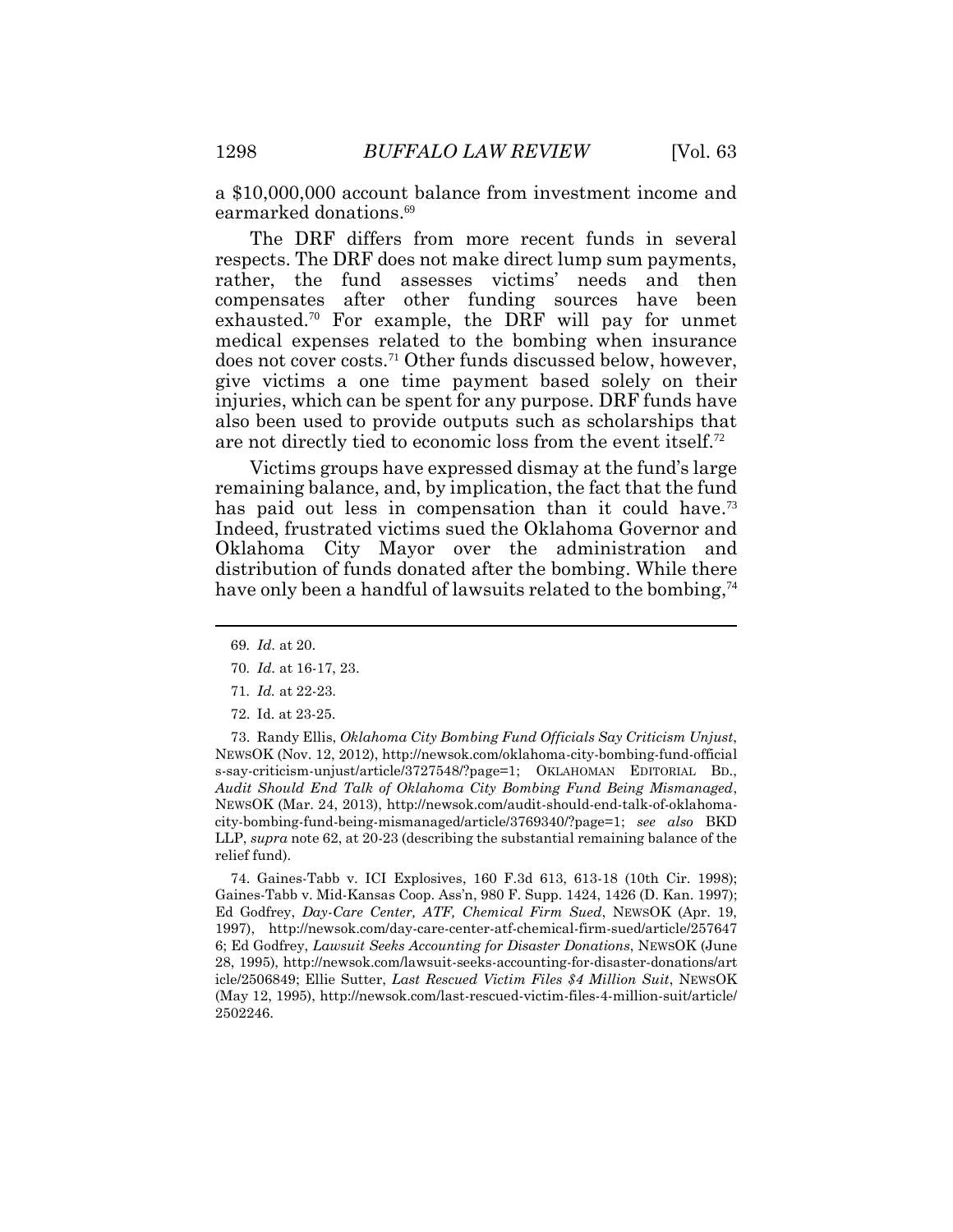a $10,000,000 account balance from investment income and earmarked donations.[69]

The DRF differs from more recent funds in several respects. The DRF does not make direct lump sum payments, rather, the fund assesses victims' needs and then compensates after other funding sources have been exhausted.[70] For example, the DRF will pay for unmet medical expenses related to the bombing when insurance does not cover costs.[71] Other funds discussed below, however, give victims a one time payment based solely on their injuries, which can be spent for any purpose. DRF funds have also been used to provide outputs such as scholarships that are not directly tied to economic loss from the event itself.[72]

Victims groups have expressed dismay at the fund's large remaining balance, and, by implication, the fact that the fund has paid out less in compensation than it could have.[73] Indeed, frustrated victims sued the Oklahoma Governor and Oklahoma City Mayor over the administration and distribution of funds donated after the bombing. While there have only been a handful of lawsuits related to the bombing,[74]

---

69. *Id*. at 20.

70. *Id*. at 16-17, 23.

71. *Id.* at 22-23.

72. Id. at 23-25.

73. Randy Ellis, *Oklahoma City Bombing Fund Officials Say Criticism Unjust*, NEWSOK (Nov. 12, 2012), http://newsok.com/oklahoma-city-bombing-fund-officials-say-criticism-unjust/article/3727548/?page=1; OKLAHOMAN EDITORIAL BD., *Audit Should End Talk of Oklahoma City Bombing Fund Being Mismanaged*, NEWSOK (Mar. 24, 2013), http://newsok.com/audit-should-end-talk-of-oklahoma-city-bombing-fund-being-mismanaged/article/3769340/?page=1; *see also* BKD LLP, *supra* note 62, at 20-23 (describing the substantial remaining balance of the relief fund).

74. Gaines-Tabb v. ICI Explosives, 160 F.3d 613, 613-18 (10th Cir. 1998); Gaines-Tabb v. Mid-Kansas Coop. Ass'n, 980 F. Supp. 1424, 1426 (D. Kan. 1997); Ed Godfrey, *Day-Care Center, ATF, Chemical Firm Sued*, NEWSOK (Apr. 19, 1997), http://newsok.com/day-care-center-atf-chemical-firm-sued/article/2576476; Ed Godfrey, *Lawsuit Seeks Accounting for Disaster Donations*, NEWSOK (June 28, 1995), http://newsok.com/lawsuit-seeks-accounting-for-disaster-donations/article/2506849; Ellie Sutter, *Last Rescued Victim Files $4 Million Suit*, NEWSOK (May 12, 1995), http://newsok.com/last-rescued-victim-files-4-million-suit/article/2502246.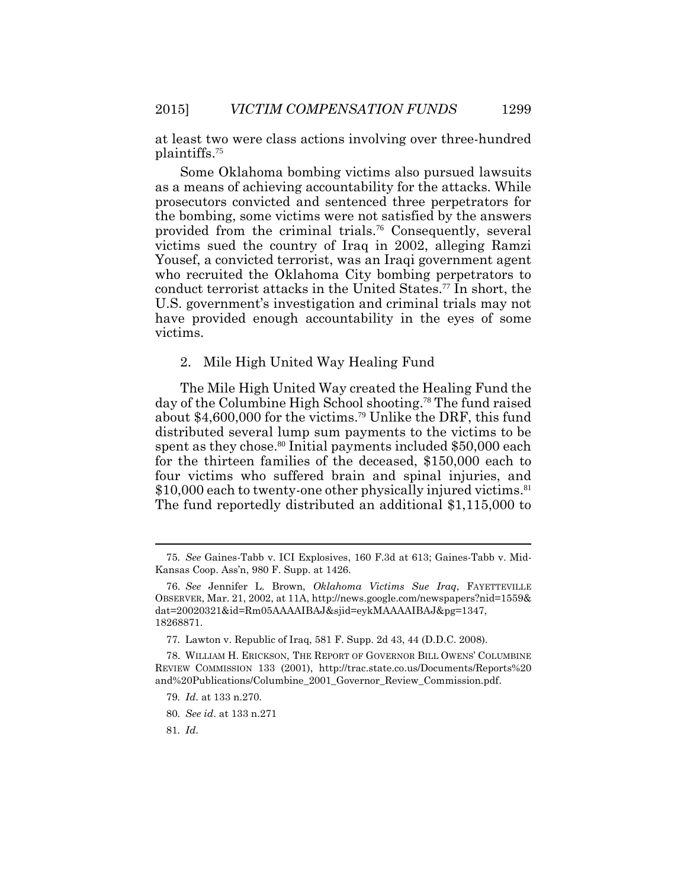at least two were class actions involving over three-hundred plaintiffs.[75]

Some Oklahoma bombing victims also pursued lawsuits as a means of achieving accountability for the attacks. While prosecutors convicted and sentenced three perpetrators for the bombing, some victims were not satisfied by the answers provided from the criminal trials.[76] Consequently, several victims sued the country of Iraq in 2002, alleging Ramzi Yousef, a convicted terrorist, was an Iraqi government agent who recruited the Oklahoma City bombing perpetrators to conduct terrorist attacks in the United States.[77] In short, the U.S. government's investigation and criminal trials may not have provided enough accountability in the eyes of some victims.

2. Mile High United Way Healing Fund

The Mile High United Way created the Healing Fund the day of the Columbine High School shooting.[78] The fund raised about $4,600,000 for the victims.[79] Unlike the DRF, this fund distributed several lump sum payments to the victims to be spent as they chose.[80] Initial payments included $50,000 each for the thirteen families of the deceased, $150,000 each to four victims who suffered brain and spinal injuries, and $10,000 each to twenty-one other physically injured victims.[81] The fund reportedly distributed an additional $1,115,000 to

---

75. *See* Gaines-Tabb v. ICI Explosives, 160 F.3d at 613; Gaines-Tabb v. Mid-Kansas Coop. Ass'n, 980 F. Supp. at 1426.

76. *See* Jennifer L. Brown, *Oklahoma Victims Sue Iraq*, FAYETTEVILLE OBSERVER, Mar. 21, 2002, at 11A, http://news.google.com/newspapers?nid=1559&dat=20020321&id=Rm05AAAAIBAJ&sjid=eykMAAAAIBAJ&pg=1347,18268871.

77. Lawton v. Republic of Iraq, 581 F. Supp. 2d 43, 44 (D.D.C. 2008).

78. WILLIAM H. ERICKSON, THE REPORT OF GOVERNOR BILL OWENS' COLUMBINE REVIEW COMMISSION 133 (2001), http://trac.state.co.us/Documents/Reports%20and%20Publications/Columbine_2001_Governor_Review_Commission.pdf.

79. *Id.* at 133 n.270.

80. *See id.* at 133 n.271

81. *Id.*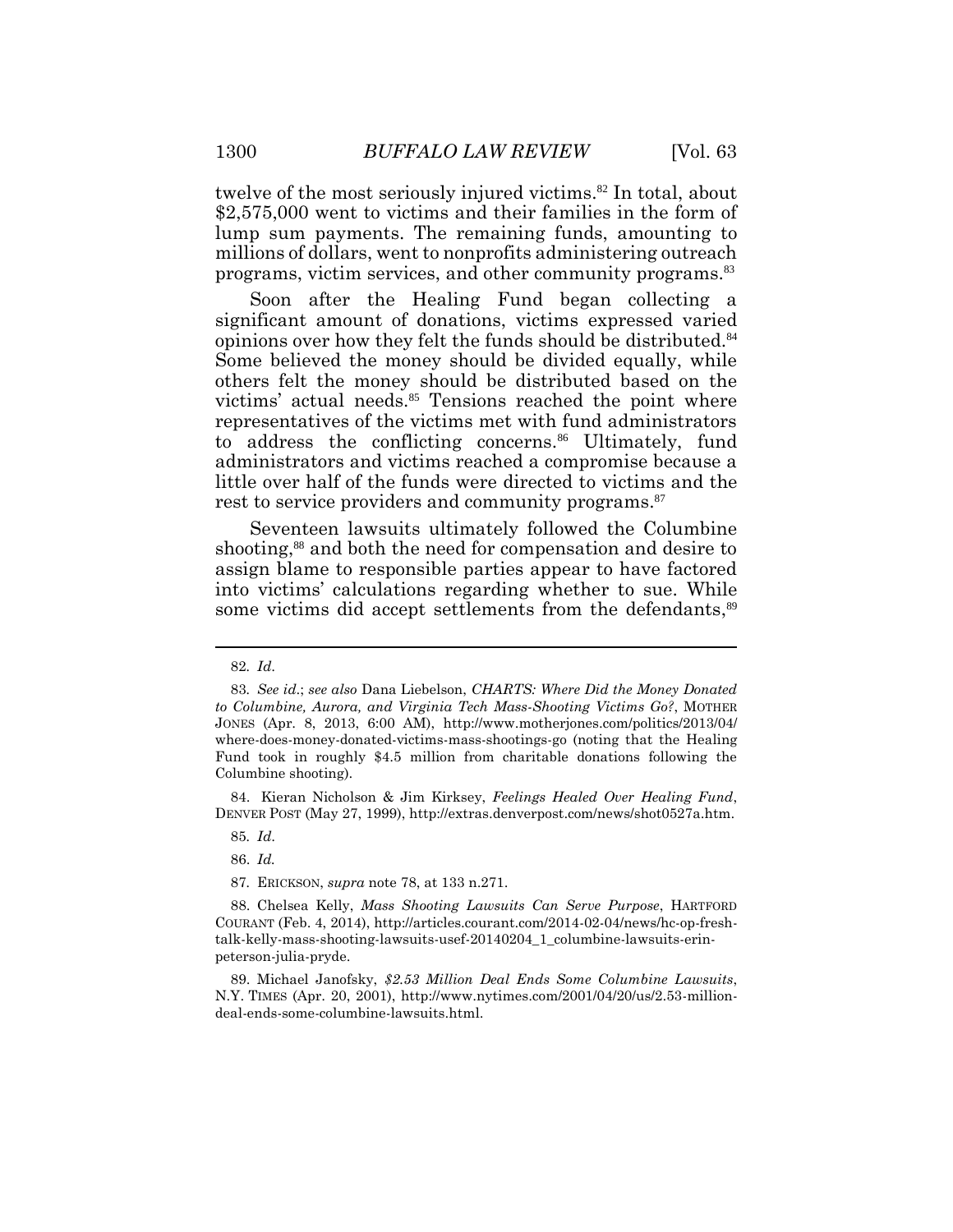twelve of the most seriously injured victims.[82] In total, about $2,575,000 went to victims and their families in the form of lump sum payments. The remaining funds, amounting to millions of dollars, went to nonprofits administering outreach programs, victim services, and other community programs.[83]

Soon after the Healing Fund began collecting a significant amount of donations, victims expressed varied opinions over how they felt the funds should be distributed.[84] Some believed the money should be divided equally, while others felt the money should be distributed based on the victims' actual needs.[85] Tensions reached the point where representatives of the victims met with fund administrators to address the conflicting concerns.[86] Ultimately, fund administrators and victims reached a compromise because a little over half of the funds were directed to victims and the rest to service providers and community programs.[87]

Seventeen lawsuits ultimately followed the Columbine shooting,[88] and both the need for compensation and desire to assign blame to responsible parties appear to have factored into victims' calculations regarding whether to sue. While some victims did accept settlements from the defendants,[89]

---

82. *Id*.

83. *See id*.; *see also* Dana Liebelson, *CHARTS: Where Did the Money Donated to Columbine, Aurora, and Virginia Tech Mass-Shooting Victims Go?*, MOTHER JONES (Apr. 8, 2013, 6:00 AM), http://www.motherjones.com/politics/2013/04/where-does-money-donated-victims-mass-shootings-go (noting that the Healing Fund took in roughly $4.5 million from charitable donations following the Columbine shooting).

84. Kieran Nicholson & Jim Kirksey, *Feelings Healed Over Healing Fund*, DENVER POST (May 27, 1999), http://extras.denverpost.com/news/shot0527a.htm.

85. *Id*.

86. *Id.*

87. ERICKSON, *supra* note 78, at 133 n.271.

88. Chelsea Kelly, *Mass Shooting Lawsuits Can Serve Purpose*, HARTFORD COURANT (Feb. 4, 2014), http://articles.courant.com/2014-02-04/news/hc-op-fresh-talk-kelly-mass-shooting-lawsuits-usef-20140204_1_columbine-lawsuits-erin-peterson-julia-pryde.

89. Michael Janofsky, *$2.53 Million Deal Ends Some Columbine Lawsuits*, N.Y. TIMES (Apr. 20, 2001), http://www.nytimes.com/2001/04/20/us/2.53-million-deal-ends-some-columbine-lawsuits.html.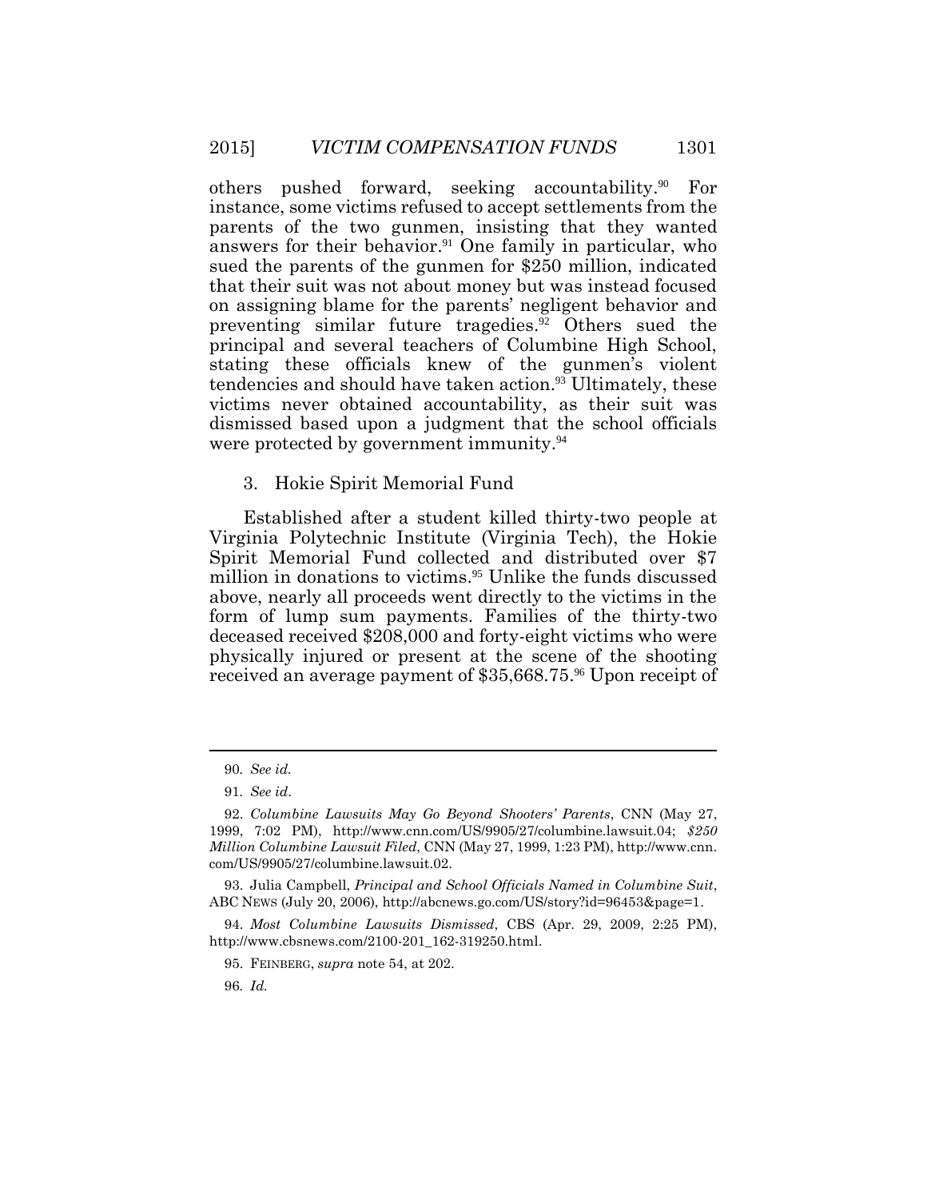others pushed forward, seeking accountability.[90] For instance, some victims refused to accept settlements from the parents of the two gunmen, insisting that they wanted answers for their behavior.[91] One family in particular, who sued the parents of the gunmen for $250 million, indicated that their suit was not about money but was instead focused on assigning blame for the parents' negligent behavior and preventing similar future tragedies.[92] Others sued the principal and several teachers of Columbine High School, stating these officials knew of the gunmen's violent tendencies and should have taken action.[93] Ultimately, these victims never obtained accountability, as their suit was dismissed based upon a judgment that the school officials were protected by government immunity.[94]

### 3. Hokie Spirit Memorial Fund

Established after a student killed thirty-two people at Virginia Polytechnic Institute (Virginia Tech), the Hokie Spirit Memorial Fund collected and distributed over $7 million in donations to victims.[95] Unlike the funds discussed above, nearly all proceeds went directly to the victims in the form of lump sum payments. Families of the thirty-two deceased received $208,000 and forty-eight victims who were physically injured or present at the scene of the shooting received an average payment of $35,668.75.[96] Upon receipt of

---

90. *See id.*

91. *See id*.

92. *Columbine Lawsuits May Go Beyond Shooters' Parents*, CNN (May 27, 1999, 7:02 PM), http://www.cnn.com/US/9905/27/columbine.lawsuit.04; *$250 Million Columbine Lawsuit Filed*, CNN (May 27, 1999, 1:23 PM), http://www.cnn.com/US/9905/27/columbine.lawsuit.02.

93. Julia Campbell, *Principal and School Officials Named in Columbine Suit*, ABC NEWS (July 20, 2006), http://abcnews.go.com/US/story?id=96453&page=1.

94. *Most Columbine Lawsuits Dismissed*, CBS (Apr. 29, 2009, 2:25 PM), http://www.cbsnews.com/2100-201_162-319250.html.

95. FEINBERG, *supra* note 54, at 202.

96. *Id.*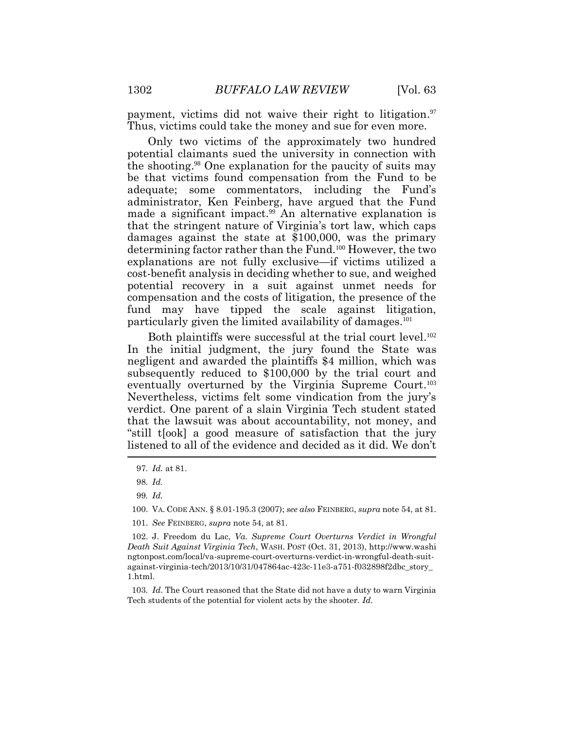payment, victims did not waive their right to litigation.[97] Thus, victims could take the money and sue for even more.

Only two victims of the approximately two hundred potential claimants sued the university in connection with the shooting.[98] One explanation for the paucity of suits may be that victims found compensation from the Fund to be adequate; some commentators, including the Fund's administrator, Ken Feinberg, have argued that the Fund made a significant impact.[99] An alternative explanation is that the stringent nature of Virginia's tort law, which caps damages against the state at $100,000, was the primary determining factor rather than the Fund.[100] However, the two explanations are not fully exclusive—if victims utilized a cost-benefit analysis in deciding whether to sue, and weighed potential recovery in a suit against unmet needs for compensation and the costs of litigation, the presence of the fund may have tipped the scale against litigation, particularly given the limited availability of damages.[101]

Both plaintiffs were successful at the trial court level.[102] In the initial judgment, the jury found the State was negligent and awarded the plaintiffs $4 million, which was subsequently reduced to $100,000 by the trial court and eventually overturned by the Virginia Supreme Court.[103] Nevertheless, victims felt some vindication from the jury's verdict. One parent of a slain Virginia Tech student stated that the lawsuit was about accountability, not money, and "still t[ook] a good measure of satisfaction that the jury listened to all of the evidence and decided as it did. We don't

---

97. *Id.* at 81.

98. *Id.*

99. *Id.*

100. VA. CODE ANN. § 8.01-195.3 (2007); *see also* FEINBERG, *supra* note 54, at 81.

101. *See* FEINBERG, *supra* note 54, at 81.

102. J. Freedom du Lac, *Va. Supreme Court Overturns Verdict in Wrongful Death Suit Against Virginia Tech*, WASH. POST (Oct. 31, 2013), http://www.washingtonpost.com/local/va-supreme-court-overturns-verdict-in-wrongful-death-suit-against-virginia-tech/2013/10/31/047864ac-423c-11e3-a751-f032898f2dbc_story_1.html.

103. *Id*. The Court reasoned that the State did not have a duty to warn Virginia Tech students of the potential for violent acts by the shooter. *Id.*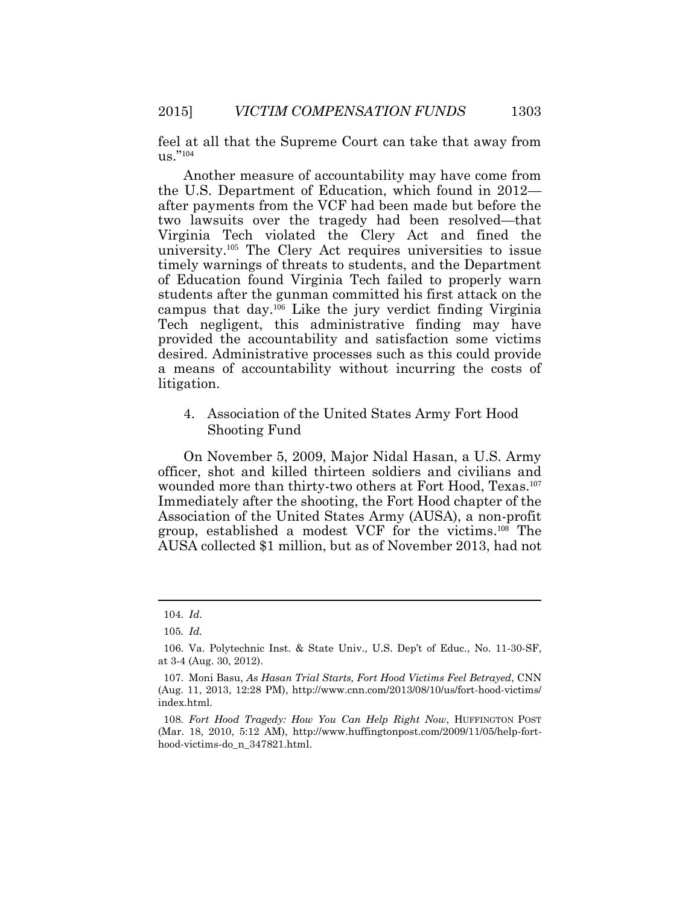feel at all that the Supreme Court can take that away from us."[104]

Another measure of accountability may have come from the U.S. Department of Education, which found in 2012—after payments from the VCF had been made but before the two lawsuits over the tragedy had been resolved—that Virginia Tech violated the Clery Act and fined the university.[105] The Clery Act requires universities to issue timely warnings of threats to students, and the Department of Education found Virginia Tech failed to properly warn students after the gunman committed his first attack on the campus that day.[106] Like the jury verdict finding Virginia Tech negligent, this administrative finding may have provided the accountability and satisfaction some victims desired. Administrative processes such as this could provide a means of accountability without incurring the costs of litigation.

### 4. Association of the United States Army Fort Hood Shooting Fund

On November 5, 2009, Major Nidal Hasan, a U.S. Army officer, shot and killed thirteen soldiers and civilians and wounded more than thirty-two others at Fort Hood, Texas.[107] Immediately after the shooting, the Fort Hood chapter of the Association of the United States Army (AUSA), a non-profit group, established a modest VCF for the victims.[108] The AUSA collected $1 million, but as of November 2013, had not

---

104. *Id.*

105. *Id.*

106. Va. Polytechnic Inst. & State Univ., U.S. Dep't of Educ., No. 11-30-SF, at 3-4 (Aug. 30, 2012).

107. Moni Basu, *As Hasan Trial Starts, Fort Hood Victims Feel Betrayed*, CNN (Aug. 11, 2013, 12:28 PM), http://www.cnn.com/2013/08/10/us/fort-hood-victims/index.html.

108. *Fort Hood Tragedy: How You Can Help Right Now*, HUFFINGTON POST (Mar. 18, 2010, 5:12 AM), http://www.huffingtonpost.com/2009/11/05/help-fort-hood-victims-do_n_347821.html.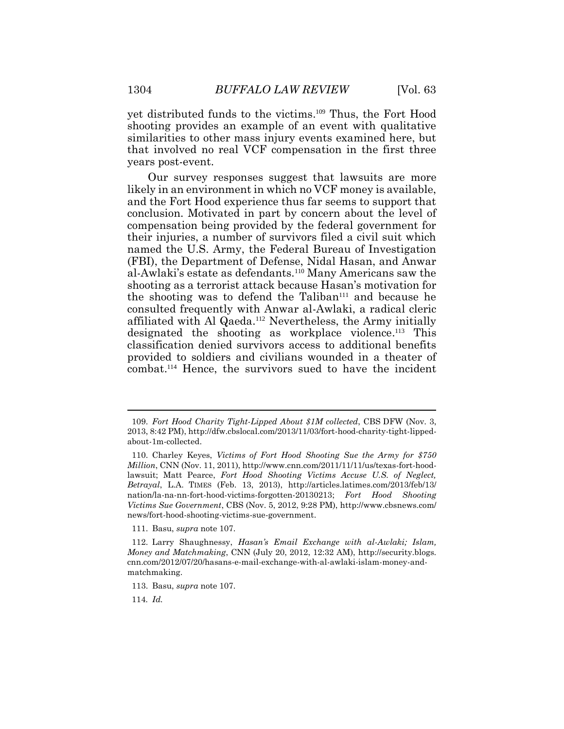yet distributed funds to the victims.[109] Thus, the Fort Hood shooting provides an example of an event with qualitative similarities to other mass injury events examined here, but that involved no real VCF compensation in the first three years post-event.

Our survey responses suggest that lawsuits are more likely in an environment in which no VCF money is available, and the Fort Hood experience thus far seems to support that conclusion. Motivated in part by concern about the level of compensation being provided by the federal government for their injuries, a number of survivors filed a civil suit which named the U.S. Army, the Federal Bureau of Investigation (FBI), the Department of Defense, Nidal Hasan, and Anwar al-Awlaki's estate as defendants.[110] Many Americans saw the shooting as a terrorist attack because Hasan's motivation for the shooting was to defend the Taliban[111] and because he consulted frequently with Anwar al-Awlaki, a radical cleric affiliated with Al Qaeda.[112] Nevertheless, the Army initially designated the shooting as workplace violence.[113] This classification denied survivors access to additional benefits provided to soldiers and civilians wounded in a theater of combat.[114] Hence, the survivors sued to have the incident

---

109. *Fort Hood Charity Tight-Lipped About $1M collected*, CBS DFW (Nov. 3, 2013, 8:42 PM), http://dfw.cbslocal.com/2013/11/03/fort-hood-charity-tight-lipped-about-1m-collected.

110. Charley Keyes, *Victims of Fort Hood Shooting Sue the Army for $750 Million*, CNN (Nov. 11, 2011), http://www.cnn.com/2011/11/11/us/texas-fort-hood-lawsuit; Matt Pearce, *Fort Hood Shooting Victims Accuse U.S. of Neglect, Betrayal*, L.A. TIMES (Feb. 13, 2013), http://articles.latimes.com/2013/feb/13/nation/la-na-nn-fort-hood-victims-forgotten-20130213; *Fort Hood Shooting Victims Sue Government*, CBS (Nov. 5, 2012, 9:28 PM), http://www.cbsnews.com/news/fort-hood-shooting-victims-sue-government.

111. Basu, *supra* note 107.

112. Larry Shaughnessy, *Hasan's Email Exchange with al-Awlaki; Islam, Money and Matchmaking*, CNN (July 20, 2012, 12:32 AM), http://security.blogs.cnn.com/2012/07/20/hasans-e-mail-exchange-with-al-awlaki-islam-money-and-matchmaking.

113. Basu, *supra* note 107.

114. *Id.*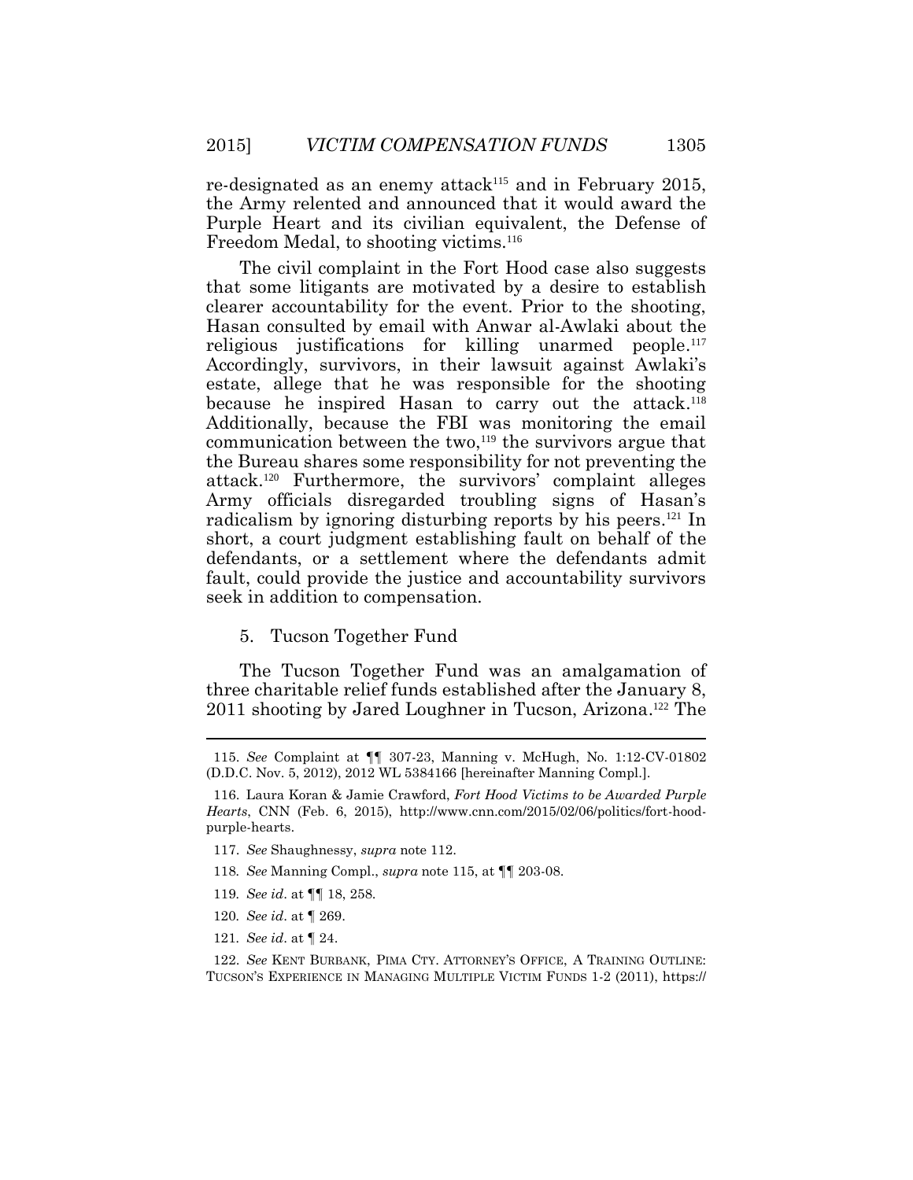re-designated as an enemy attack[115] and in February 2015, the Army relented and announced that it would award the Purple Heart and its civilian equivalent, the Defense of Freedom Medal, to shooting victims.[116]

The civil complaint in the Fort Hood case also suggests that some litigants are motivated by a desire to establish clearer accountability for the event. Prior to the shooting, Hasan consulted by email with Anwar al-Awlaki about the religious justifications for killing unarmed people.[117] Accordingly, survivors, in their lawsuit against Awlaki's estate, allege that he was responsible for the shooting because he inspired Hasan to carry out the attack.[118] Additionally, because the FBI was monitoring the email communication between the two,[119] the survivors argue that the Bureau shares some responsibility for not preventing the attack.[120] Furthermore, the survivors' complaint alleges Army officials disregarded troubling signs of Hasan's radicalism by ignoring disturbing reports by his peers.[121] In short, a court judgment establishing fault on behalf of the defendants, or a settlement where the defendants admit fault, could provide the justice and accountability survivors seek in addition to compensation.

5. Tucson Together Fund

The Tucson Together Fund was an amalgamation of three charitable relief funds established after the January 8, 2011 shooting by Jared Loughner in Tucson, Arizona.[122] The

---

115. *See* Complaint at ¶¶ 307-23, Manning v. McHugh, No. 1:12-CV-01802 (D.D.C. Nov. 5, 2012), 2012 WL 5384166 [hereinafter Manning Compl.].

116. Laura Koran & Jamie Crawford, *Fort Hood Victims to be Awarded Purple Hearts*, CNN (Feb. 6, 2015), http://www.cnn.com/2015/02/06/politics/fort-hood-purple-hearts.

117. *See* Shaughnessy, *supra* note 112.

118. *See* Manning Compl., *supra* note 115, at ¶¶ 203-08.

119. *See id*. at ¶¶ 18, 258.

120. *See id*. at ¶ 269.

121. *See id*. at ¶ 24.

122. *See* KENT BURBANK, PIMA CTY. ATTORNEY'S OFFICE, A TRAINING OUTLINE: TUCSON'S EXPERIENCE IN MANAGING MULTIPLE VICTIM FUNDS 1-2 (2011), https://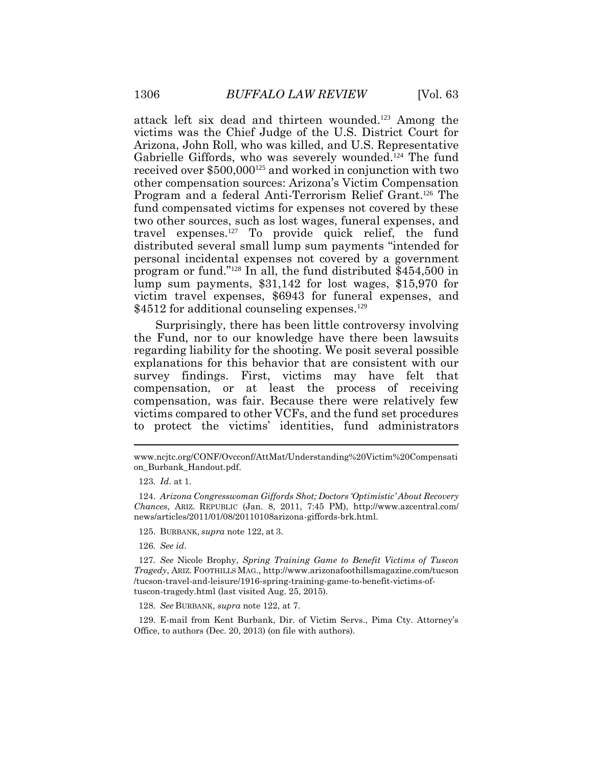attack left six dead and thirteen wounded.[123] Among the victims was the Chief Judge of the U.S. District Court for Arizona, John Roll, who was killed, and U.S. Representative Gabrielle Giffords, who was severely wounded.[124] The fund received over $500,000[125] and worked in conjunction with two other compensation sources: Arizona's Victim Compensation Program and a federal Anti-Terrorism Relief Grant.[126] The fund compensated victims for expenses not covered by these two other sources, such as lost wages, funeral expenses, and travel expenses.[127] To provide quick relief, the fund distributed several small lump sum payments "intended for personal incidental expenses not covered by a government program or fund."[128] In all, the fund distributed $454,500 in lump sum payments, $31,142 for lost wages, $15,970 for victim travel expenses, $6943 for funeral expenses, and $4512 for additional counseling expenses.[129]

Surprisingly, there has been little controversy involving the Fund, nor to our knowledge have there been lawsuits regarding liability for the shooting. We posit several possible explanations for this behavior that are consistent with our survey findings. First, victims may have felt that compensation, or at least the process of receiving compensation, was fair. Because there were relatively few victims compared to other VCFs, and the fund set procedures to protect the victims' identities, fund administrators

---

www.ncjtc.org/CONF/Ovcconf/AttMat/Understanding%20Victim%20Compensation_Burbank_Handout.pdf.

123. *Id*. at 1.

124. *Arizona Congresswoman Giffords Shot; Doctors 'Optimistic' About Recovery Chances*, ARIZ. REPUBLIC (Jan. 8, 2011, 7:45 PM), http://www.azcentral.com/news/articles/2011/01/08/20110108arizona-giffords-brk.html.

125. BURBANK, *supra* note 122, at 3.

126. *See id*.

127. *See* Nicole Brophy, *Spring Training Game to Benefit Victims of Tuscon Tragedy*, ARIZ. FOOTHILLS MAG., http://www.arizonafoothillsmagazine.com/tucson/tucson-travel-and-leisure/1916-spring-training-game-to-benefit-victims-of-tuscon-tragedy.html (last visited Aug. 25, 2015).

128. *See* BURBANK, *supra* note 122, at 7.

129. E-mail from Kent Burbank, Dir. of Victim Servs., Pima Cty. Attorney's Office, to authors (Dec. 20, 2013) (on file with authors).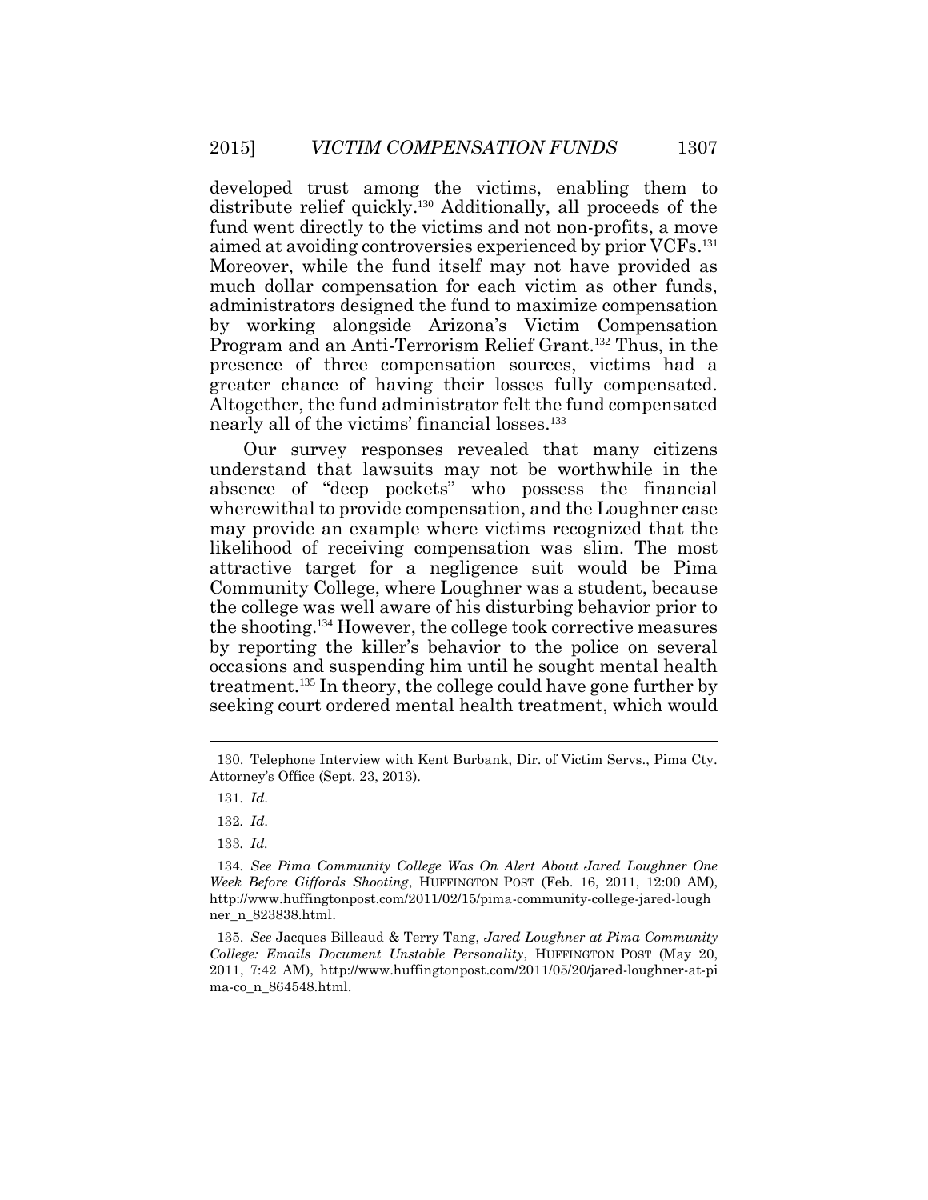developed trust among the victims, enabling them to distribute relief quickly.[130] Additionally, all proceeds of the fund went directly to the victims and not non-profits, a move aimed at avoiding controversies experienced by prior VCFs.[131] Moreover, while the fund itself may not have provided as much dollar compensation for each victim as other funds, administrators designed the fund to maximize compensation by working alongside Arizona's Victim Compensation Program and an Anti-Terrorism Relief Grant.[132] Thus, in the presence of three compensation sources, victims had a greater chance of having their losses fully compensated. Altogether, the fund administrator felt the fund compensated nearly all of the victims' financial losses.[133]

Our survey responses revealed that many citizens understand that lawsuits may not be worthwhile in the absence of "deep pockets" who possess the financial wherewithal to provide compensation, and the Loughner case may provide an example where victims recognized that the likelihood of receiving compensation was slim. The most attractive target for a negligence suit would be Pima Community College, where Loughner was a student, because the college was well aware of his disturbing behavior prior to the shooting.[134] However, the college took corrective measures by reporting the killer's behavior to the police on several occasions and suspending him until he sought mental health treatment.[135] In theory, the college could have gone further by seeking court ordered mental health treatment, which would

---

130. Telephone Interview with Kent Burbank, Dir. of Victim Servs., Pima Cty. Attorney's Office (Sept. 23, 2013).

131. *Id.*

132. *Id.*

133. *Id.*

134. *See Pima Community College Was On Alert About Jared Loughner One Week Before Giffords Shooting*, HUFFINGTON POST (Feb. 16, 2011, 12:00 AM), http://www.huffingtonpost.com/2011/02/15/pima-community-college-jared-loughner_n_823838.html.

135. *See* Jacques Billeaud & Terry Tang, *Jared Loughner at Pima Community College: Emails Document Unstable Personality*, HUFFINGTON POST (May 20, 2011, 7:42 AM), http://www.huffingtonpost.com/2011/05/20/jared-loughner-at-pima-co_n_864548.html.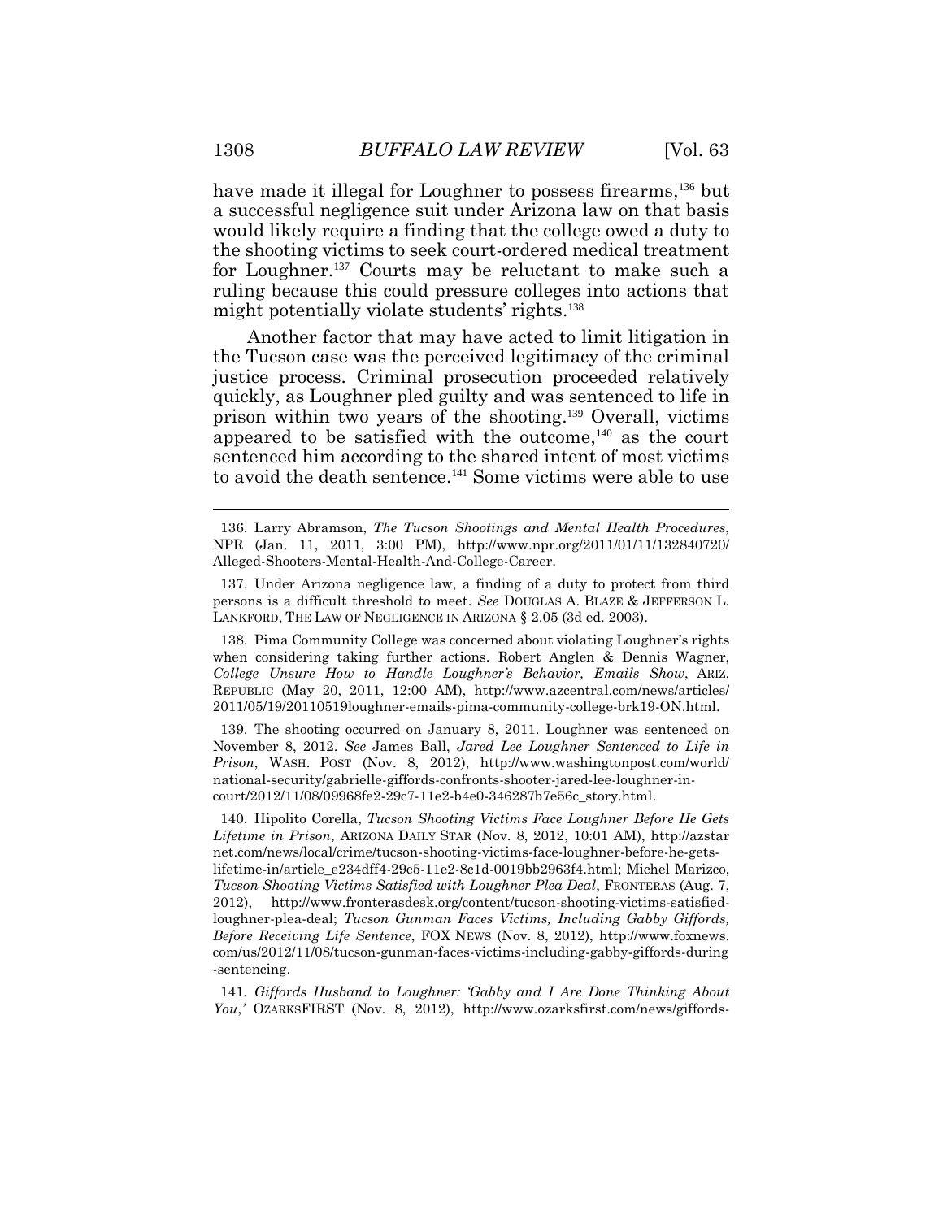have made it illegal for Loughner to possess firearms,[136] but a successful negligence suit under Arizona law on that basis would likely require a finding that the college owed a duty to the shooting victims to seek court-ordered medical treatment for Loughner.[137] Courts may be reluctant to make such a ruling because this could pressure colleges into actions that might potentially violate students' rights.[138]

Another factor that may have acted to limit litigation in the Tucson case was the perceived legitimacy of the criminal justice process. Criminal prosecution proceeded relatively quickly, as Loughner pled guilty and was sentenced to life in prison within two years of the shooting.[139] Overall, victims appeared to be satisfied with the outcome,[140] as the court sentenced him according to the shared intent of most victims to avoid the death sentence.[141] Some victims were able to use

136. Larry Abramson, *The Tucson Shootings and Mental Health Procedures*, NPR (Jan. 11, 2011, 3:00 PM), http://www.npr.org/2011/01/11/132840720/Alleged-Shooters-Mental-Health-And-College-Career.

137. Under Arizona negligence law, a finding of a duty to protect from third persons is a difficult threshold to meet. *See* DOUGLAS A. BLAZE & JEFFERSON L. LANKFORD, THE LAW OF NEGLIGENCE IN ARIZONA § 2.05 (3d ed. 2003).

138. Pima Community College was concerned about violating Loughner's rights when considering taking further actions. Robert Anglen & Dennis Wagner, *College Unsure How to Handle Loughner's Behavior, Emails Show*, ARIZ. REPUBLIC (May 20, 2011, 12:00 AM), http://www.azcentral.com/news/articles/2011/05/19/20110519loughner-emails-pima-community-college-brk19-ON.html.

139. The shooting occurred on January 8, 2011. Loughner was sentenced on November 8, 2012. *See* James Ball, *Jared Lee Loughner Sentenced to Life in Prison*, WASH. POST (Nov. 8, 2012), http://www.washingtonpost.com/world/national-security/gabrielle-giffords-confronts-shooter-jared-lee-loughner-in-court/2012/11/08/09968fe2-29c7-11e2-b4e0-346287b7e56c_story.html.

140. Hipolito Corella, *Tucson Shooting Victims Face Loughner Before He Gets Lifetime in Prison*, ARIZONA DAILY STAR (Nov. 8, 2012, 10:01 AM), http://azstarnet.com/news/local/crime/tucson-shooting-victims-face-loughner-before-he-gets-lifetime-in/article_e234dff4-29c5-11e2-8c1d-0019bb2963f4.html; Michel Marizco, *Tucson Shooting Victims Satisfied with Loughner Plea Deal*, FRONTERAS (Aug. 7, 2012), http://www.fronterasdesk.org/content/tucson-shooting-victims-satisfied-loughner-plea-deal; *Tucson Gunman Faces Victims, Including Gabby Giffords, Before Receiving Life Sentence*, FOX NEWS (Nov. 8, 2012), http://www.foxnews.com/us/2012/11/08/tucson-gunman-faces-victims-including-gabby-giffords-during-sentencing.

141. *Giffords Husband to Loughner: 'Gabby and I Are Done Thinking About You,'* OZARKSFIRST (Nov. 8, 2012), http://www.ozarksfirst.com/news/giffords-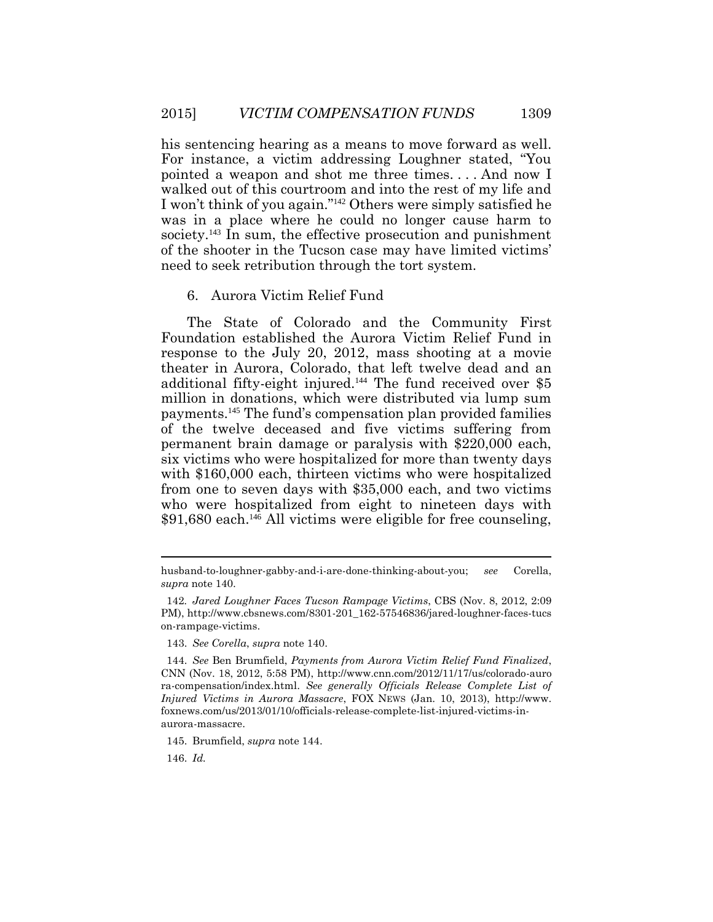his sentencing hearing as a means to move forward as well. For instance, a victim addressing Loughner stated, "You pointed a weapon and shot me three times. . . . And now I walked out of this courtroom and into the rest of my life and I won't think of you again."[142] Others were simply satisfied he was in a place where he could no longer cause harm to society.[143] In sum, the effective prosecution and punishment of the shooter in the Tucson case may have limited victims' need to seek retribution through the tort system.

6. Aurora Victim Relief Fund

The State of Colorado and the Community First Foundation established the Aurora Victim Relief Fund in response to the July 20, 2012, mass shooting at a movie theater in Aurora, Colorado, that left twelve dead and an additional fifty-eight injured.[144] The fund received over $5 million in donations, which were distributed via lump sum payments.[145] The fund's compensation plan provided families of the twelve deceased and five victims suffering from permanent brain damage or paralysis with $220,000 each, six victims who were hospitalized for more than twenty days with $160,000 each, thirteen victims who were hospitalized from one to seven days with $35,000 each, and two victims who were hospitalized from eight to nineteen days with $91,680 each.[146] All victims were eligible for free counseling,

---

husband-to-loughner-gabby-and-i-are-done-thinking-about-you; *see* Corella, *supra* note 140.

142. *Jared Loughner Faces Tucson Rampage Victims*, CBS (Nov. 8, 2012, 2:09 PM), http://www.cbsnews.com/8301-201_162-57546836/jared-loughner-faces-tucson-rampage-victims.

143. *See Corella*, *supra* note 140.

144. *See* Ben Brumfield, *Payments from Aurora Victim Relief Fund Finalized*, CNN (Nov. 18, 2012, 5:58 PM), http://www.cnn.com/2012/11/17/us/colorado-aurora-compensation/index.html. *See generally Officials Release Complete List of Injured Victims in Aurora Massacre*, FOX NEWS (Jan. 10, 2013), http://www.foxnews.com/us/2013/01/10/officials-release-complete-list-injured-victims-in-aurora-massacre.

145. Brumfield, *supra* note 144.

146. *Id.*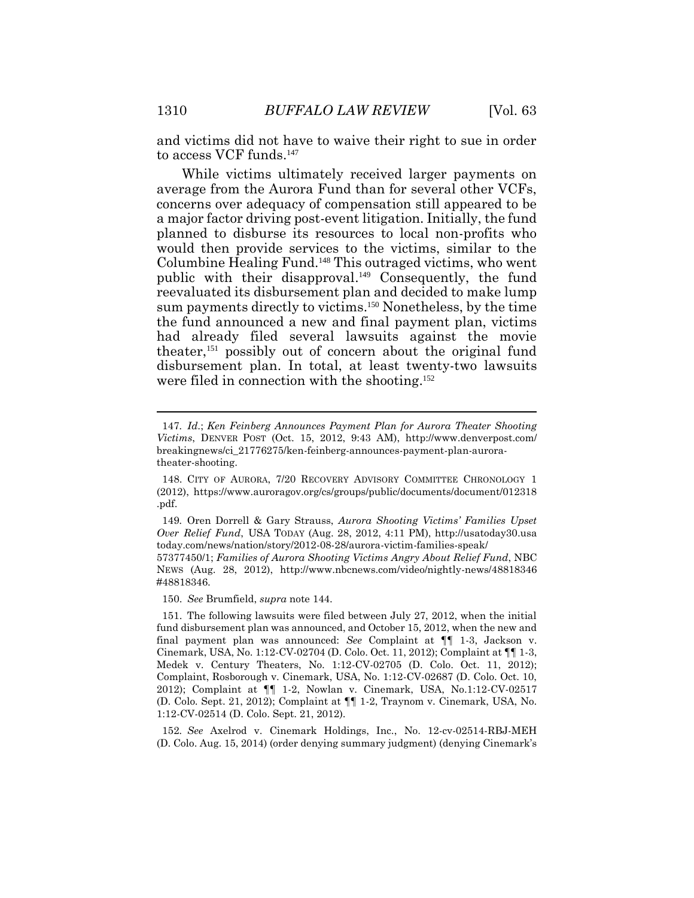and victims did not have to waive their right to sue in order to access VCF funds.[147]

While victims ultimately received larger payments on average from the Aurora Fund than for several other VCFs, concerns over adequacy of compensation still appeared to be a major factor driving post-event litigation. Initially, the fund planned to disburse its resources to local non-profits who would then provide services to the victims, similar to the Columbine Healing Fund.[148] This outraged victims, who went public with their disapproval.[149] Consequently, the fund reevaluated its disbursement plan and decided to make lump sum payments directly to victims.[150] Nonetheless, by the time the fund announced a new and final payment plan, victims had already filed several lawsuits against the movie theater,[151] possibly out of concern about the original fund disbursement plan. In total, at least twenty-two lawsuits were filed in connection with the shooting.[152]

---

147. *Id.*; *Ken Feinberg Announces Payment Plan for Aurora Theater Shooting Victims*, DENVER POST (Oct. 15, 2012, 9:43 AM), http://www.denverpost.com/breakingnews/ci_21776275/ken-feinberg-announces-payment-plan-aurora-theater-shooting.

148. CITY OF AURORA, 7/20 RECOVERY ADVISORY COMMITTEE CHRONOLOGY 1 (2012), https://www.auroragov.org/cs/groups/public/documents/document/012318.pdf.

149. Oren Dorrell & Gary Strauss, *Aurora Shooting Victims' Families Upset Over Relief Fund*, USA TODAY (Aug. 28, 2012, 4:11 PM), http://usatoday30.usatoday.com/news/nation/story/2012-08-28/aurora-victim-families-speak/57377450/1; *Families of Aurora Shooting Victims Angry About Relief Fund*, NBC NEWS (Aug. 28, 2012), http://www.nbcnews.com/video/nightly-news/48818346#48818346.

150. *See* Brumfield, *supra* note 144.

151. The following lawsuits were filed between July 27, 2012, when the initial fund disbursement plan was announced, and October 15, 2012, when the new and final payment plan was announced: *See* Complaint at ¶¶ 1-3, Jackson v. Cinemark, USA, No. 1:12-CV-02704 (D. Colo. Oct. 11, 2012); Complaint at ¶¶ 1-3, Medek v. Century Theaters, No. 1:12-CV-02705 (D. Colo. Oct. 11, 2012); Complaint, Rosborough v. Cinemark, USA, No. 1:12-CV-02687 (D. Colo. Oct. 10, 2012); Complaint at ¶¶ 1-2, Nowlan v. Cinemark, USA, No.1:12-CV-02517 (D. Colo. Sept. 21, 2012); Complaint at ¶¶ 1-2, Traynom v. Cinemark, USA, No. 1:12-CV-02514 (D. Colo. Sept. 21, 2012).

152. *See* Axelrod v. Cinemark Holdings, Inc., No. 12-cv-02514-RBJ-MEH (D. Colo. Aug. 15, 2014) (order denying summary judgment) (denying Cinemark's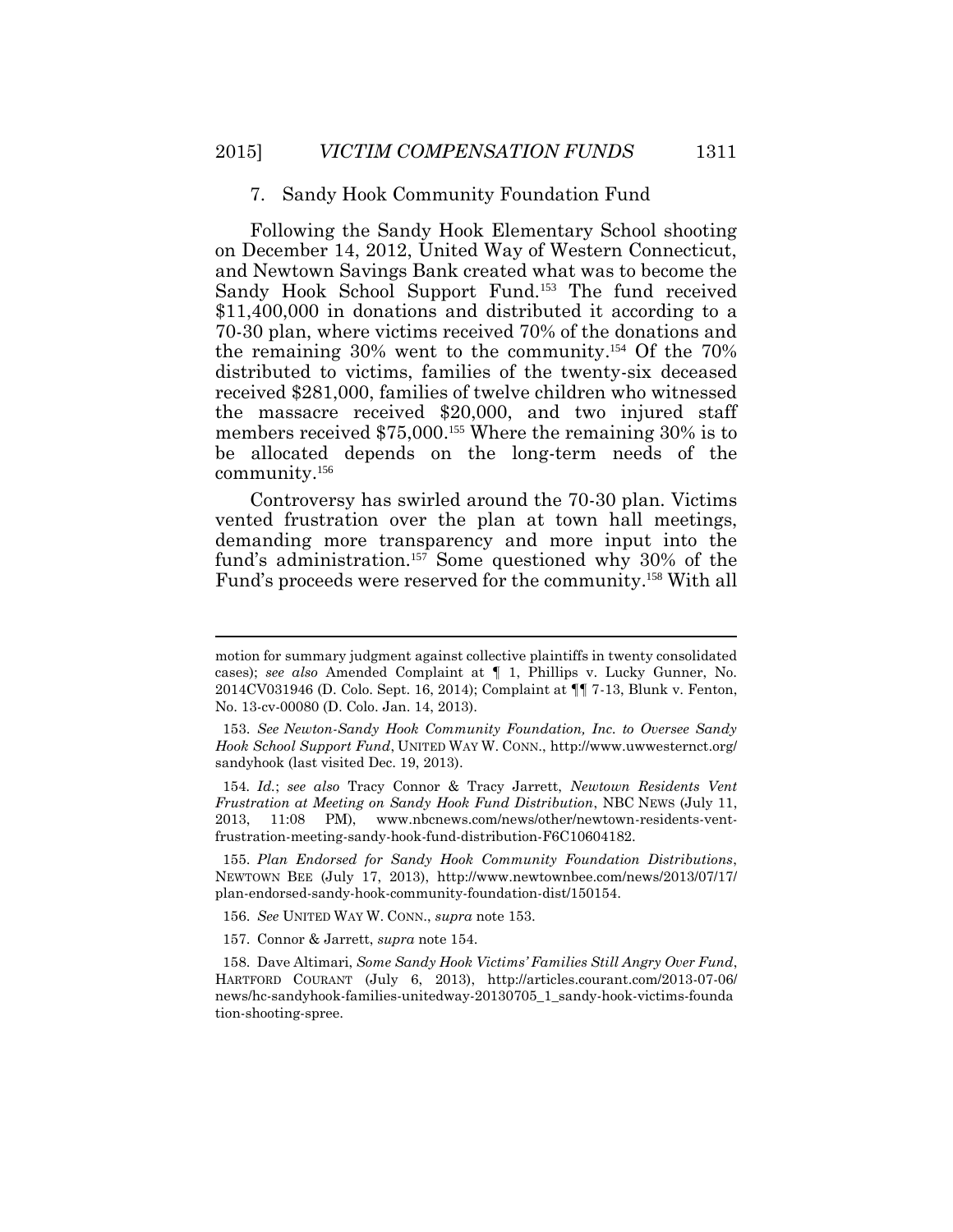### 7. Sandy Hook Community Foundation Fund

Following the Sandy Hook Elementary School shooting on December 14, 2012, United Way of Western Connecticut, and Newtown Savings Bank created what was to become the Sandy Hook School Support Fund.[153] The fund received $11,400,000 in donations and distributed it according to a 70-30 plan, where victims received 70% of the donations and the remaining 30% went to the community.[154] Of the 70% distributed to victims, families of the twenty-six deceased received $281,000, families of twelve children who witnessed the massacre received $20,000, and two injured staff members received $75,000.[155] Where the remaining 30% is to be allocated depends on the long-term needs of the community.[156]

Controversy has swirled around the 70-30 plan. Victims vented frustration over the plan at town hall meetings, demanding more transparency and more input into the fund's administration.[157] Some questioned why 30% of the Fund's proceeds were reserved for the community.[158] With all

---

motion for summary judgment against collective plaintiffs in twenty consolidated cases); *see also* Amended Complaint at ¶ 1, Phillips v. Lucky Gunner, No. 2014CV031946 (D. Colo. Sept. 16, 2014); Complaint at ¶¶ 7-13, Blunk v. Fenton, No. 13-cv-00080 (D. Colo. Jan. 14, 2013).

153. *See Newton-Sandy Hook Community Foundation, Inc. to Oversee Sandy Hook School Support Fund*, UNITED WAY W. CONN., http://www.uwwesternct.org/sandyhook (last visited Dec. 19, 2013).

154. *Id.*; *see also* Tracy Connor & Tracy Jarrett, *Newtown Residents Vent Frustration at Meeting on Sandy Hook Fund Distribution*, NBC NEWS (July 11, 2013, 11:08 PM), www.nbcnews.com/news/other/newtown-residents-vent-frustration-meeting-sandy-hook-fund-distribution-F6C10604182.

155. *Plan Endorsed for Sandy Hook Community Foundation Distributions*, NEWTOWN BEE (July 17, 2013), http://www.newtownbee.com/news/2013/07/17/plan-endorsed-sandy-hook-community-foundation-dist/150154.

156. *See* UNITED WAY W. CONN., *supra* note 153.

157. Connor & Jarrett, *supra* note 154.

158. Dave Altimari, *Some Sandy Hook Victims' Families Still Angry Over Fund*, HARTFORD COURANT (July 6, 2013), http://articles.courant.com/2013-07-06/news/hc-sandyhook-families-unitedway-20130705_1_sandy-hook-victims-foundation-shooting-spree.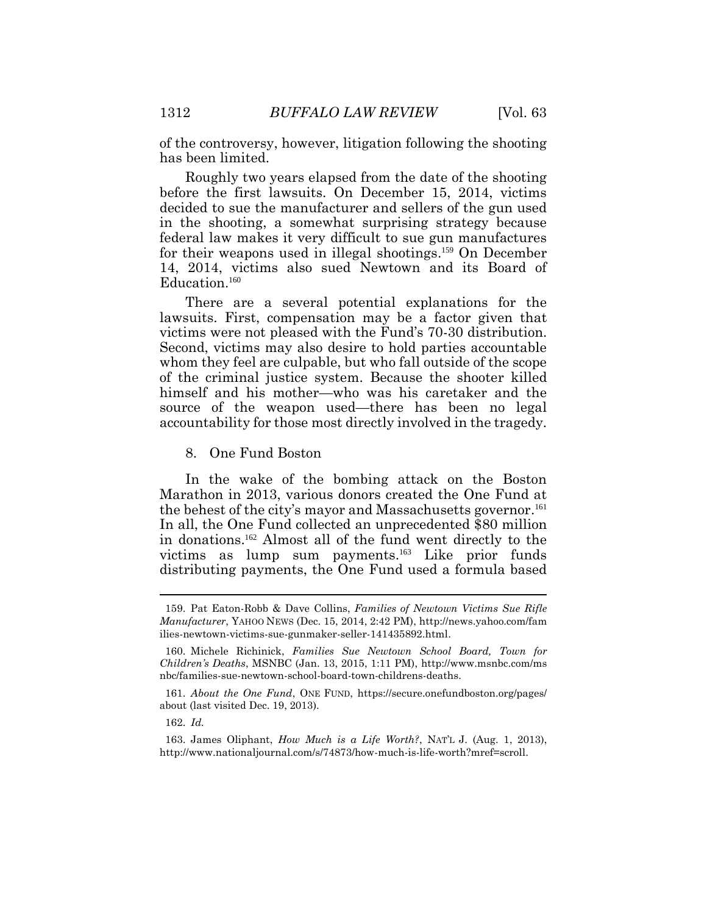of the controversy, however, litigation following the shooting has been limited.

Roughly two years elapsed from the date of the shooting before the first lawsuits. On December 15, 2014, victims decided to sue the manufacturer and sellers of the gun used in the shooting, a somewhat surprising strategy because federal law makes it very difficult to sue gun manufactures for their weapons used in illegal shootings.[159] On December 14, 2014, victims also sued Newtown and its Board of Education.[160]

There are a several potential explanations for the lawsuits. First, compensation may be a factor given that victims were not pleased with the Fund's 70-30 distribution. Second, victims may also desire to hold parties accountable whom they feel are culpable, but who fall outside of the scope of the criminal justice system. Because the shooter killed himself and his mother—who was his caretaker and the source of the weapon used—there has been no legal accountability for those most directly involved in the tragedy.

#### 8. One Fund Boston

In the wake of the bombing attack on the Boston Marathon in 2013, various donors created the One Fund at the behest of the city's mayor and Massachusetts governor.[161] In all, the One Fund collected an unprecedented $80 million in donations.[162] Almost all of the fund went directly to the victims as lump sum payments.[163] Like prior funds distributing payments, the One Fund used a formula based

---

159. Pat Eaton-Robb & Dave Collins, *Families of Newtown Victims Sue Rifle Manufacturer*, YAHOO NEWS (Dec. 15, 2014, 2:42 PM), http://news.yahoo.com/families-newtown-victims-sue-gunmaker-seller-141435892.html.

160. Michele Richinick, *Families Sue Newtown School Board, Town for Children's Deaths*, MSNBC (Jan. 13, 2015, 1:11 PM), http://www.msnbc.com/msnbc/families-sue-newtown-school-board-town-childrens-deaths.

161. *About the One Fund*, ONE FUND, https://secure.onefundboston.org/pages/about (last visited Dec. 19, 2013).

162. *Id.*

163. James Oliphant, *How Much is a Life Worth?*, NAT'L J. (Aug. 1, 2013), http://www.nationaljournal.com/s/74873/how-much-is-life-worth?mref=scroll.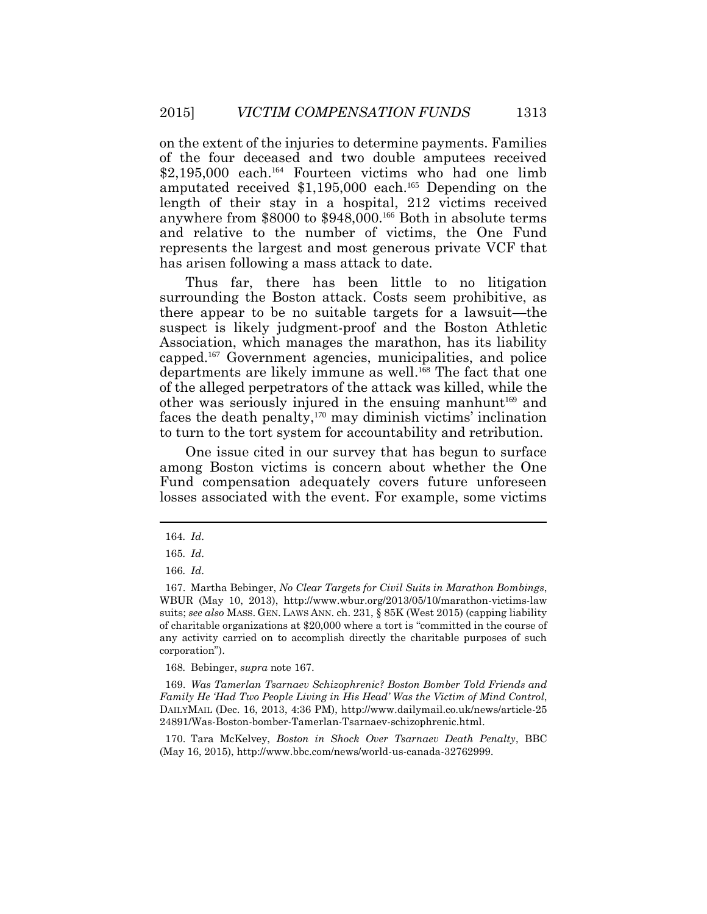on the extent of the injuries to determine payments. Families of the four deceased and two double amputees received $2,195,000 each.[164] Fourteen victims who had one limb amputated received $1,195,000 each.[165] Depending on the length of their stay in a hospital, 212 victims received anywhere from $8000 to $948,000.[166] Both in absolute terms and relative to the number of victims, the One Fund represents the largest and most generous private VCF that has arisen following a mass attack to date.

Thus far, there has been little to no litigation surrounding the Boston attack. Costs seem prohibitive, as there appear to be no suitable targets for a lawsuit—the suspect is likely judgment-proof and the Boston Athletic Association, which manages the marathon, has its liability capped.[167] Government agencies, municipalities, and police departments are likely immune as well.[168] The fact that one of the alleged perpetrators of the attack was killed, while the other was seriously injured in the ensuing manhunt[169] and faces the death penalty,[170] may diminish victims' inclination to turn to the tort system for accountability and retribution.

One issue cited in our survey that has begun to surface among Boston victims is concern about whether the One Fund compensation adequately covers future unforeseen losses associated with the event. For example, some victims

---

164. *Id.*

165. *Id.*

166. *Id.*

167. Martha Bebinger, *No Clear Targets for Civil Suits in Marathon Bombings*, WBUR (May 10, 2013), http://www.wbur.org/2013/05/10/marathon-victims-law suits; *see also* MASS. GEN. LAWS ANN. ch. 231, § 85K (West 2015) (capping liability of charitable organizations at $20,000 where a tort is "committed in the course of any activity carried on to accomplish directly the charitable purposes of such corporation").

168. Bebinger, *supra* note 167.

169. *Was Tamerlan Tsarnaev Schizophrenic? Boston Bomber Told Friends and Family He 'Had Two People Living in His Head' Was the Victim of Mind Control*, DAILYMAIL (Dec. 16, 2013, 4:36 PM), http://www.dailymail.co.uk/news/article-2524891/Was-Boston-bomber-Tamerlan-Tsarnaev-schizophrenic.html.

170. Tara McKelvey, *Boston in Shock Over Tsarnaev Death Penalty*, BBC (May 16, 2015), http://www.bbc.com/news/world-us-canada-32762999.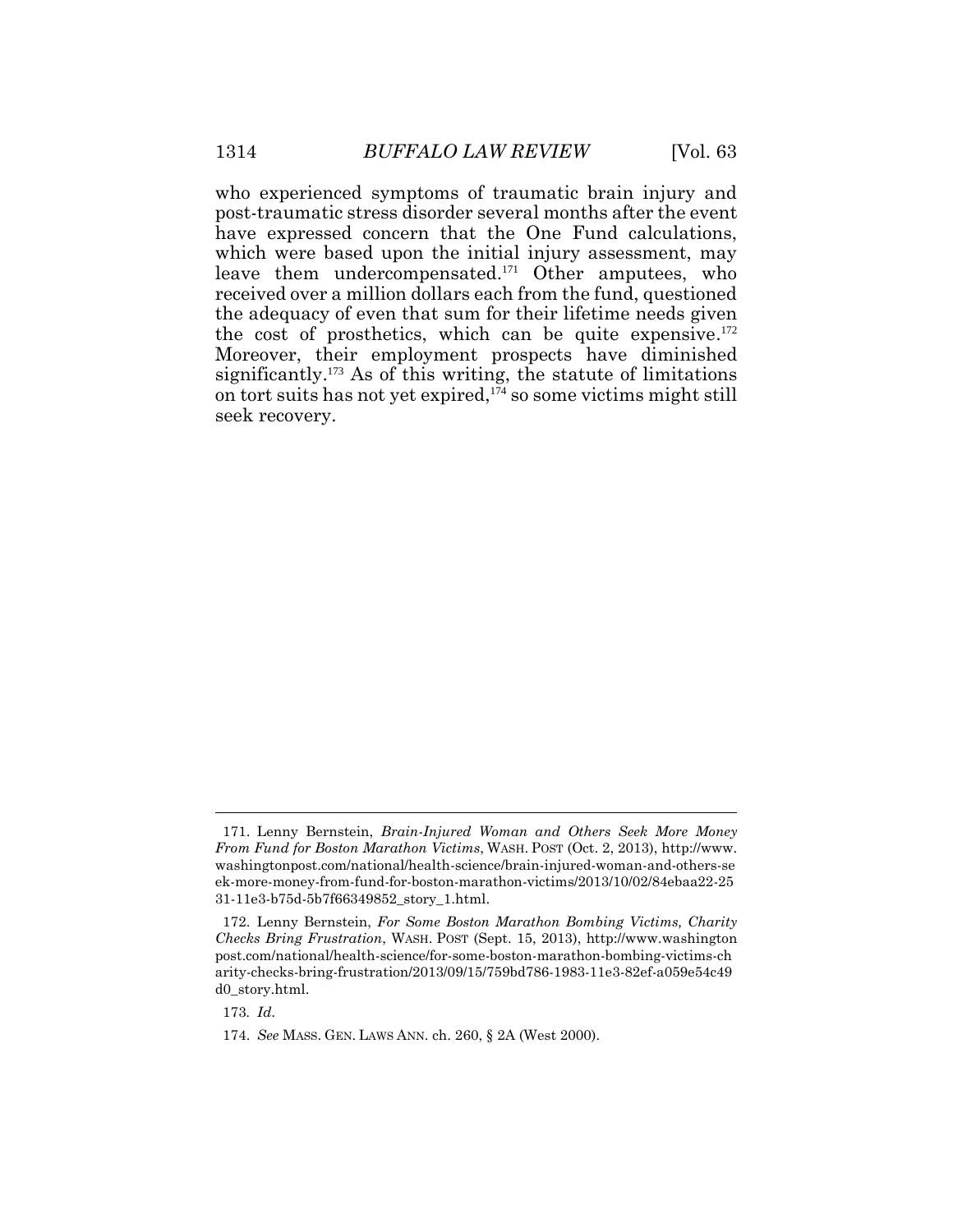who experienced symptoms of traumatic brain injury and post-traumatic stress disorder several months after the event have expressed concern that the One Fund calculations, which were based upon the initial injury assessment, may leave them undercompensated.[171] Other amputees, who received over a million dollars each from the fund, questioned the adequacy of even that sum for their lifetime needs given the cost of prosthetics, which can be quite expensive.[172] Moreover, their employment prospects have diminished significantly.[173] As of this writing, the statute of limitations on tort suits has not yet expired,[174] so some victims might still seek recovery.

---

171. Lenny Bernstein, *Brain-Injured Woman and Others Seek More Money From Fund for Boston Marathon Victims*, WASH. POST (Oct. 2, 2013), http://www.washingtonpost.com/national/health-science/brain-injured-woman-and-others-seek-more-money-from-fund-for-boston-marathon-victims/2013/10/02/84ebaa22-2531-11e3-b75d-5b7f66349852_story_1.html.

172. Lenny Bernstein, *For Some Boston Marathon Bombing Victims, Charity Checks Bring Frustration*, WASH. POST (Sept. 15, 2013), http://www.washingtonpost.com/national/health-science/for-some-boston-marathon-bombing-victims-charity-checks-bring-frustration/2013/09/15/759bd786-1983-11e3-82ef-a059e54c49d0_story.html.

173. *Id.*

174. *See* MASS. GEN. LAWS ANN. ch. 260, § 2A (West 2000).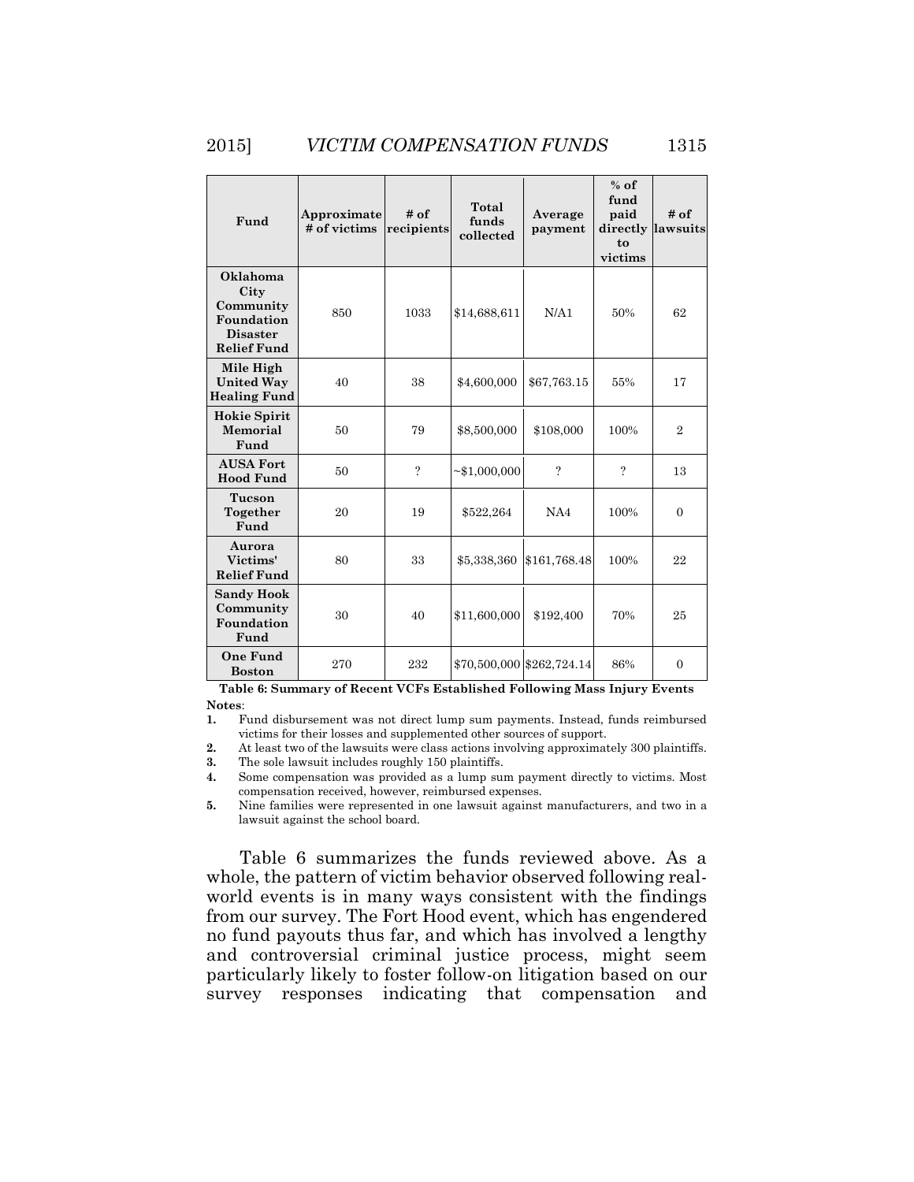| Fund | Approximate # of victims | # of recipients | Total funds collected | Average payment | % of fund paid directly to victims | # of lawsuits |
|---|---|---|---|---|---|---|
| **Oklahoma City Community Foundation Disaster Relief Fund** | 850 | 1033 | $14,688,611 | N/A1 | 50% | 62 |
| **Mile High United Way Healing Fund** | 40 | 38 | $4,600,000 | $67,763.15 | 55% | 17 |
| **Hokie Spirit Memorial Fund** | 50 | 79 | $8,500,000 | $108,000 | 100% | 2 |
| **AUSA Fort Hood Fund** | 50 | ? | ~$1,000,000 | ? | ? | 13 |
| **Tucson Together Fund** | 20 | 19 | $522,264 | NA4 | 100% | 0 |
| **Aurora Victims' Relief Fund** | 80 | 33 | $5,338,360 | $161,768.48 | 100% | 22 |
| **Sandy Hook Community Foundation Fund** | 30 | 40 | $11,600,000 | $192,400 | 70% | 25 |
| **One Fund Boston** | 270 | 232 | $70,500,000 | $262,724.14 | 86% | 0 |

**Table 6: Summary of Recent VCFs Established Following Mass Injury Events**

**Notes**:

1. Fund disbursement was not direct lump sum payments. Instead, funds reimbursed victims for their losses and supplemented other sources of support.
2. At least two of the lawsuits were class actions involving approximately 300 plaintiffs.
3. The sole lawsuit includes roughly 150 plaintiffs.
4. Some compensation was provided as a lump sum payment directly to victims. Most compensation received, however, reimbursed expenses.
5. Nine families were represented in one lawsuit against manufacturers, and two in a lawsuit against the school board.

Table 6 summarizes the funds reviewed above. As a whole, the pattern of victim behavior observed following real-world events is in many ways consistent with the findings from our survey. The Fort Hood event, which has engendered no fund payouts thus far, and which has involved a lengthy and controversial criminal justice process, might seem particularly likely to foster follow-on litigation based on our survey responses indicating that compensation and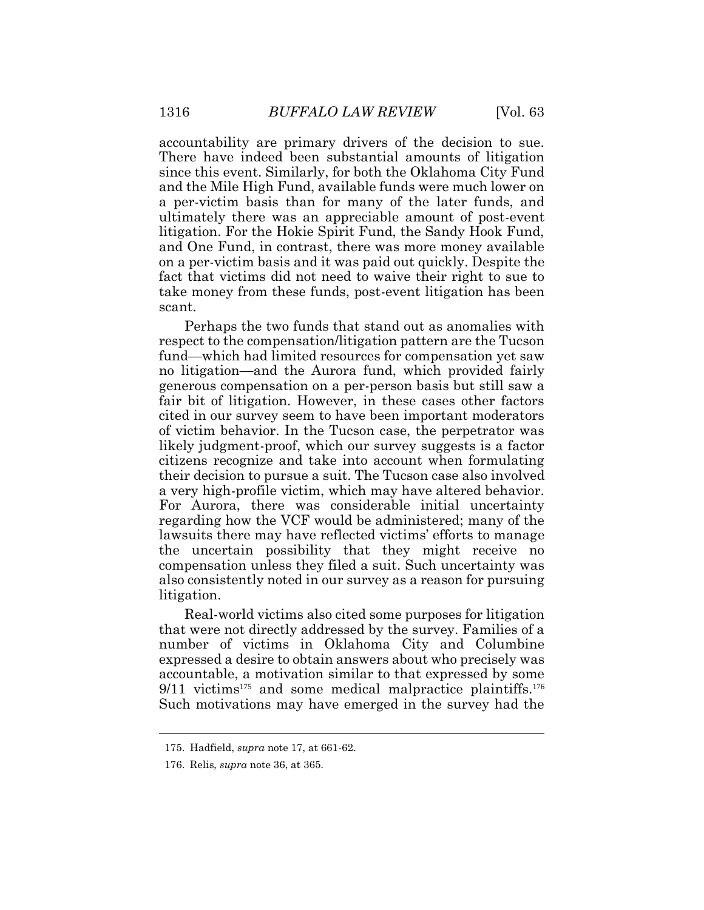accountability are primary drivers of the decision to sue. There have indeed been substantial amounts of litigation since this event. Similarly, for both the Oklahoma City Fund and the Mile High Fund, available funds were much lower on a per-victim basis than for many of the later funds, and ultimately there was an appreciable amount of post-event litigation. For the Hokie Spirit Fund, the Sandy Hook Fund, and One Fund, in contrast, there was more money available on a per-victim basis and it was paid out quickly. Despite the fact that victims did not need to waive their right to sue to take money from these funds, post-event litigation has been scant.

Perhaps the two funds that stand out as anomalies with respect to the compensation/litigation pattern are the Tucson fund—which had limited resources for compensation yet saw no litigation—and the Aurora fund, which provided fairly generous compensation on a per-person basis but still saw a fair bit of litigation. However, in these cases other factors cited in our survey seem to have been important moderators of victim behavior. In the Tucson case, the perpetrator was likely judgment-proof, which our survey suggests is a factor citizens recognize and take into account when formulating their decision to pursue a suit. The Tucson case also involved a very high-profile victim, which may have altered behavior. For Aurora, there was considerable initial uncertainty regarding how the VCF would be administered; many of the lawsuits there may have reflected victims' efforts to manage the uncertain possibility that they might receive no compensation unless they filed a suit. Such uncertainty was also consistently noted in our survey as a reason for pursuing litigation.

Real-world victims also cited some purposes for litigation that were not directly addressed by the survey. Families of a number of victims in Oklahoma City and Columbine expressed a desire to obtain answers about who precisely was accountable, a motivation similar to that expressed by some 9/11 victims[175] and some medical malpractice plaintiffs.[176] Such motivations may have emerged in the survey had the

175. Hadfield, *supra* note 17, at 661-62.

176. Relis, *supra* note 36, at 365.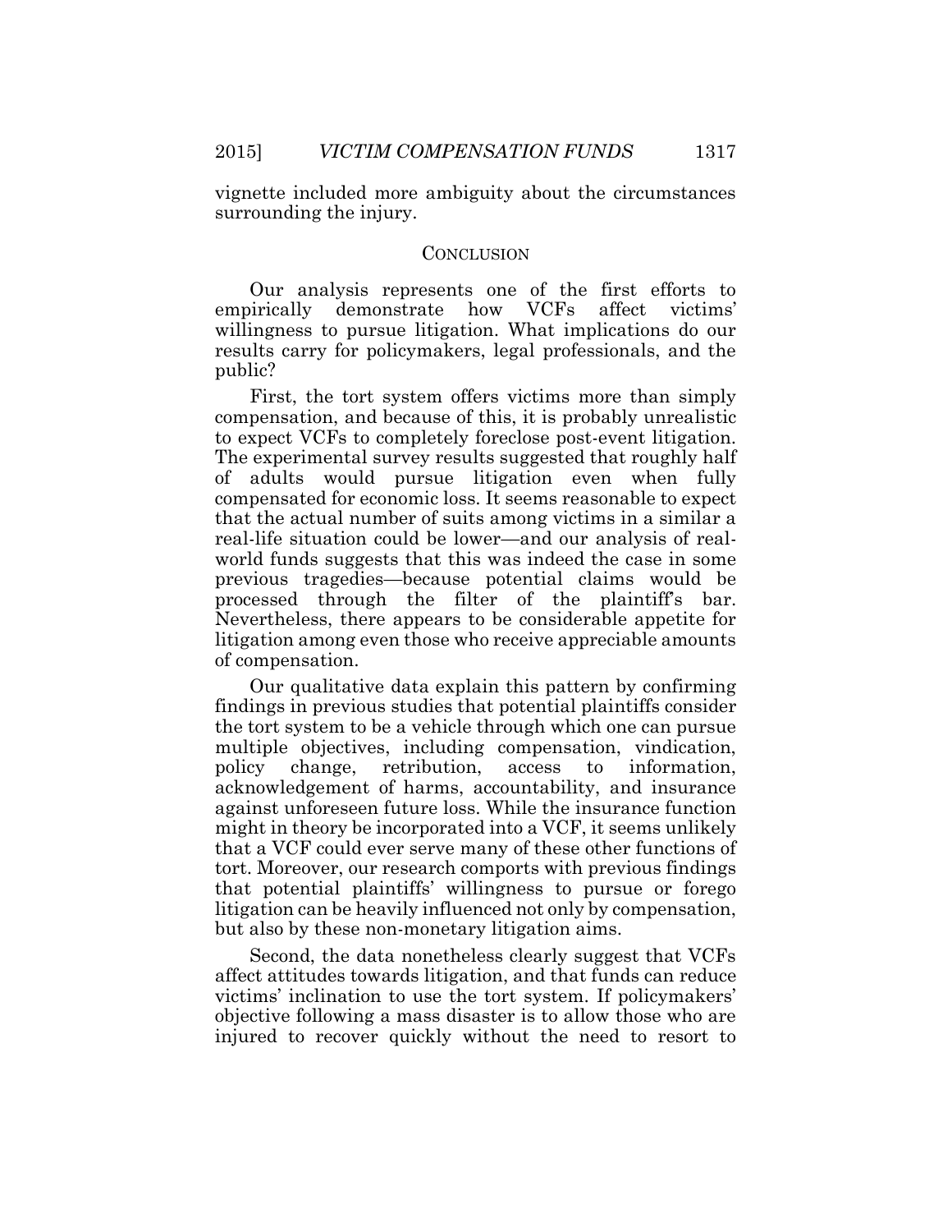vignette included more ambiguity about the circumstances surrounding the injury.

## CONCLUSION

Our analysis represents one of the first efforts to empirically demonstrate how VCFs affect victims' willingness to pursue litigation. What implications do our results carry for policymakers, legal professionals, and the public?

First, the tort system offers victims more than simply compensation, and because of this, it is probably unrealistic to expect VCFs to completely foreclose post-event litigation. The experimental survey results suggested that roughly half of adults would pursue litigation even when fully compensated for economic loss. It seems reasonable to expect that the actual number of suits among victims in a similar a real-life situation could be lower—and our analysis of real-world funds suggests that this was indeed the case in some previous tragedies—because potential claims would be processed through the filter of the plaintiff's bar. Nevertheless, there appears to be considerable appetite for litigation among even those who receive appreciable amounts of compensation.

Our qualitative data explain this pattern by confirming findings in previous studies that potential plaintiffs consider the tort system to be a vehicle through which one can pursue multiple objectives, including compensation, vindication, policy change, retribution, access to information, acknowledgement of harms, accountability, and insurance against unforeseen future loss. While the insurance function might in theory be incorporated into a VCF, it seems unlikely that a VCF could ever serve many of these other functions of tort. Moreover, our research comports with previous findings that potential plaintiffs' willingness to pursue or forego litigation can be heavily influenced not only by compensation, but also by these non-monetary litigation aims.

Second, the data nonetheless clearly suggest that VCFs affect attitudes towards litigation, and that funds can reduce victims' inclination to use the tort system. If policymakers' objective following a mass disaster is to allow those who are injured to recover quickly without the need to resort to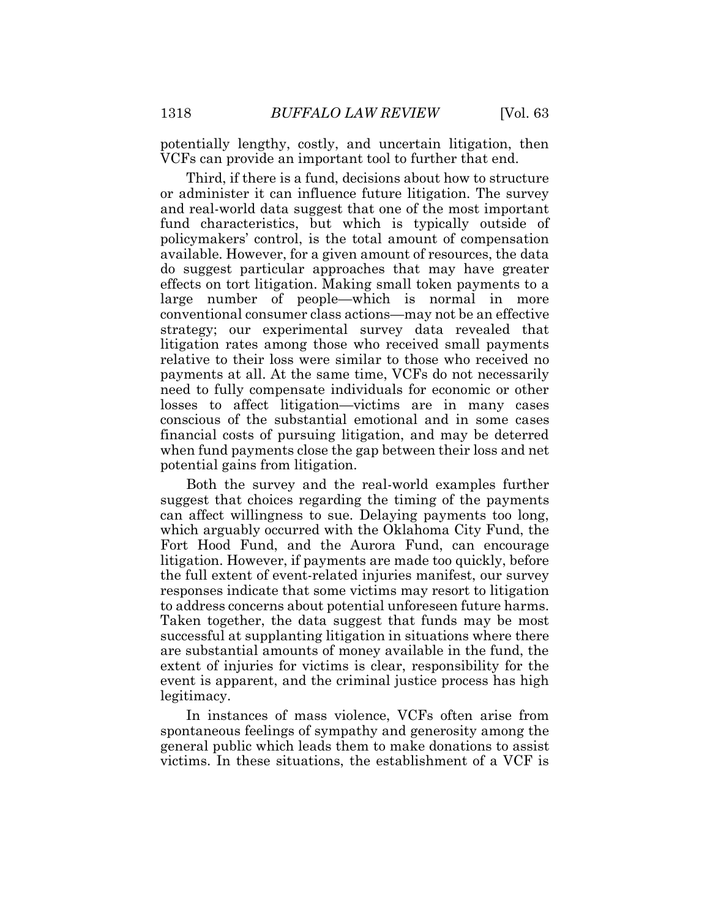potentially lengthy, costly, and uncertain litigation, then VCFs can provide an important tool to further that end.

Third, if there is a fund, decisions about how to structure or administer it can influence future litigation. The survey and real-world data suggest that one of the most important fund characteristics, but which is typically outside of policymakers' control, is the total amount of compensation available. However, for a given amount of resources, the data do suggest particular approaches that may have greater effects on tort litigation. Making small token payments to a large number of people—which is normal in more conventional consumer class actions—may not be an effective strategy; our experimental survey data revealed that litigation rates among those who received small payments relative to their loss were similar to those who received no payments at all. At the same time, VCFs do not necessarily need to fully compensate individuals for economic or other losses to affect litigation—victims are in many cases conscious of the substantial emotional and in some cases financial costs of pursuing litigation, and may be deterred when fund payments close the gap between their loss and net potential gains from litigation.

Both the survey and the real-world examples further suggest that choices regarding the timing of the payments can affect willingness to sue. Delaying payments too long, which arguably occurred with the Oklahoma City Fund, the Fort Hood Fund, and the Aurora Fund, can encourage litigation. However, if payments are made too quickly, before the full extent of event-related injuries manifest, our survey responses indicate that some victims may resort to litigation to address concerns about potential unforeseen future harms. Taken together, the data suggest that funds may be most successful at supplanting litigation in situations where there are substantial amounts of money available in the fund, the extent of injuries for victims is clear, responsibility for the event is apparent, and the criminal justice process has high legitimacy.

In instances of mass violence, VCFs often arise from spontaneous feelings of sympathy and generosity among the general public which leads them to make donations to assist victims. In these situations, the establishment of a VCF is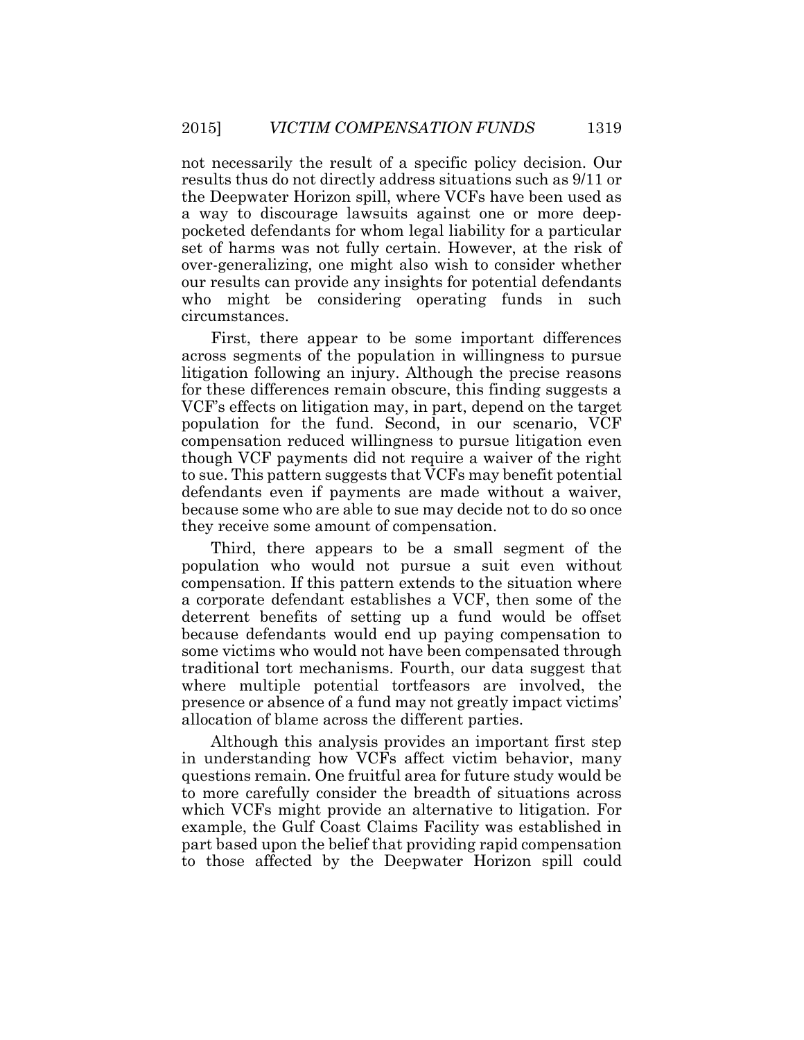not necessarily the result of a specific policy decision. Our results thus do not directly address situations such as 9/11 or the Deepwater Horizon spill, where VCFs have been used as a way to discourage lawsuits against one or more deep-pocketed defendants for whom legal liability for a particular set of harms was not fully certain. However, at the risk of over-generalizing, one might also wish to consider whether our results can provide any insights for potential defendants who might be considering operating funds in such circumstances.

First, there appear to be some important differences across segments of the population in willingness to pursue litigation following an injury. Although the precise reasons for these differences remain obscure, this finding suggests a VCF's effects on litigation may, in part, depend on the target population for the fund. Second, in our scenario, VCF compensation reduced willingness to pursue litigation even though VCF payments did not require a waiver of the right to sue. This pattern suggests that VCFs may benefit potential defendants even if payments are made without a waiver, because some who are able to sue may decide not to do so once they receive some amount of compensation.

Third, there appears to be a small segment of the population who would not pursue a suit even without compensation. If this pattern extends to the situation where a corporate defendant establishes a VCF, then some of the deterrent benefits of setting up a fund would be offset because defendants would end up paying compensation to some victims who would not have been compensated through traditional tort mechanisms. Fourth, our data suggest that where multiple potential tortfeasors are involved, the presence or absence of a fund may not greatly impact victims' allocation of blame across the different parties.

Although this analysis provides an important first step in understanding how VCFs affect victim behavior, many questions remain. One fruitful area for future study would be to more carefully consider the breadth of situations across which VCFs might provide an alternative to litigation. For example, the Gulf Coast Claims Facility was established in part based upon the belief that providing rapid compensation to those affected by the Deepwater Horizon spill could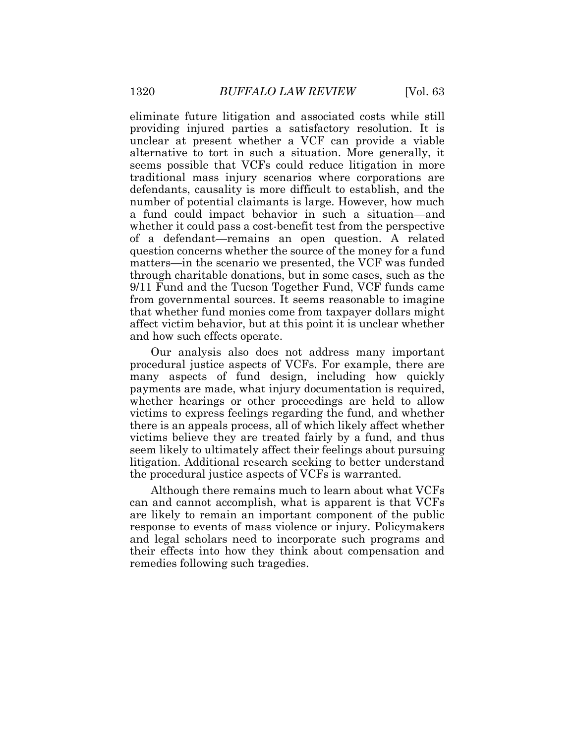eliminate future litigation and associated costs while still providing injured parties a satisfactory resolution. It is unclear at present whether a VCF can provide a viable alternative to tort in such a situation. More generally, it seems possible that VCFs could reduce litigation in more traditional mass injury scenarios where corporations are defendants, causality is more difficult to establish, and the number of potential claimants is large. However, how much a fund could impact behavior in such a situation—and whether it could pass a cost-benefit test from the perspective of a defendant—remains an open question. A related question concerns whether the source of the money for a fund matters—in the scenario we presented, the VCF was funded through charitable donations, but in some cases, such as the 9/11 Fund and the Tucson Together Fund, VCF funds came from governmental sources. It seems reasonable to imagine that whether fund monies come from taxpayer dollars might affect victim behavior, but at this point it is unclear whether and how such effects operate.

Our analysis also does not address many important procedural justice aspects of VCFs. For example, there are many aspects of fund design, including how quickly payments are made, what injury documentation is required, whether hearings or other proceedings are held to allow victims to express feelings regarding the fund, and whether there is an appeals process, all of which likely affect whether victims believe they are treated fairly by a fund, and thus seem likely to ultimately affect their feelings about pursuing litigation. Additional research seeking to better understand the procedural justice aspects of VCFs is warranted.

Although there remains much to learn about what VCFs can and cannot accomplish, what is apparent is that VCFs are likely to remain an important component of the public response to events of mass violence or injury. Policymakers and legal scholars need to incorporate such programs and their effects into how they think about compensation and remedies following such tragedies.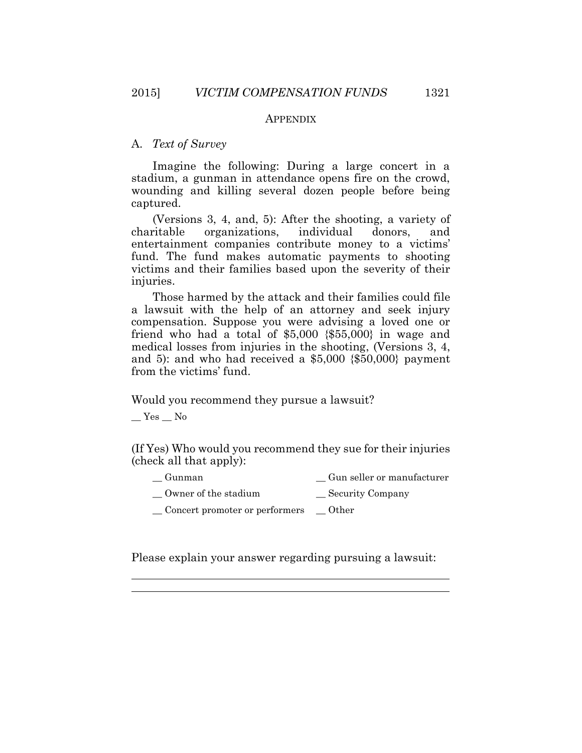## APPENDIX

### A. *Text of Survey*

Imagine the following: During a large concert in a stadium, a gunman in attendance opens fire on the crowd, wounding and killing several dozen people before being captured.

(Versions 3, 4, and, 5): After the shooting, a variety of charitable organizations, individual donors, and entertainment companies contribute money to a victims' fund. The fund makes automatic payments to shooting victims and their families based upon the severity of their injuries.

Those harmed by the attack and their families could file a lawsuit with the help of an attorney and seek injury compensation. Suppose you were advising a loved one or friend who had a total of $5,000 {$55,000} in wage and medical losses from injuries in the shooting, (Versions 3, 4, and 5): and who had received a $5,000 {$50,000} payment from the victims' fund.

Would you recommend they pursue a lawsuit?

__ Yes __ No

(If Yes) Who would you recommend they sue for their injuries (check all that apply):

| | |
|---|---|
| __ Gunman | __ Gun seller or manufacturer |
| __ Owner of the stadium | __ Security Company |
| __ Concert promoter or performers | __ Other |

Please explain your answer regarding pursuing a lawsuit:

______________________________________________________

______________________________________________________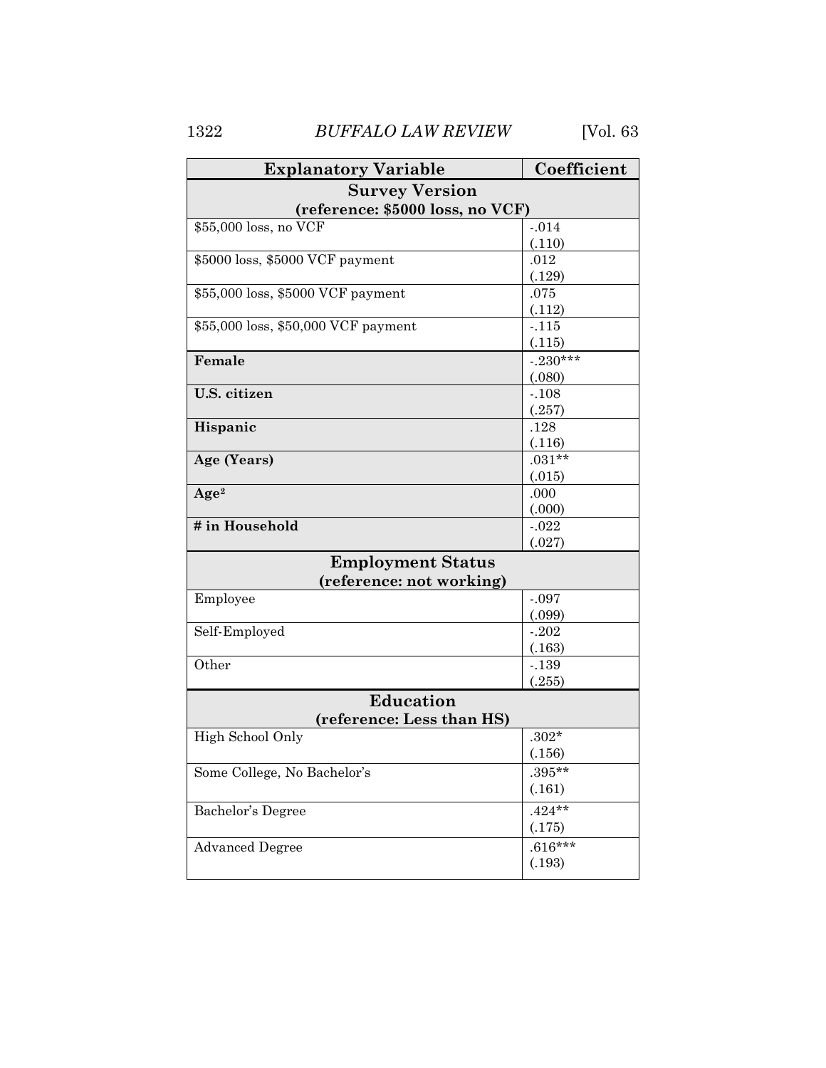| Explanatory Variable | Coefficient |
|---|---|
| **Survey Version (reference: $5000 loss, no VCF)** | |
| $55,000 loss, no VCF | -.014 (.110) |
| $5000 loss, $5000 VCF payment | .012 (.129) |
| $55,000 loss, $5000 VCF payment | .075 (.112) |
| $55,000 loss, $50,000 VCF payment | -.115 (.115) |
| **Female** | -.230*** (.080) |
| **U.S. citizen** | -.108 (.257) |
| **Hispanic** | .128 (.116) |
| **Age (Years)** | .031** (.015) |
| **Age$^2$** | .000 (.000) |
| **# in Household** | -.022 (.027) |
| **Employment Status (reference: not working)** | |
| Employee | -.097 (.099) |
| Self-Employed | -.202 (.163) |
| Other | -.139 (.255) |
| **Education (reference: Less than HS)** | |
| High School Only | .302* (.156) |
| Some College, No Bachelor's | .395** (.161) |
| Bachelor's Degree | .424** (.175) |
| Advanced Degree | .616*** (.193) |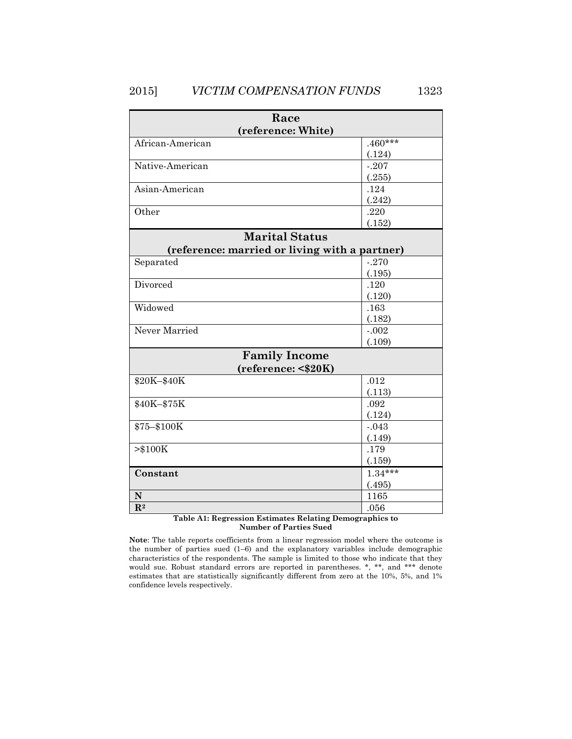| | |
|---|---|
| **Race (reference: White)** | |
| African-American | .460*** (.124) |
| Native-American | -.207 (.255) |
| Asian-American | .124 (.242) |
| Other | .220 (.152) |
| **Marital Status (reference: married or living with a partner)** | |
| Separated | -.270 (.195) |
| Divorced | .120 (.120) |
| Widowed | .163 (.182) |
| Never Married | -.002 (.109) |
| **Family Income (reference: <$20K)** | |
| $20K–$40K | .012 (.113) |
| $40K–$75K | .092 (.124) |
| $75–$100K | -.043 (.149) |
| >$100K | .179 (.159) |
| **Constant** | 1.34*** (.495) |
| **N** | 1165 |
| $\mathbf{R^2}$ | .056 |

**Table A1: Regression Estimates Relating Demographics to Number of Parties Sued**

**Note**: The table reports coefficients from a linear regression model where the outcome is the number of parties sued (1–6) and the explanatory variables include demographic characteristics of the respondents. The sample is limited to those who indicate that they would sue. Robust standard errors are reported in parentheses. *, **, and *** denote estimates that are statistically significantly different from zero at the 10%, 5%, and 1% confidence levels respectively.